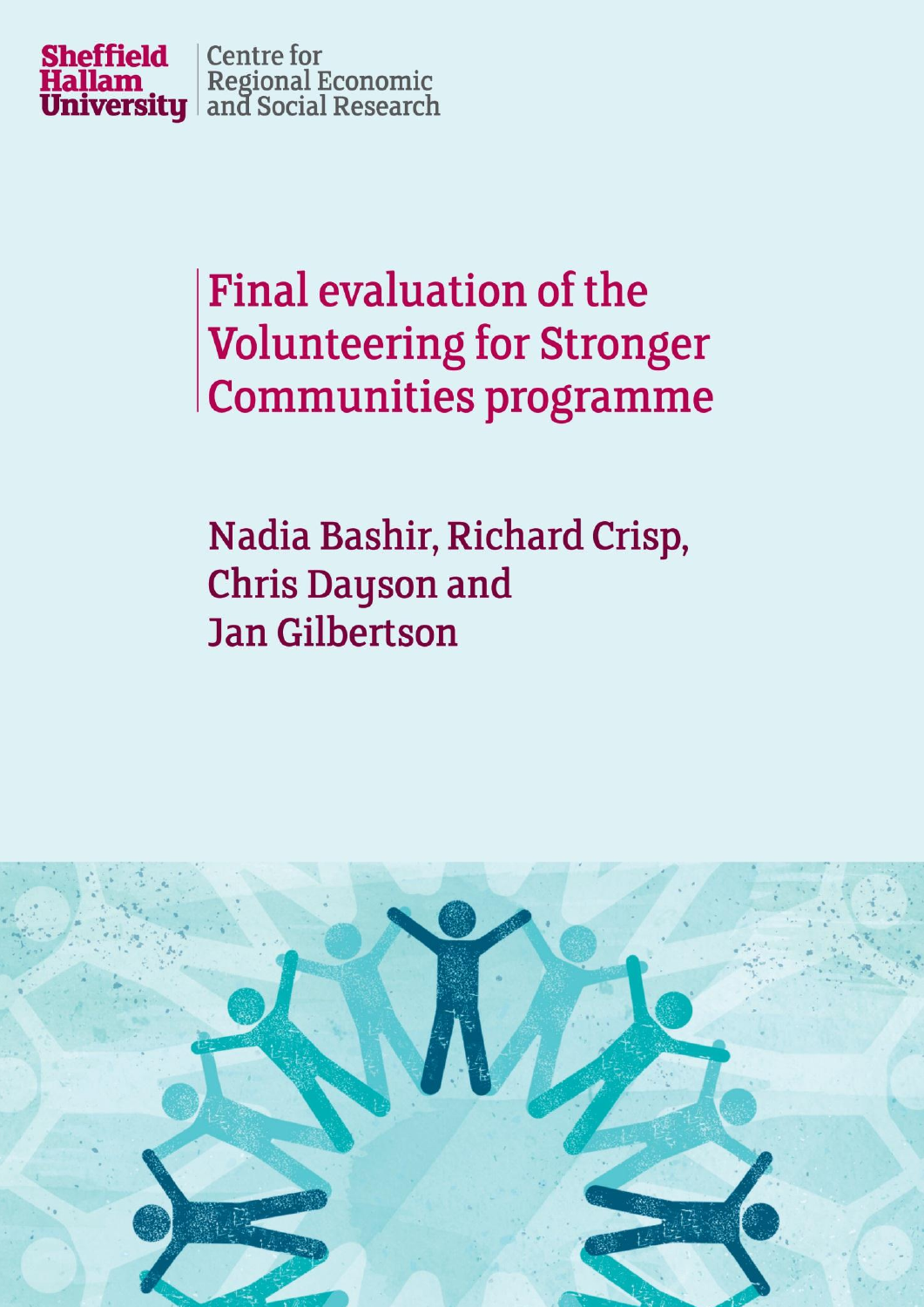Sheffield Hallam University | Centre for Regional Economic and Social Research

# Final evaluation of the Volunteering for Stronger Communities programme

Nadia Bashir, Richard Crisp, Chris Dayson and Jan Gilbertson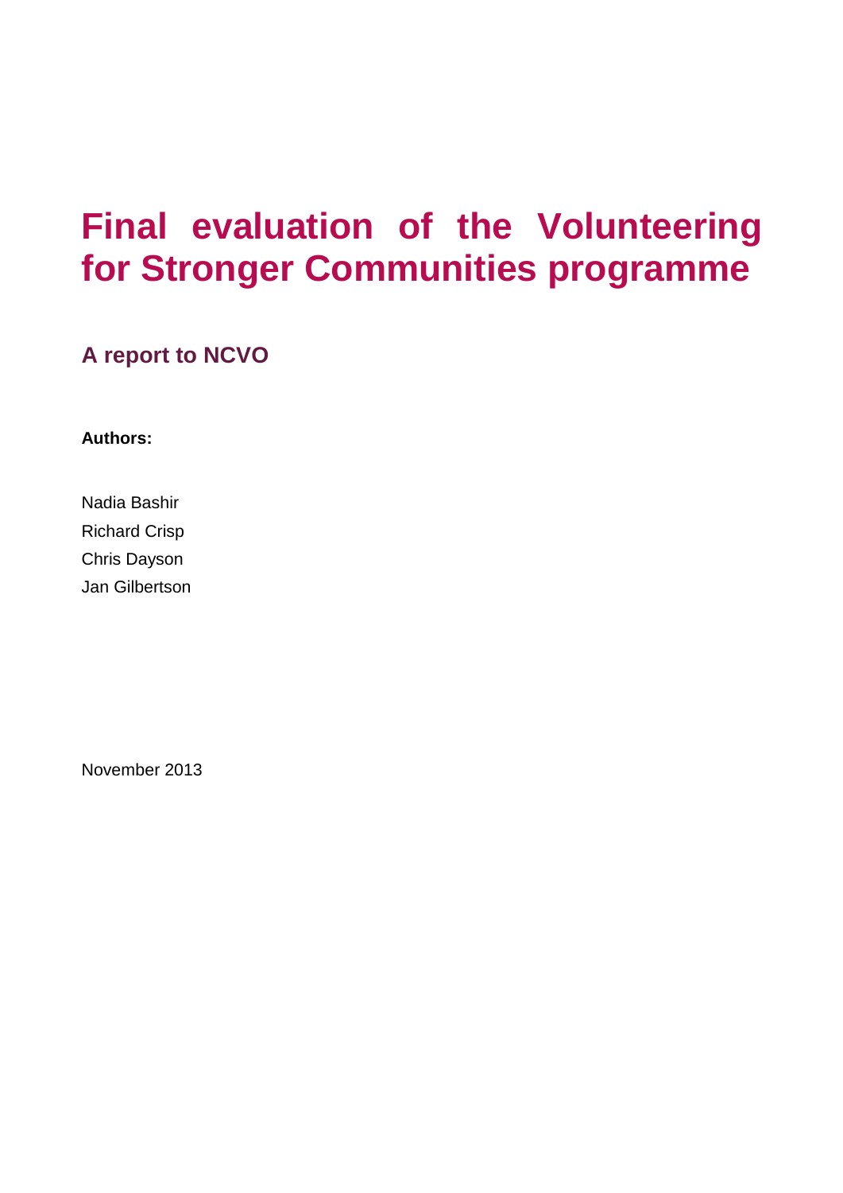# Final evaluation of the Volunteering for Stronger Communities programme

## A report to NCVO

**Authors:**

Nadia Bashir
Richard Crisp
Chris Dayson
Jan Gilbertson

November 2013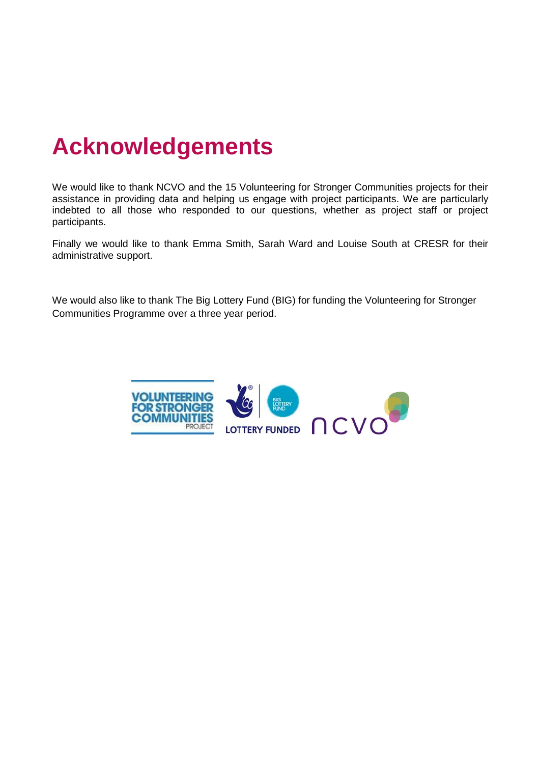# Acknowledgements

We would like to thank NCVO and the 15 Volunteering for Stronger Communities projects for their assistance in providing data and helping us engage with project participants. We are particularly indebted to all those who responded to our questions, whether as project staff or project participants.

Finally we would like to thank Emma Smith, Sarah Ward and Louise South at CRESR for their administrative support.

We would also like to thank The Big Lottery Fund (BIG) for funding the Volunteering for Stronger Communities Programme over a three year period.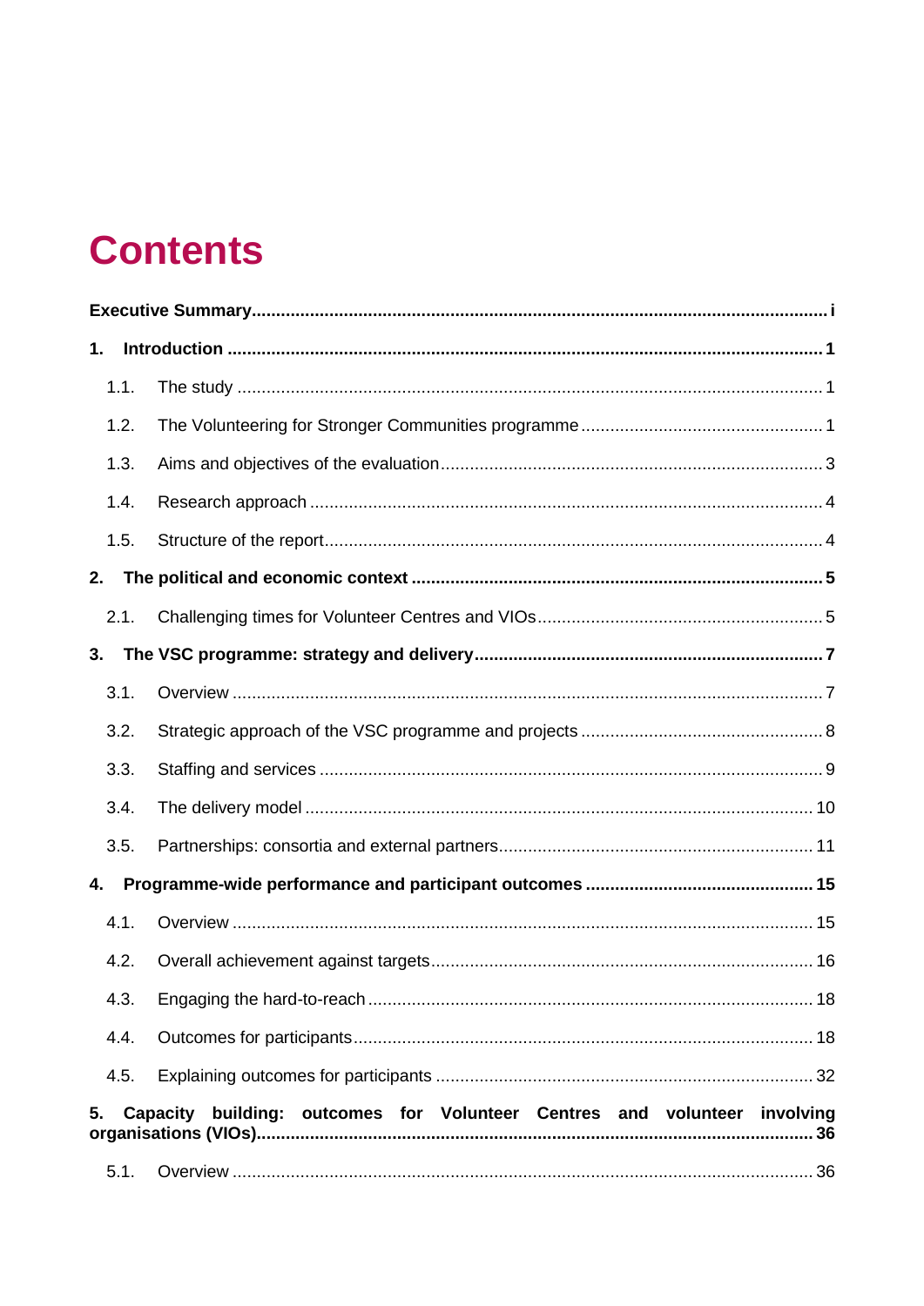# Contents

**Executive Summary** ..... i

**1. Introduction** ..... 1

- 1.1. The study ..... 1
- 1.2. The Volunteering for Stronger Communities programme ..... 1
- 1.3. Aims and objectives of the evaluation ..... 3
- 1.4. Research approach ..... 4
- 1.5. Structure of the report ..... 4

**2. The political and economic context** ..... 5

- 2.1. Challenging times for Volunteer Centres and VIOs ..... 5

**3. The VSC programme: strategy and delivery** ..... 7

- 3.1. Overview ..... 7
- 3.2. Strategic approach of the VSC programme and projects ..... 8
- 3.3. Staffing and services ..... 9
- 3.4. The delivery model ..... 10
- 3.5. Partnerships: consortia and external partners ..... 11

**4. Programme-wide performance and participant outcomes** ..... 15

- 4.1. Overview ..... 15
- 4.2. Overall achievement against targets ..... 16
- 4.3. Engaging the hard-to-reach ..... 18
- 4.4. Outcomes for participants ..... 18
- 4.5. Explaining outcomes for participants ..... 32

**5. Capacity building: outcomes for Volunteer Centres and volunteer involving organisations (VIOs)** ..... 36

- 5.1. Overview ..... 36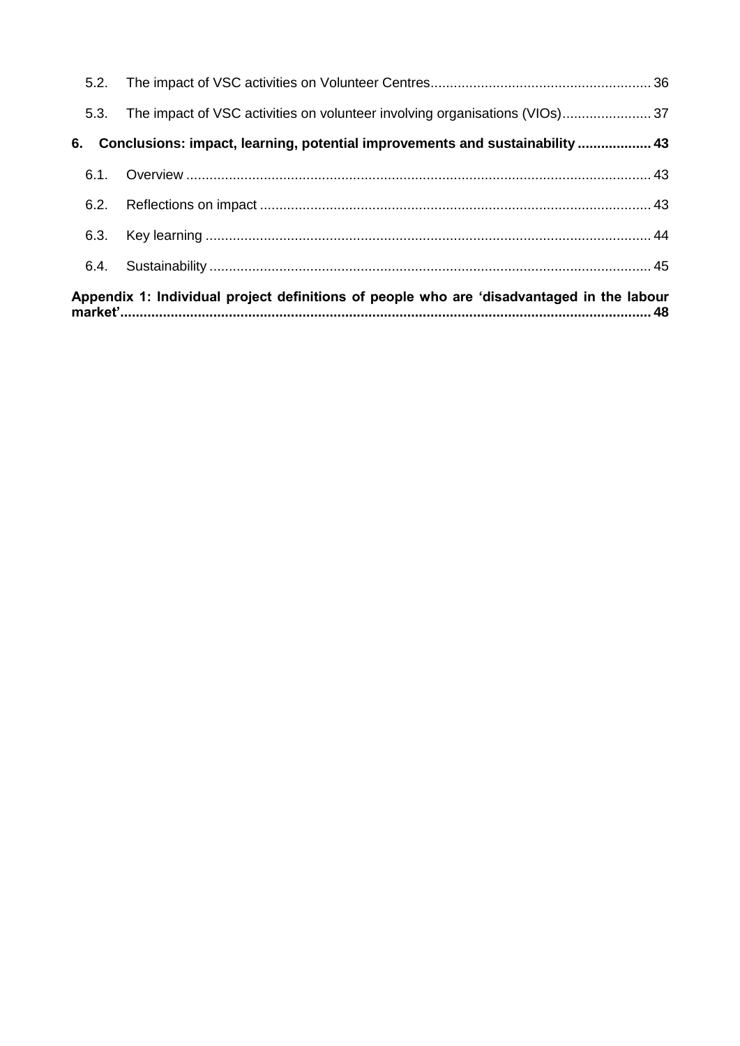5.2. The impact of VSC activities on Volunteer Centres ........................................................ 36

5.3. The impact of VSC activities on volunteer involving organisations (VIOs) ....................... 37

**6. Conclusions: impact, learning, potential improvements and sustainability ................... 43**

6.1. Overview ........................................................................................................................ 43

6.2. Reflections on impact ..................................................................................................... 43

6.3. Key learning ................................................................................................................... 44

6.4. Sustainability .................................................................................................................. 45

**Appendix 1: Individual project definitions of people who are 'disadvantaged in the labour market' ...................................................................................................................................... 48**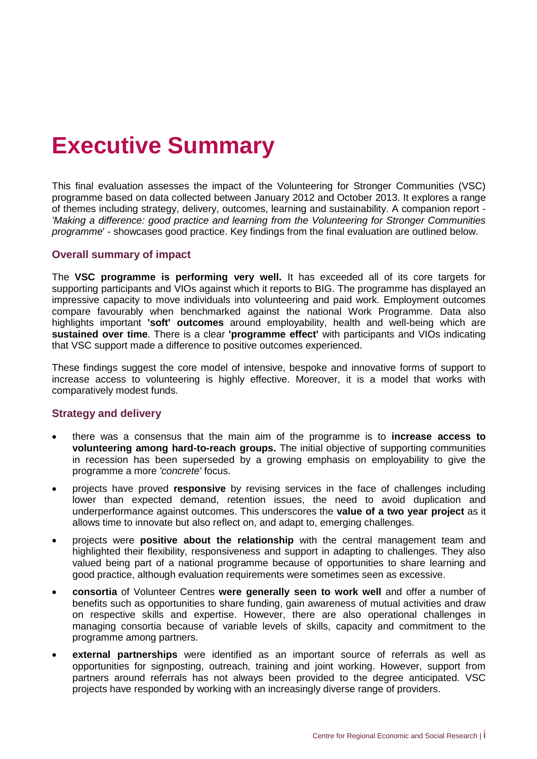# Executive Summary

This final evaluation assesses the impact of the Volunteering for Stronger Communities (VSC) programme based on data collected between January 2012 and October 2013. It explores a range of themes including strategy, delivery, outcomes, learning and sustainability. A companion report - *'Making a difference: good practice and learning from the Volunteering for Stronger Communities programme*' - showcases good practice. Key findings from the final evaluation are outlined below.

### Overall summary of impact

The **VSC programme is performing very well.** It has exceeded all of its core targets for supporting participants and VIOs against which it reports to BIG. The programme has displayed an impressive capacity to move individuals into volunteering and paid work. Employment outcomes compare favourably when benchmarked against the national Work Programme. Data also highlights important **'soft' outcomes** around employability, health and well-being which are **sustained over time**. There is a clear **'programme effect'** with participants and VIOs indicating that VSC support made a difference to positive outcomes experienced.

These findings suggest the core model of intensive, bespoke and innovative forms of support to increase access to volunteering is highly effective. Moreover, it is a model that works with comparatively modest funds.

### Strategy and delivery

- there was a consensus that the main aim of the programme is to **increase access to volunteering among hard-to-reach groups.** The initial objective of supporting communities in recession has been superseded by a growing emphasis on employability to give the programme a more *'concrete'* focus.
- projects have proved **responsive** by revising services in the face of challenges including lower than expected demand, retention issues, the need to avoid duplication and underperformance against outcomes. This underscores the **value of a two year project** as it allows time to innovate but also reflect on, and adapt to, emerging challenges.
- projects were **positive about the relationship** with the central management team and highlighted their flexibility, responsiveness and support in adapting to challenges. They also valued being part of a national programme because of opportunities to share learning and good practice, although evaluation requirements were sometimes seen as excessive.
- **consortia** of Volunteer Centres **were generally seen to work well** and offer a number of benefits such as opportunities to share funding, gain awareness of mutual activities and draw on respective skills and expertise. However, there are also operational challenges in managing consortia because of variable levels of skills, capacity and commitment to the programme among partners.
- **external partnerships** were identified as an important source of referrals as well as opportunities for signposting, outreach, training and joint working. However, support from partners around referrals has not always been provided to the degree anticipated. VSC projects have responded by working with an increasingly diverse range of providers.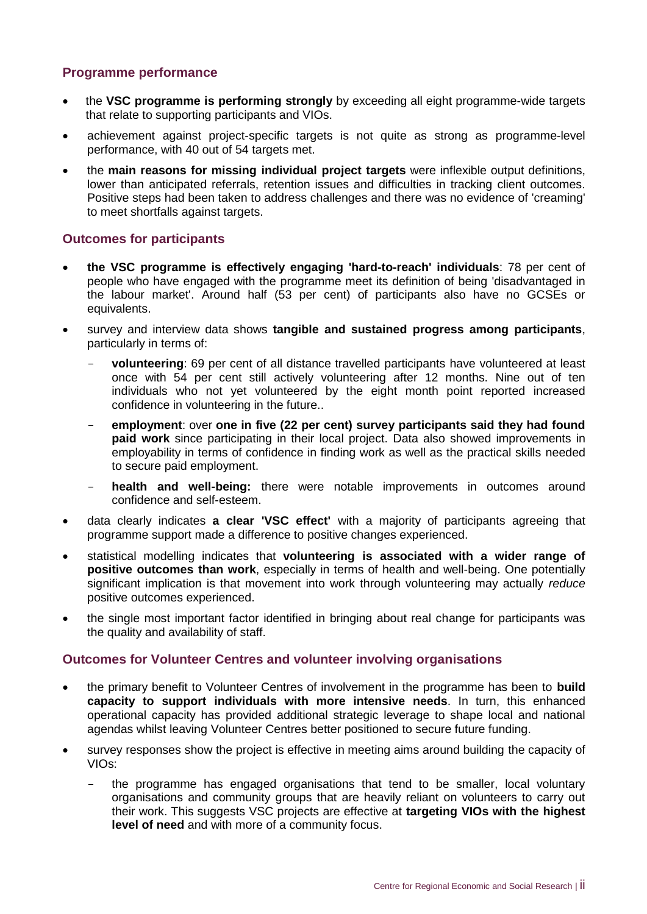### Programme performance

- the **VSC programme is performing strongly** by exceeding all eight programme-wide targets that relate to supporting participants and VIOs.
- achievement against project-specific targets is not quite as strong as programme-level performance, with 40 out of 54 targets met.
- the **main reasons for missing individual project targets** were inflexible output definitions, lower than anticipated referrals, retention issues and difficulties in tracking client outcomes. Positive steps had been taken to address challenges and there was no evidence of 'creaming' to meet shortfalls against targets.

### Outcomes for participants

- **the VSC programme is effectively engaging 'hard-to-reach' individuals**: 78 per cent of people who have engaged with the programme meet its definition of being 'disadvantaged in the labour market'. Around half (53 per cent) of participants also have no GCSEs or equivalents.
- survey and interview data shows **tangible and sustained progress among participants**, particularly in terms of:
  - **volunteering**: 69 per cent of all distance travelled participants have volunteered at least once with 54 per cent still actively volunteering after 12 months. Nine out of ten individuals who not yet volunteered by the eight month point reported increased confidence in volunteering in the future..
  - **employment**: over **one in five (22 per cent) survey participants said they had found paid work** since participating in their local project. Data also showed improvements in employability in terms of confidence in finding work as well as the practical skills needed to secure paid employment.
  - **health and well-being:** there were notable improvements in outcomes around confidence and self-esteem.
- data clearly indicates **a clear 'VSC effect'** with a majority of participants agreeing that programme support made a difference to positive changes experienced.
- statistical modelling indicates that **volunteering is associated with a wider range of positive outcomes than work**, especially in terms of health and well-being. One potentially significant implication is that movement into work through volunteering may actually *reduce* positive outcomes experienced.
- the single most important factor identified in bringing about real change for participants was the quality and availability of staff.

### Outcomes for Volunteer Centres and volunteer involving organisations

- the primary benefit to Volunteer Centres of involvement in the programme has been to **build capacity to support individuals with more intensive needs**. In turn, this enhanced operational capacity has provided additional strategic leverage to shape local and national agendas whilst leaving Volunteer Centres better positioned to secure future funding.
- survey responses show the project is effective in meeting aims around building the capacity of VIOs:
  - the programme has engaged organisations that tend to be smaller, local voluntary organisations and community groups that are heavily reliant on volunteers to carry out their work. This suggests VSC projects are effective at **targeting VIOs with the highest level of need** and with more of a community focus.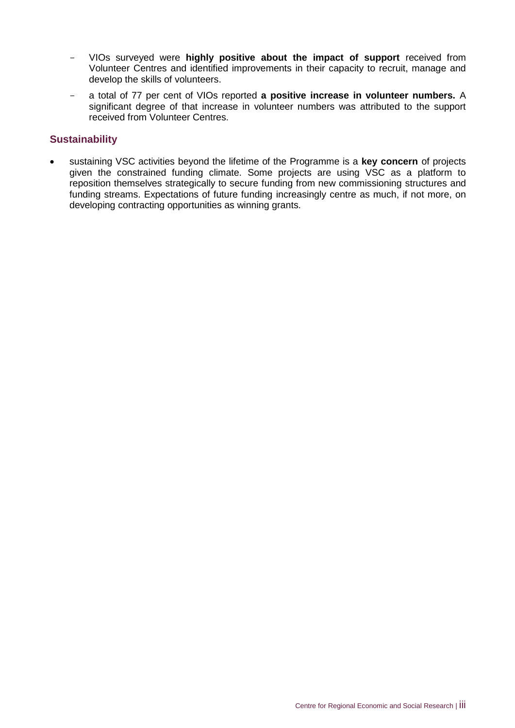- VIOs surveyed were **highly positive about the impact of support** received from Volunteer Centres and identified improvements in their capacity to recruit, manage and develop the skills of volunteers.
- a total of 77 per cent of VIOs reported **a positive increase in volunteer numbers.** A significant degree of that increase in volunteer numbers was attributed to the support received from Volunteer Centres.

### Sustainability

- sustaining VSC activities beyond the lifetime of the Programme is a **key concern** of projects given the constrained funding climate. Some projects are using VSC as a platform to reposition themselves strategically to secure funding from new commissioning structures and funding streams. Expectations of future funding increasingly centre as much, if not more, on developing contracting opportunities as winning grants.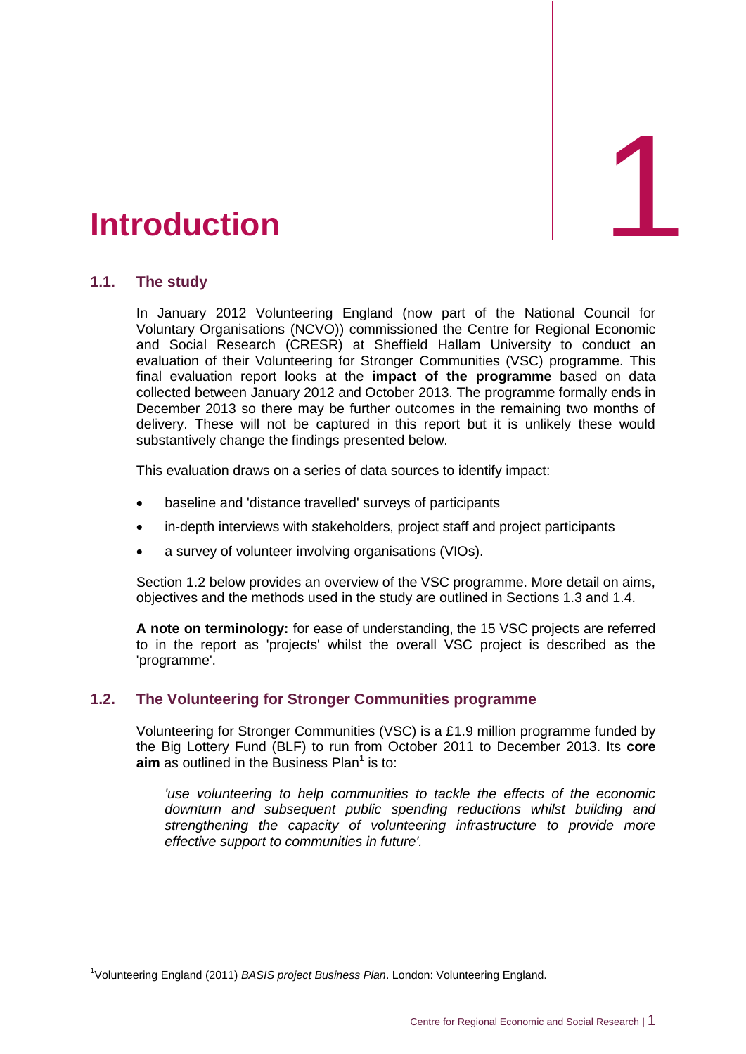# 1 Introduction

## 1.1. The study

In January 2012 Volunteering England (now part of the National Council for Voluntary Organisations (NCVO)) commissioned the Centre for Regional Economic and Social Research (CRESR) at Sheffield Hallam University to conduct an evaluation of their Volunteering for Stronger Communities (VSC) programme. This final evaluation report looks at the **impact of the programme** based on data collected between January 2012 and October 2013. The programme formally ends in December 2013 so there may be further outcomes in the remaining two months of delivery. These will not be captured in this report but it is unlikely these would substantively change the findings presented below.

This evaluation draws on a series of data sources to identify impact:

- baseline and 'distance travelled' surveys of participants
- in-depth interviews with stakeholders, project staff and project participants
- a survey of volunteer involving organisations (VIOs).

Section 1.2 below provides an overview of the VSC programme. More detail on aims, objectives and the methods used in the study are outlined in Sections 1.3 and 1.4.

**A note on terminology:** for ease of understanding, the 15 VSC projects are referred to in the report as 'projects' whilst the overall VSC project is described as the 'programme'.

## 1.2. The Volunteering for Stronger Communities programme

Volunteering for Stronger Communities (VSC) is a £1.9 million programme funded by the Big Lottery Fund (BLF) to run from October 2011 to December 2013. Its **core aim** as outlined in the Business Plan[1] is to:

> *'use volunteering to help communities to tackle the effects of the economic downturn and subsequent public spending reductions whilst building and strengthening the capacity of volunteering infrastructure to provide more effective support to communities in future'.*

[1] Volunteering England (2011) *BASIS project Business Plan*. London: Volunteering England.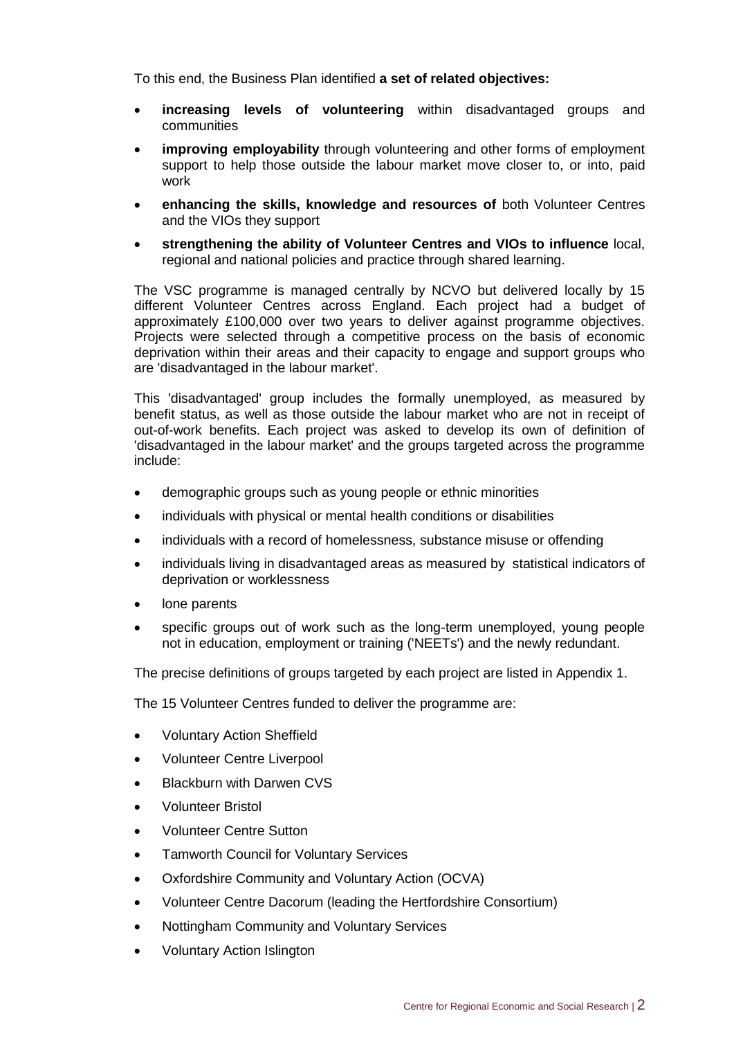To this end, the Business Plan identified **a set of related objectives:**

- **increasing levels of volunteering** within disadvantaged groups and communities
- **improving employability** through volunteering and other forms of employment support to help those outside the labour market move closer to, or into, paid work
- **enhancing the skills, knowledge and resources of** both Volunteer Centres and the VIOs they support
- **strengthening the ability of Volunteer Centres and VIOs to influence** local, regional and national policies and practice through shared learning.

The VSC programme is managed centrally by NCVO but delivered locally by 15 different Volunteer Centres across England. Each project had a budget of approximately £100,000 over two years to deliver against programme objectives. Projects were selected through a competitive process on the basis of economic deprivation within their areas and their capacity to engage and support groups who are 'disadvantaged in the labour market'.

This 'disadvantaged' group includes the formally unemployed, as measured by benefit status, as well as those outside the labour market who are not in receipt of out-of-work benefits. Each project was asked to develop its own of definition of 'disadvantaged in the labour market' and the groups targeted across the programme include:

- demographic groups such as young people or ethnic minorities
- individuals with physical or mental health conditions or disabilities
- individuals with a record of homelessness, substance misuse or offending
- individuals living in disadvantaged areas as measured by statistical indicators of deprivation or worklessness
- lone parents
- specific groups out of work such as the long-term unemployed, young people not in education, employment or training ('NEETs') and the newly redundant.

The precise definitions of groups targeted by each project are listed in Appendix 1.

The 15 Volunteer Centres funded to deliver the programme are:

- Voluntary Action Sheffield
- Volunteer Centre Liverpool
- Blackburn with Darwen CVS
- Volunteer Bristol
- Volunteer Centre Sutton
- Tamworth Council for Voluntary Services
- Oxfordshire Community and Voluntary Action (OCVA)
- Volunteer Centre Dacorum (leading the Hertfordshire Consortium)
- Nottingham Community and Voluntary Services
- Voluntary Action Islington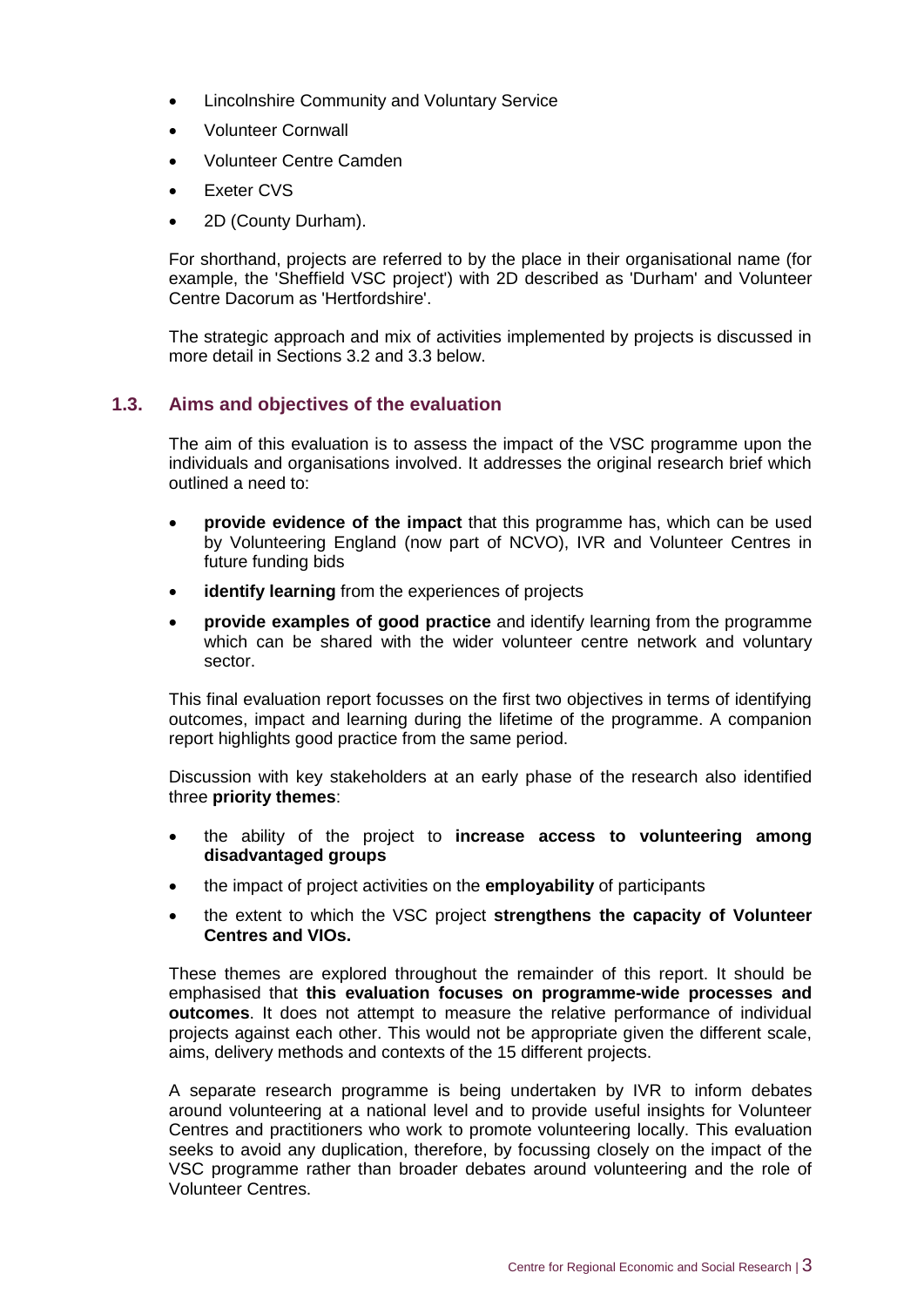- Lincolnshire Community and Voluntary Service
- Volunteer Cornwall
- Volunteer Centre Camden
- Exeter CVS
- 2D (County Durham).

For shorthand, projects are referred to by the place in their organisational name (for example, the 'Sheffield VSC project') with 2D described as 'Durham' and Volunteer Centre Dacorum as 'Hertfordshire'.

The strategic approach and mix of activities implemented by projects is discussed in more detail in Sections 3.2 and 3.3 below.

## 1.3. Aims and objectives of the evaluation

The aim of this evaluation is to assess the impact of the VSC programme upon the individuals and organisations involved. It addresses the original research brief which outlined a need to:

- **provide evidence of the impact** that this programme has, which can be used by Volunteering England (now part of NCVO), IVR and Volunteer Centres in future funding bids
- **identify learning** from the experiences of projects
- **provide examples of good practice** and identify learning from the programme which can be shared with the wider volunteer centre network and voluntary sector.

This final evaluation report focusses on the first two objectives in terms of identifying outcomes, impact and learning during the lifetime of the programme. A companion report highlights good practice from the same period.

Discussion with key stakeholders at an early phase of the research also identified three **priority themes**:

- the ability of the project to **increase access to volunteering among disadvantaged groups**
- the impact of project activities on the **employability** of participants
- the extent to which the VSC project **strengthens the capacity of Volunteer Centres and VIOs.**

These themes are explored throughout the remainder of this report. It should be emphasised that **this evaluation focuses on programme-wide processes and outcomes**. It does not attempt to measure the relative performance of individual projects against each other. This would not be appropriate given the different scale, aims, delivery methods and contexts of the 15 different projects.

A separate research programme is being undertaken by IVR to inform debates around volunteering at a national level and to provide useful insights for Volunteer Centres and practitioners who work to promote volunteering locally. This evaluation seeks to avoid any duplication, therefore, by focussing closely on the impact of the VSC programme rather than broader debates around volunteering and the role of Volunteer Centres.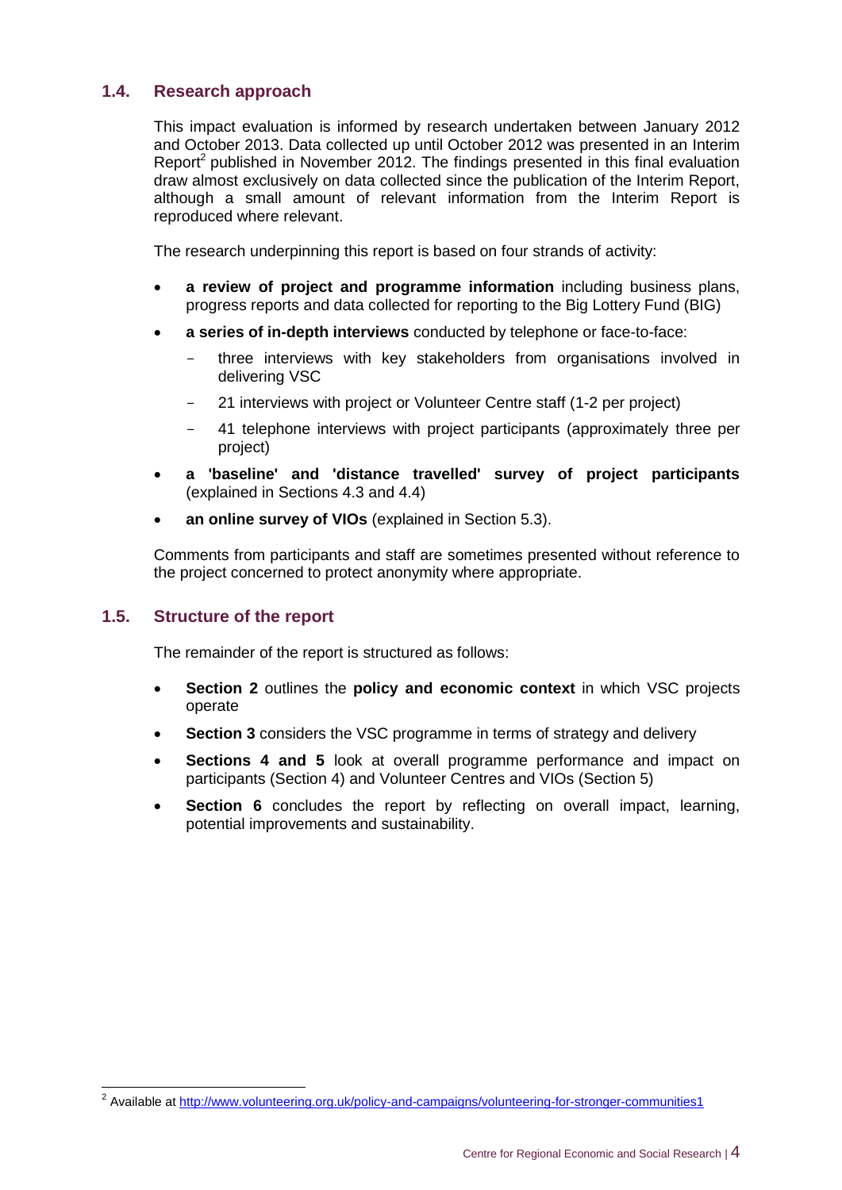## 1.4. Research approach

This impact evaluation is informed by research undertaken between January 2012 and October 2013. Data collected up until October 2012 was presented in an Interim Report[2] published in November 2012. The findings presented in this final evaluation draw almost exclusively on data collected since the publication of the Interim Report, although a small amount of relevant information from the Interim Report is reproduced where relevant.

The research underpinning this report is based on four strands of activity:

- **a review of project and programme information** including business plans, progress reports and data collected for reporting to the Big Lottery Fund (BIG)
- **a series of in-depth interviews** conducted by telephone or face-to-face:
  - three interviews with key stakeholders from organisations involved in delivering VSC
  - 21 interviews with project or Volunteer Centre staff (1-2 per project)
  - 41 telephone interviews with project participants (approximately three per project)
- **a 'baseline' and 'distance travelled' survey of project participants** (explained in Sections 4.3 and 4.4)
- **an online survey of VIOs** (explained in Section 5.3).

Comments from participants and staff are sometimes presented without reference to the project concerned to protect anonymity where appropriate.

## 1.5. Structure of the report

The remainder of the report is structured as follows:

- **Section 2** outlines the **policy and economic context** in which VSC projects operate
- **Section 3** considers the VSC programme in terms of strategy and delivery
- **Sections 4 and 5** look at overall programme performance and impact on participants (Section 4) and Volunteer Centres and VIOs (Section 5)
- **Section 6** concludes the report by reflecting on overall impact, learning, potential improvements and sustainability.

[2] Available at http://www.volunteering.org.uk/policy-and-campaigns/volunteering-for-stronger-communities1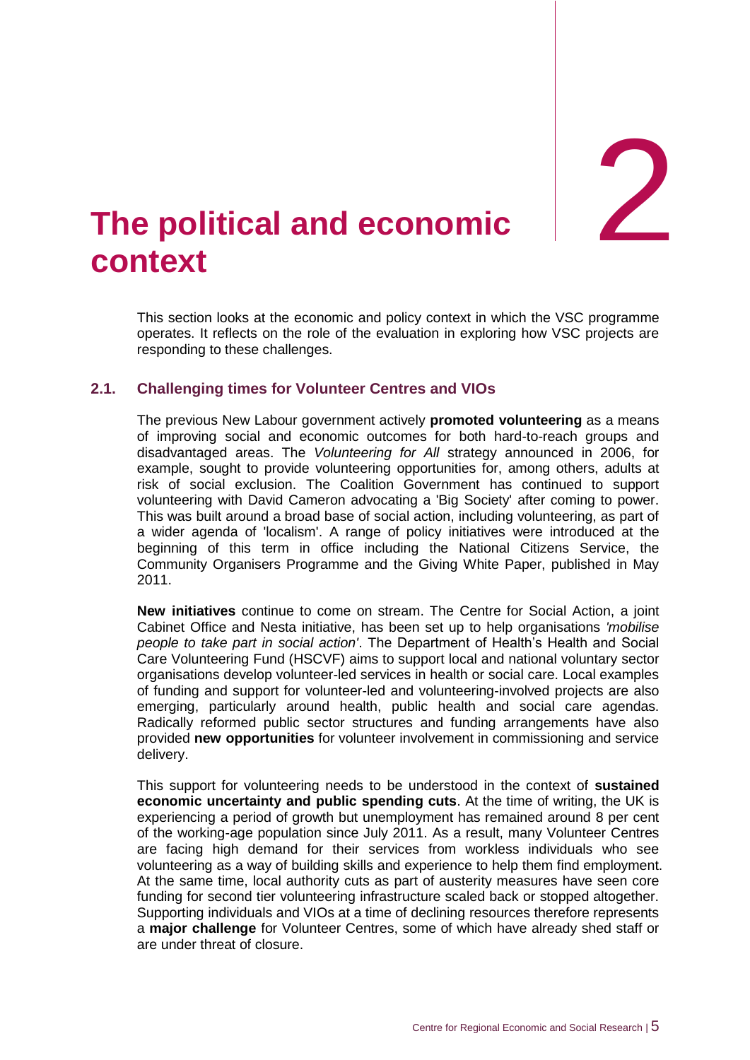# 2 The political and economic context

This section looks at the economic and policy context in which the VSC programme operates. It reflects on the role of the evaluation in exploring how VSC projects are responding to these challenges.

## 2.1. Challenging times for Volunteer Centres and VIOs

The previous New Labour government actively **promoted volunteering** as a means of improving social and economic outcomes for both hard-to-reach groups and disadvantaged areas. The *Volunteering for All* strategy announced in 2006, for example, sought to provide volunteering opportunities for, among others, adults at risk of social exclusion. The Coalition Government has continued to support volunteering with David Cameron advocating a 'Big Society' after coming to power. This was built around a broad base of social action, including volunteering, as part of a wider agenda of 'localism'. A range of policy initiatives were introduced at the beginning of this term in office including the National Citizens Service, the Community Organisers Programme and the Giving White Paper, published in May 2011.

**New initiatives** continue to come on stream. The Centre for Social Action, a joint Cabinet Office and Nesta initiative, has been set up to help organisations *'mobilise people to take part in social action'*. The Department of Health's Health and Social Care Volunteering Fund (HSCVF) aims to support local and national voluntary sector organisations develop volunteer-led services in health or social care. Local examples of funding and support for volunteer-led and volunteering-involved projects are also emerging, particularly around health, public health and social care agendas. Radically reformed public sector structures and funding arrangements have also provided **new opportunities** for volunteer involvement in commissioning and service delivery.

This support for volunteering needs to be understood in the context of **sustained economic uncertainty and public spending cuts**. At the time of writing, the UK is experiencing a period of growth but unemployment has remained around 8 per cent of the working-age population since July 2011. As a result, many Volunteer Centres are facing high demand for their services from workless individuals who see volunteering as a way of building skills and experience to help them find employment. At the same time, local authority cuts as part of austerity measures have seen core funding for second tier volunteering infrastructure scaled back or stopped altogether. Supporting individuals and VIOs at a time of declining resources therefore represents a **major challenge** for Volunteer Centres, some of which have already shed staff or are under threat of closure.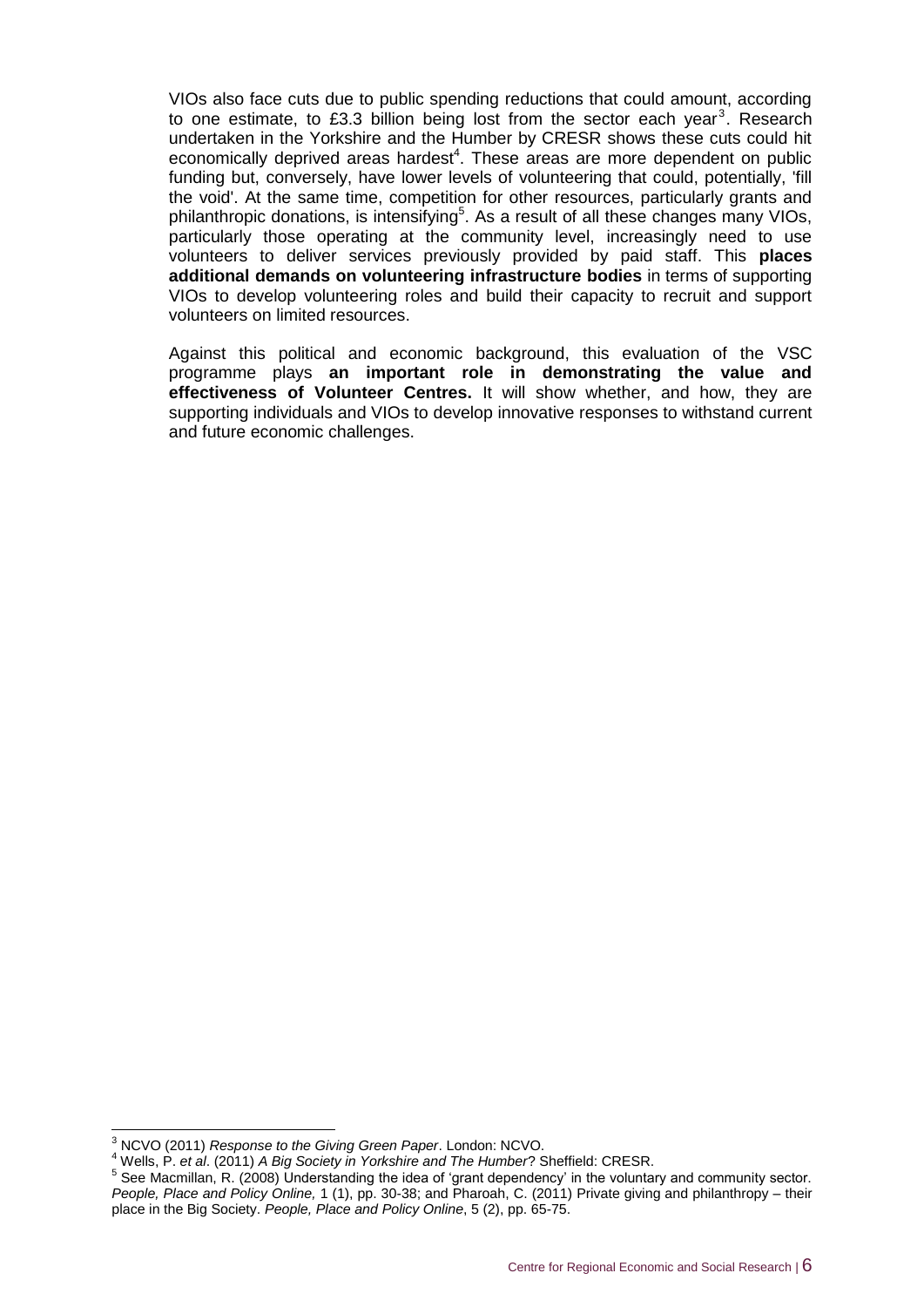VIOs also face cuts due to public spending reductions that could amount, according to one estimate, to £3.3 billion being lost from the sector each year[3]. Research undertaken in the Yorkshire and the Humber by CRESR shows these cuts could hit economically deprived areas hardest[4]. These areas are more dependent on public funding but, conversely, have lower levels of volunteering that could, potentially, 'fill the void'. At the same time, competition for other resources, particularly grants and philanthropic donations, is intensifying[5]. As a result of all these changes many VIOs, particularly those operating at the community level, increasingly need to use volunteers to deliver services previously provided by paid staff. This **places additional demands on volunteering infrastructure bodies** in terms of supporting VIOs to develop volunteering roles and build their capacity to recruit and support volunteers on limited resources.

Against this political and economic background, this evaluation of the VSC programme plays **an important role in demonstrating the value and effectiveness of Volunteer Centres.** It will show whether, and how, they are supporting individuals and VIOs to develop innovative responses to withstand current and future economic challenges.

---

[3] NCVO (2011) *Response to the Giving Green Paper*. London: NCVO.

[4] Wells, P. *et al*. (2011) *A Big Society in Yorkshire and The Humber*? Sheffield: CRESR.

[5] See Macmillan, R. (2008) Understanding the idea of 'grant dependency' in the voluntary and community sector. *People, Place and Policy Online,* 1 (1), pp. 30-38; and Pharoah, C. (2011) Private giving and philanthropy – their place in the Big Society. *People, Place and Policy Online*, 5 (2), pp. 65-75.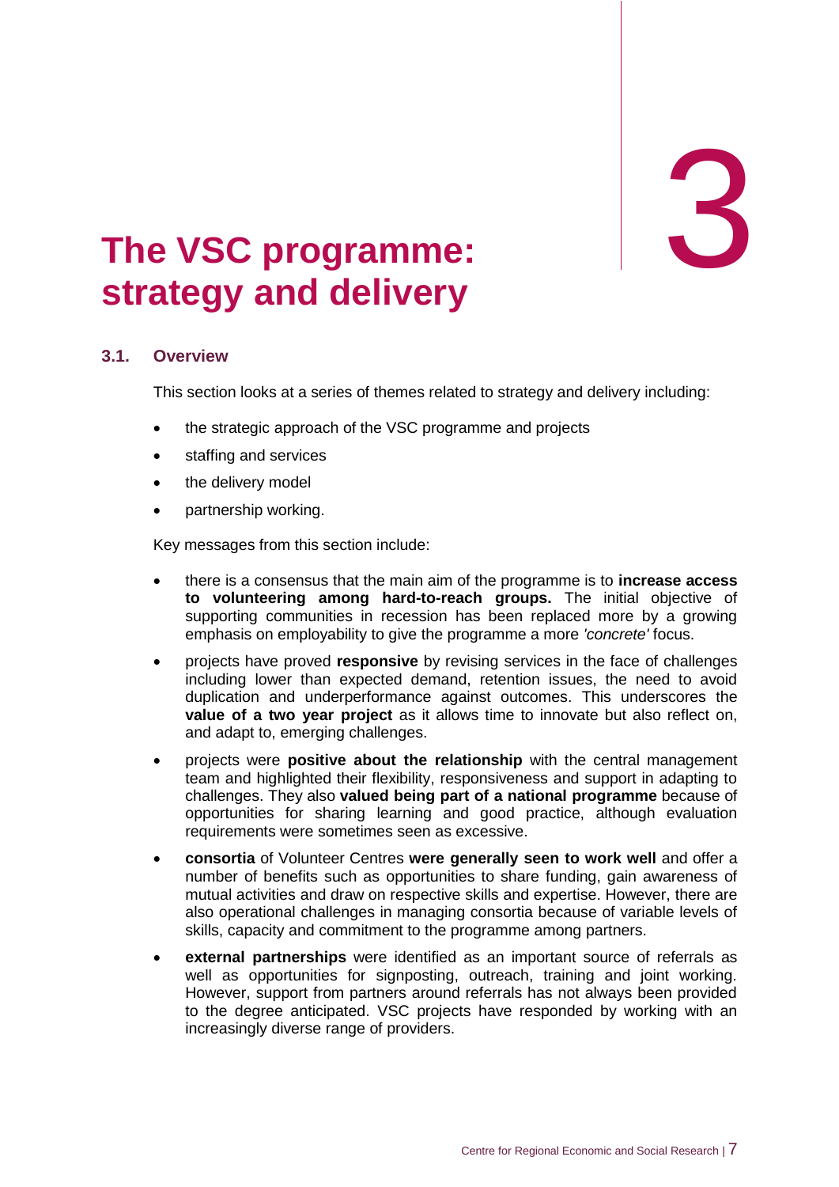# 3 The VSC programme: strategy and delivery

## 3.1. Overview

This section looks at a series of themes related to strategy and delivery including:

- the strategic approach of the VSC programme and projects
- staffing and services
- the delivery model
- partnership working.

Key messages from this section include:

- there is a consensus that the main aim of the programme is to **increase access to volunteering among hard-to-reach groups.** The initial objective of supporting communities in recession has been replaced more by a growing emphasis on employability to give the programme a more *'concrete'* focus.
- projects have proved **responsive** by revising services in the face of challenges including lower than expected demand, retention issues, the need to avoid duplication and underperformance against outcomes. This underscores the **value of a two year project** as it allows time to innovate but also reflect on, and adapt to, emerging challenges.
- projects were **positive about the relationship** with the central management team and highlighted their flexibility, responsiveness and support in adapting to challenges. They also **valued being part of a national programme** because of opportunities for sharing learning and good practice, although evaluation requirements were sometimes seen as excessive.
- **consortia** of Volunteer Centres **were generally seen to work well** and offer a number of benefits such as opportunities to share funding, gain awareness of mutual activities and draw on respective skills and expertise. However, there are also operational challenges in managing consortia because of variable levels of skills, capacity and commitment to the programme among partners.
- **external partnerships** were identified as an important source of referrals as well as opportunities for signposting, outreach, training and joint working. However, support from partners around referrals has not always been provided to the degree anticipated. VSC projects have responded by working with an increasingly diverse range of providers.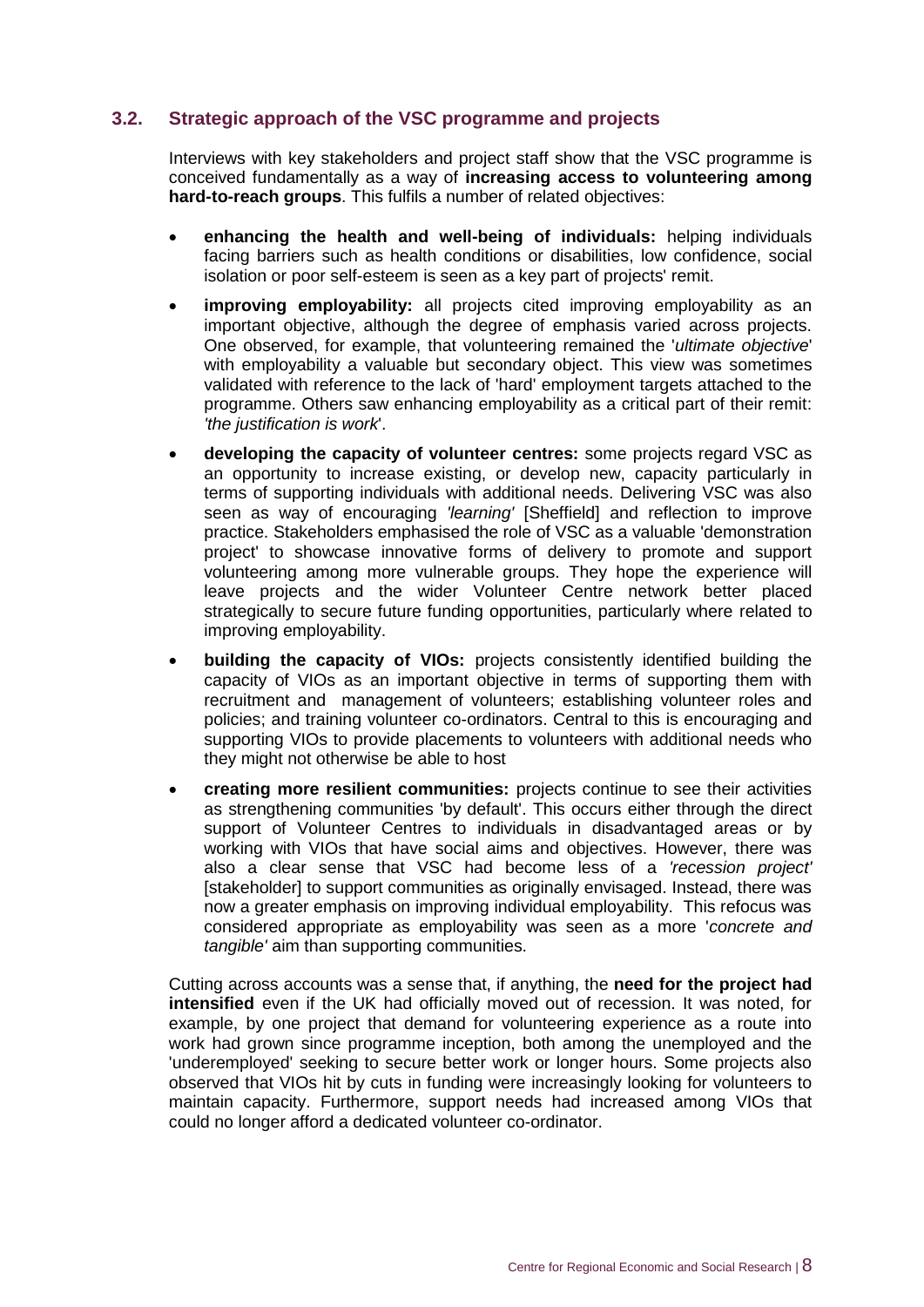## 3.2. Strategic approach of the VSC programme and projects

Interviews with key stakeholders and project staff show that the VSC programme is conceived fundamentally as a way of **increasing access to volunteering among hard-to-reach groups**. This fulfils a number of related objectives:

- **enhancing the health and well-being of individuals:** helping individuals facing barriers such as health conditions or disabilities, low confidence, social isolation or poor self-esteem is seen as a key part of projects' remit.
- **improving employability:** all projects cited improving employability as an important objective, although the degree of emphasis varied across projects. One observed, for example, that volunteering remained the '*ultimate objective*' with employability a valuable but secondary object. This view was sometimes validated with reference to the lack of 'hard' employment targets attached to the programme. Others saw enhancing employability as a critical part of their remit: *'the justification is work*'.
- **developing the capacity of volunteer centres:** some projects regard VSC as an opportunity to increase existing, or develop new, capacity particularly in terms of supporting individuals with additional needs. Delivering VSC was also seen as way of encouraging *'learning'* [Sheffield] and reflection to improve practice. Stakeholders emphasised the role of VSC as a valuable 'demonstration project' to showcase innovative forms of delivery to promote and support volunteering among more vulnerable groups. They hope the experience will leave projects and the wider Volunteer Centre network better placed strategically to secure future funding opportunities, particularly where related to improving employability.
- **building the capacity of VIOs:** projects consistently identified building the capacity of VIOs as an important objective in terms of supporting them with recruitment and management of volunteers; establishing volunteer roles and policies; and training volunteer co-ordinators. Central to this is encouraging and supporting VIOs to provide placements to volunteers with additional needs who they might not otherwise be able to host
- **creating more resilient communities:** projects continue to see their activities as strengthening communities 'by default'. This occurs either through the direct support of Volunteer Centres to individuals in disadvantaged areas or by working with VIOs that have social aims and objectives. However, there was also a clear sense that VSC had become less of a *'recession project'* [stakeholder] to support communities as originally envisaged. Instead, there was now a greater emphasis on improving individual employability. This refocus was considered appropriate as employability was seen as a more '*concrete and tangible'* aim than supporting communities.

Cutting across accounts was a sense that, if anything, the **need for the project had intensified** even if the UK had officially moved out of recession. It was noted, for example, by one project that demand for volunteering experience as a route into work had grown since programme inception, both among the unemployed and the 'underemployed' seeking to secure better work or longer hours. Some projects also observed that VIOs hit by cuts in funding were increasingly looking for volunteers to maintain capacity. Furthermore, support needs had increased among VIOs that could no longer afford a dedicated volunteer co-ordinator.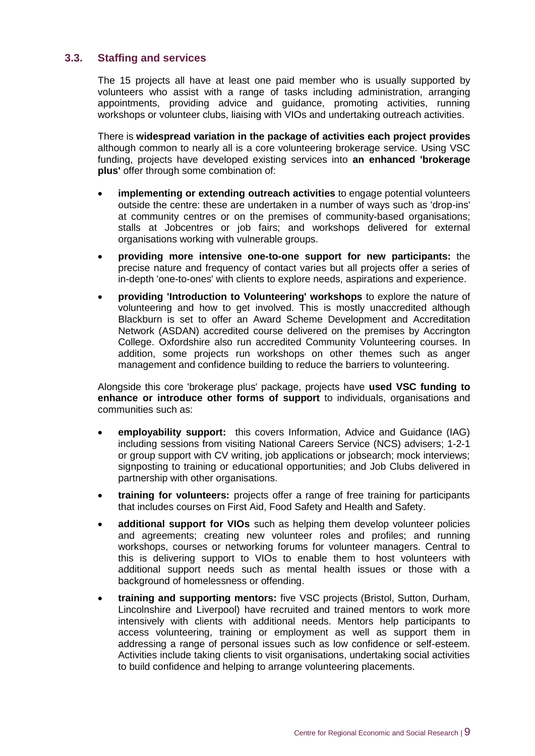### 3.3. Staffing and services

The 15 projects all have at least one paid member who is usually supported by volunteers who assist with a range of tasks including administration, arranging appointments, providing advice and guidance, promoting activities, running workshops or volunteer clubs, liaising with VIOs and undertaking outreach activities.

There is **widespread variation in the package of activities each project provides** although common to nearly all is a core volunteering brokerage service. Using VSC funding, projects have developed existing services into **an enhanced 'brokerage plus'** offer through some combination of:

- **implementing or extending outreach activities** to engage potential volunteers outside the centre: these are undertaken in a number of ways such as 'drop-ins' at community centres or on the premises of community-based organisations; stalls at Jobcentres or job fairs; and workshops delivered for external organisations working with vulnerable groups.
- **providing more intensive one-to-one support for new participants:** the precise nature and frequency of contact varies but all projects offer a series of in-depth 'one-to-ones' with clients to explore needs, aspirations and experience.
- **providing 'Introduction to Volunteering' workshops** to explore the nature of volunteering and how to get involved. This is mostly unaccredited although Blackburn is set to offer an Award Scheme Development and Accreditation Network (ASDAN) accredited course delivered on the premises by Accrington College. Oxfordshire also run accredited Community Volunteering courses. In addition, some projects run workshops on other themes such as anger management and confidence building to reduce the barriers to volunteering.

Alongside this core 'brokerage plus' package, projects have **used VSC funding to enhance or introduce other forms of support** to individuals, organisations and communities such as:

- **employability support:** this covers Information, Advice and Guidance (IAG) including sessions from visiting National Careers Service (NCS) advisers; 1-2-1 or group support with CV writing, job applications or jobsearch; mock interviews; signposting to training or educational opportunities; and Job Clubs delivered in partnership with other organisations.
- **training for volunteers:** projects offer a range of free training for participants that includes courses on First Aid, Food Safety and Health and Safety.
- **additional support for VIOs** such as helping them develop volunteer policies and agreements; creating new volunteer roles and profiles; and running workshops, courses or networking forums for volunteer managers. Central to this is delivering support to VIOs to enable them to host volunteers with additional support needs such as mental health issues or those with a background of homelessness or offending.
- **training and supporting mentors:** five VSC projects (Bristol, Sutton, Durham, Lincolnshire and Liverpool) have recruited and trained mentors to work more intensively with clients with additional needs. Mentors help participants to access volunteering, training or employment as well as support them in addressing a range of personal issues such as low confidence or self-esteem. Activities include taking clients to visit organisations, undertaking social activities to build confidence and helping to arrange volunteering placements.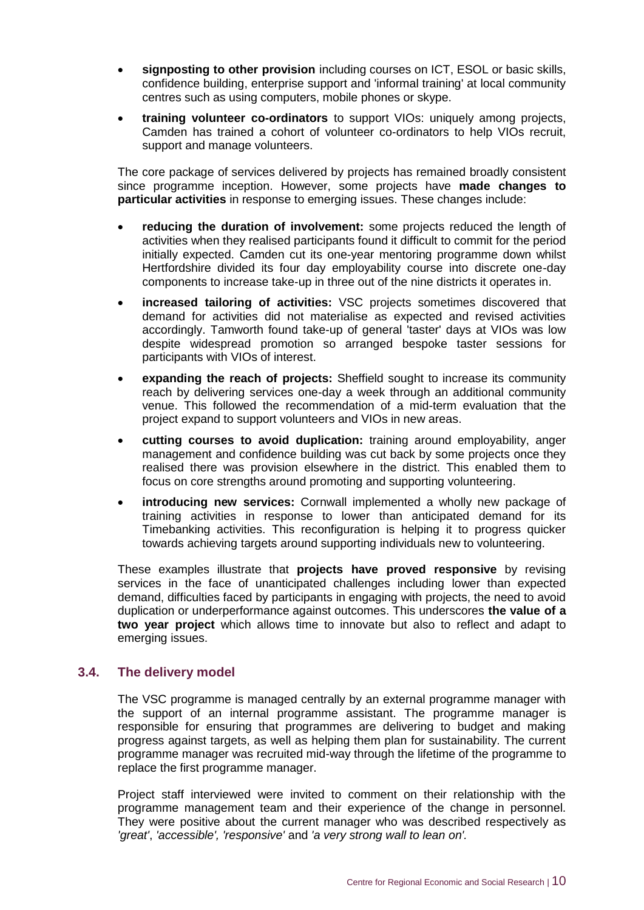- **signposting to other provision** including courses on ICT, ESOL or basic skills, confidence building, enterprise support and 'informal training' at local community centres such as using computers, mobile phones or skype.
- **training volunteer co-ordinators** to support VIOs: uniquely among projects, Camden has trained a cohort of volunteer co-ordinators to help VIOs recruit, support and manage volunteers.

The core package of services delivered by projects has remained broadly consistent since programme inception. However, some projects have **made changes to particular activities** in response to emerging issues. These changes include:

- **reducing the duration of involvement:** some projects reduced the length of activities when they realised participants found it difficult to commit for the period initially expected. Camden cut its one-year mentoring programme down whilst Hertfordshire divided its four day employability course into discrete one-day components to increase take-up in three out of the nine districts it operates in.
- **increased tailoring of activities:** VSC projects sometimes discovered that demand for activities did not materialise as expected and revised activities accordingly. Tamworth found take-up of general 'taster' days at VIOs was low despite widespread promotion so arranged bespoke taster sessions for participants with VIOs of interest.
- **expanding the reach of projects:** Sheffield sought to increase its community reach by delivering services one-day a week through an additional community venue. This followed the recommendation of a mid-term evaluation that the project expand to support volunteers and VIOs in new areas.
- **cutting courses to avoid duplication:** training around employability, anger management and confidence building was cut back by some projects once they realised there was provision elsewhere in the district. This enabled them to focus on core strengths around promoting and supporting volunteering.
- **introducing new services:** Cornwall implemented a wholly new package of training activities in response to lower than anticipated demand for its Timebanking activities. This reconfiguration is helping it to progress quicker towards achieving targets around supporting individuals new to volunteering.

These examples illustrate that **projects have proved responsive** by revising services in the face of unanticipated challenges including lower than expected demand, difficulties faced by participants in engaging with projects, the need to avoid duplication or underperformance against outcomes. This underscores **the value of a two year project** which allows time to innovate but also to reflect and adapt to emerging issues.

### 3.4. The delivery model

The VSC programme is managed centrally by an external programme manager with the support of an internal programme assistant. The programme manager is responsible for ensuring that programmes are delivering to budget and making progress against targets, as well as helping them plan for sustainability. The current programme manager was recruited mid-way through the lifetime of the programme to replace the first programme manager.

Project staff interviewed were invited to comment on their relationship with the programme management team and their experience of the change in personnel. They were positive about the current manager who was described respectively as *'great'*, *'accessible', 'responsive'* and *'a very strong wall to lean on'.*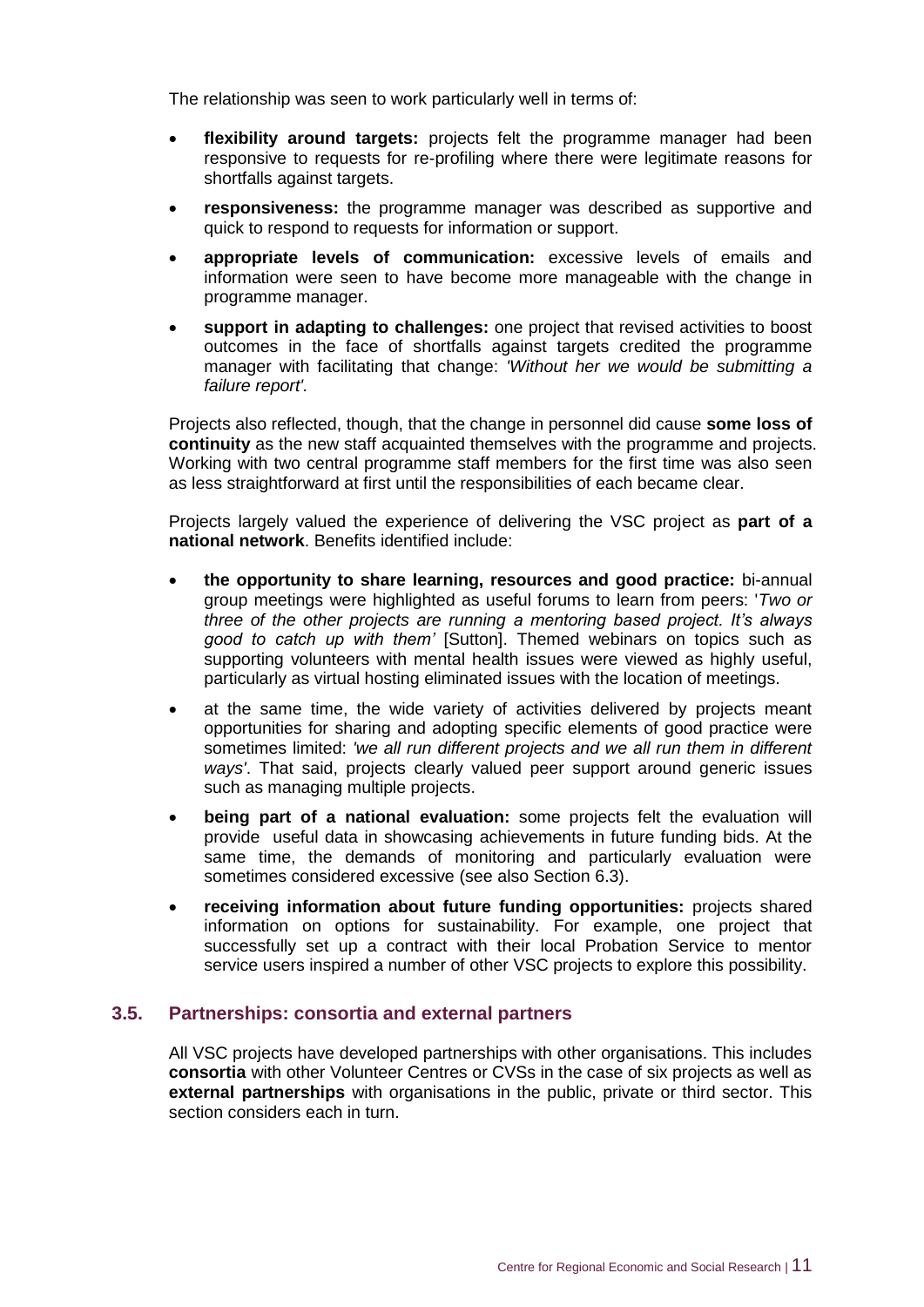The relationship was seen to work particularly well in terms of:

- **flexibility around targets:** projects felt the programme manager had been responsive to requests for re-profiling where there were legitimate reasons for shortfalls against targets.
- **responsiveness:** the programme manager was described as supportive and quick to respond to requests for information or support.
- **appropriate levels of communication:** excessive levels of emails and information were seen to have become more manageable with the change in programme manager.
- **support in adapting to challenges:** one project that revised activities to boost outcomes in the face of shortfalls against targets credited the programme manager with facilitating that change: *'Without her we would be submitting a failure report'.*

Projects also reflected, though, that the change in personnel did cause **some loss of continuity** as the new staff acquainted themselves with the programme and projects. Working with two central programme staff members for the first time was also seen as less straightforward at first until the responsibilities of each became clear.

Projects largely valued the experience of delivering the VSC project as **part of a national network**. Benefits identified include:

- **the opportunity to share learning, resources and good practice:** bi-annual group meetings were highlighted as useful forums to learn from peers: '*Two or three of the other projects are running a mentoring based project. It's always good to catch up with them'* [Sutton]. Themed webinars on topics such as supporting volunteers with mental health issues were viewed as highly useful, particularly as virtual hosting eliminated issues with the location of meetings.
- at the same time, the wide variety of activities delivered by projects meant opportunities for sharing and adopting specific elements of good practice were sometimes limited: *'we all run different projects and we all run them in different ways'*. That said, projects clearly valued peer support around generic issues such as managing multiple projects.
- **being part of a national evaluation:** some projects felt the evaluation will provide useful data in showcasing achievements in future funding bids. At the same time, the demands of monitoring and particularly evaluation were sometimes considered excessive (see also Section 6.3).
- **receiving information about future funding opportunities:** projects shared information on options for sustainability. For example, one project that successfully set up a contract with their local Probation Service to mentor service users inspired a number of other VSC projects to explore this possibility.

### 3.5. Partnerships: consortia and external partners

All VSC projects have developed partnerships with other organisations. This includes **consortia** with other Volunteer Centres or CVSs in the case of six projects as well as **external partnerships** with organisations in the public, private or third sector. This section considers each in turn.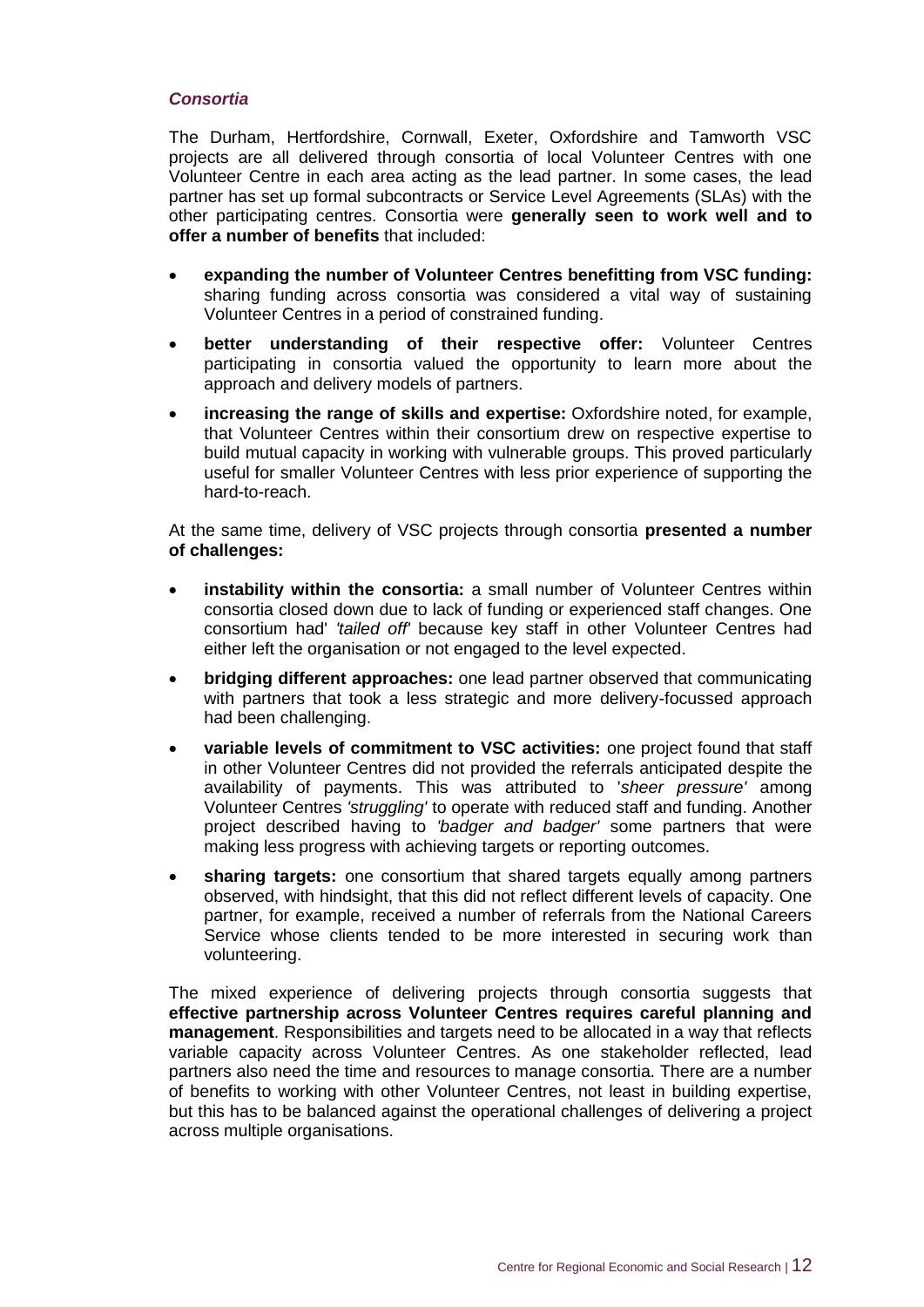### *Consortia*

The Durham, Hertfordshire, Cornwall, Exeter, Oxfordshire and Tamworth VSC projects are all delivered through consortia of local Volunteer Centres with one Volunteer Centre in each area acting as the lead partner. In some cases, the lead partner has set up formal subcontracts or Service Level Agreements (SLAs) with the other participating centres. Consortia were **generally seen to work well and to offer a number of benefits** that included:

- **expanding the number of Volunteer Centres benefitting from VSC funding:** sharing funding across consortia was considered a vital way of sustaining Volunteer Centres in a period of constrained funding.
- **better understanding of their respective offer:** Volunteer Centres participating in consortia valued the opportunity to learn more about the approach and delivery models of partners.
- **increasing the range of skills and expertise:** Oxfordshire noted, for example, that Volunteer Centres within their consortium drew on respective expertise to build mutual capacity in working with vulnerable groups. This proved particularly useful for smaller Volunteer Centres with less prior experience of supporting the hard-to-reach.

At the same time, delivery of VSC projects through consortia **presented a number of challenges:**

- **instability within the consortia:** a small number of Volunteer Centres within consortia closed down due to lack of funding or experienced staff changes. One consortium had' *'tailed off'* because key staff in other Volunteer Centres had either left the organisation or not engaged to the level expected.
- **bridging different approaches:** one lead partner observed that communicating with partners that took a less strategic and more delivery-focussed approach had been challenging.
- **variable levels of commitment to VSC activities:** one project found that staff in other Volunteer Centres did not provided the referrals anticipated despite the availability of payments. This was attributed to '*sheer pressure'* among Volunteer Centres *'struggling'* to operate with reduced staff and funding. Another project described having to *'badger and badger'* some partners that were making less progress with achieving targets or reporting outcomes.
- **sharing targets:** one consortium that shared targets equally among partners observed, with hindsight, that this did not reflect different levels of capacity. One partner, for example, received a number of referrals from the National Careers Service whose clients tended to be more interested in securing work than volunteering.

The mixed experience of delivering projects through consortia suggests that **effective partnership across Volunteer Centres requires careful planning and management**. Responsibilities and targets need to be allocated in a way that reflects variable capacity across Volunteer Centres. As one stakeholder reflected, lead partners also need the time and resources to manage consortia. There are a number of benefits to working with other Volunteer Centres, not least in building expertise, but this has to be balanced against the operational challenges of delivering a project across multiple organisations.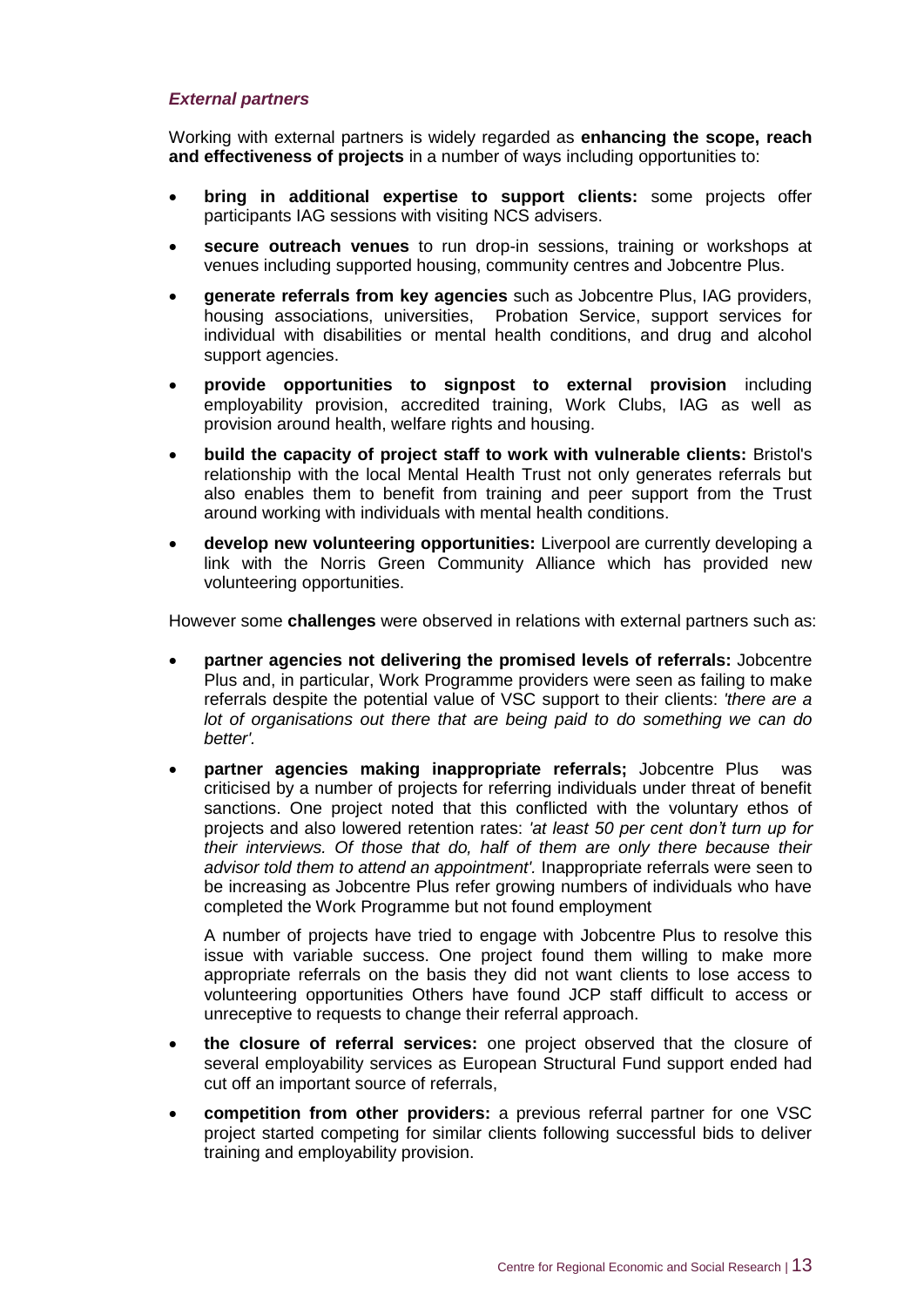### *External partners*

Working with external partners is widely regarded as **enhancing the scope, reach and effectiveness of projects** in a number of ways including opportunities to:

- **bring in additional expertise to support clients:** some projects offer participants IAG sessions with visiting NCS advisers.
- **secure outreach venues** to run drop-in sessions, training or workshops at venues including supported housing, community centres and Jobcentre Plus.
- **generate referrals from key agencies** such as Jobcentre Plus, IAG providers, housing associations, universities, Probation Service, support services for individual with disabilities or mental health conditions, and drug and alcohol support agencies.
- **provide opportunities to signpost to external provision** including employability provision, accredited training, Work Clubs, IAG as well as provision around health, welfare rights and housing.
- **build the capacity of project staff to work with vulnerable clients:** Bristol's relationship with the local Mental Health Trust not only generates referrals but also enables them to benefit from training and peer support from the Trust around working with individuals with mental health conditions.
- **develop new volunteering opportunities:** Liverpool are currently developing a link with the Norris Green Community Alliance which has provided new volunteering opportunities.

However some **challenges** were observed in relations with external partners such as:

- **partner agencies not delivering the promised levels of referrals:** Jobcentre Plus and, in particular, Work Programme providers were seen as failing to make referrals despite the potential value of VSC support to their clients: *'there are a lot of organisations out there that are being paid to do something we can do better'.*
- **partner agencies making inappropriate referrals;** Jobcentre Plus was criticised by a number of projects for referring individuals under threat of benefit sanctions. One project noted that this conflicted with the voluntary ethos of projects and also lowered retention rates: *'at least 50 per cent don't turn up for their interviews. Of those that do, half of them are only there because their advisor told them to attend an appointment'.* Inappropriate referrals were seen to be increasing as Jobcentre Plus refer growing numbers of individuals who have completed the Work Programme but not found employment

  A number of projects have tried to engage with Jobcentre Plus to resolve this issue with variable success. One project found them willing to make more appropriate referrals on the basis they did not want clients to lose access to volunteering opportunities Others have found JCP staff difficult to access or unreceptive to requests to change their referral approach.
- **the closure of referral services:** one project observed that the closure of several employability services as European Structural Fund support ended had cut off an important source of referrals,
- **competition from other providers:** a previous referral partner for one VSC project started competing for similar clients following successful bids to deliver training and employability provision.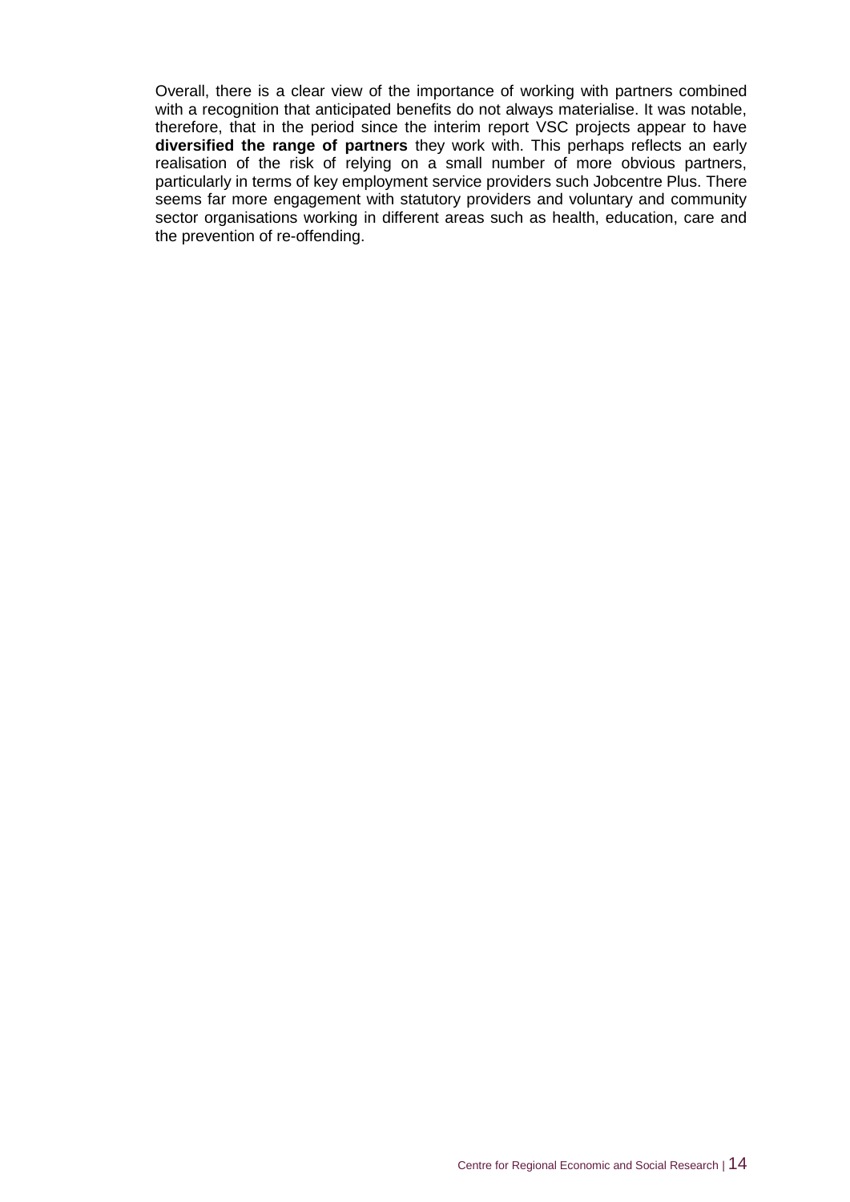Overall, there is a clear view of the importance of working with partners combined with a recognition that anticipated benefits do not always materialise. It was notable, therefore, that in the period since the interim report VSC projects appear to have **diversified the range of partners** they work with. This perhaps reflects an early realisation of the risk of relying on a small number of more obvious partners, particularly in terms of key employment service providers such Jobcentre Plus. There seems far more engagement with statutory providers and voluntary and community sector organisations working in different areas such as health, education, care and the prevention of re-offending.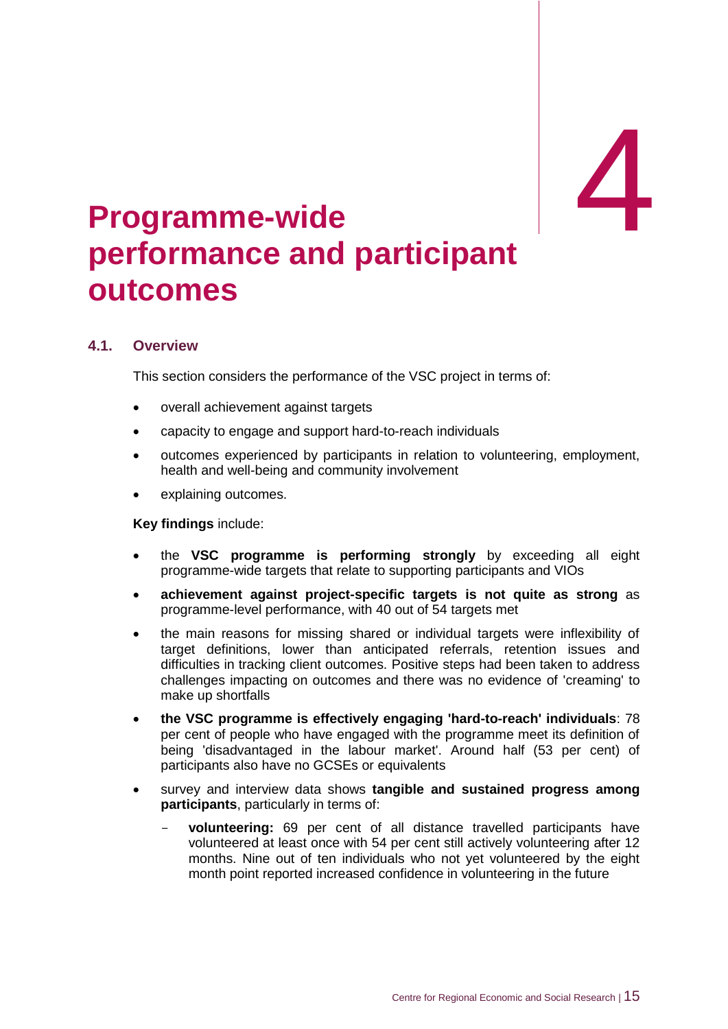# 4 Programme-wide performance and participant outcomes

## 4.1. Overview

This section considers the performance of the VSC project in terms of:

- overall achievement against targets
- capacity to engage and support hard-to-reach individuals
- outcomes experienced by participants in relation to volunteering, employment, health and well-being and community involvement
- explaining outcomes.

**Key findings** include:

- the **VSC programme is performing strongly** by exceeding all eight programme-wide targets that relate to supporting participants and VIOs
- **achievement against project-specific targets is not quite as strong** as programme-level performance, with 40 out of 54 targets met
- the main reasons for missing shared or individual targets were inflexibility of target definitions, lower than anticipated referrals, retention issues and difficulties in tracking client outcomes. Positive steps had been taken to address challenges impacting on outcomes and there was no evidence of 'creaming' to make up shortfalls
- **the VSC programme is effectively engaging 'hard-to-reach' individuals**: 78 per cent of people who have engaged with the programme meet its definition of being 'disadvantaged in the labour market'. Around half (53 per cent) of participants also have no GCSEs or equivalents
- survey and interview data shows **tangible and sustained progress among participants**, particularly in terms of:
  - **volunteering:** 69 per cent of all distance travelled participants have volunteered at least once with 54 per cent still actively volunteering after 12 months. Nine out of ten individuals who not yet volunteered by the eight month point reported increased confidence in volunteering in the future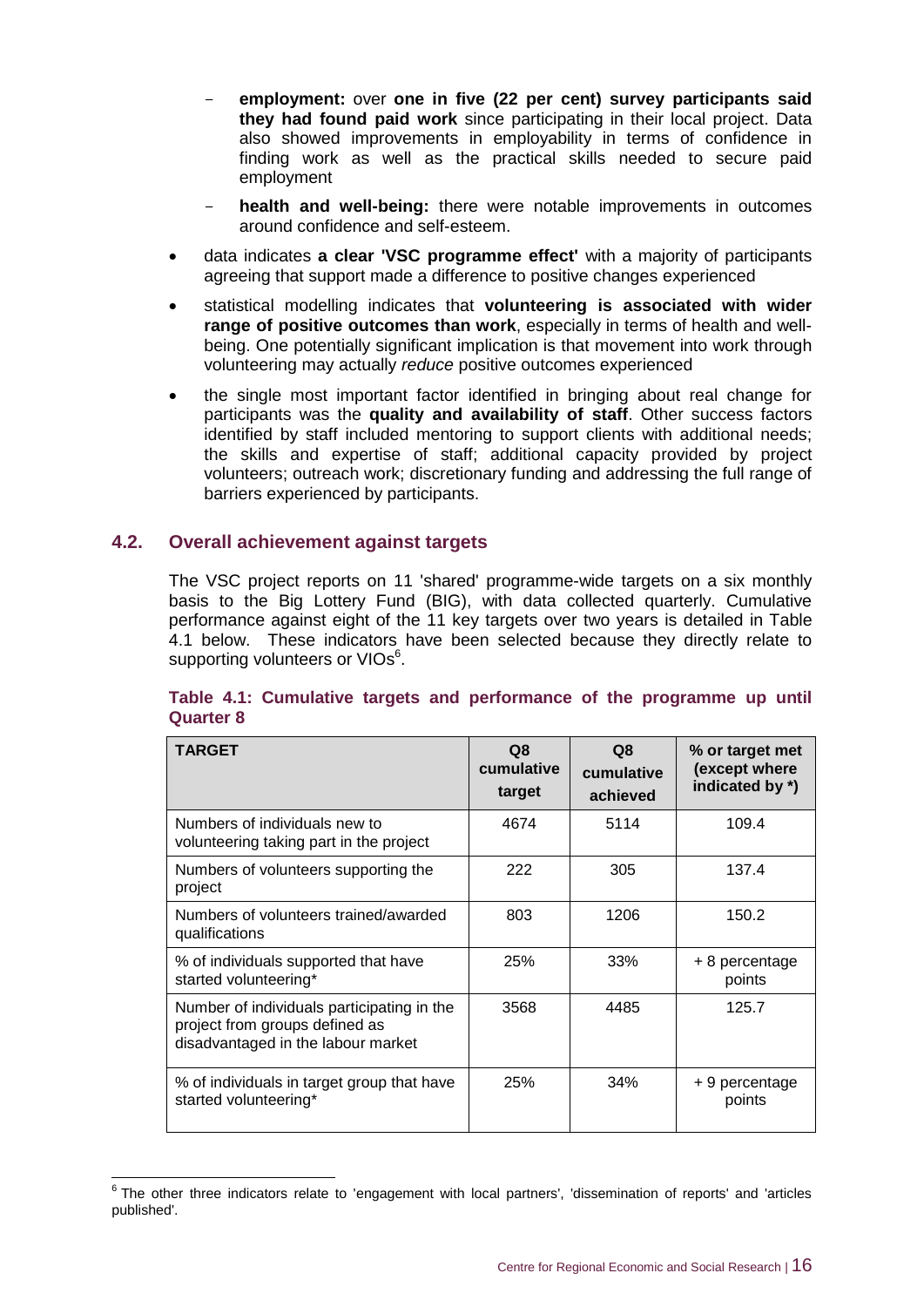- **employment:** over **one in five (22 per cent) survey participants said they had found paid work** since participating in their local project. Data also showed improvements in employability in terms of confidence in finding work as well as the practical skills needed to secure paid employment
- **health and well-being:** there were notable improvements in outcomes around confidence and self-esteem.

- data indicates **a clear 'VSC programme effect'** with a majority of participants agreeing that support made a difference to positive changes experienced
- statistical modelling indicates that **volunteering is associated with wider range of positive outcomes than work**, especially in terms of health and well-being. One potentially significant implication is that movement into work through volunteering may actually *reduce* positive outcomes experienced
- the single most important factor identified in bringing about real change for participants was the **quality and availability of staff**. Other success factors identified by staff included mentoring to support clients with additional needs; the skills and expertise of staff; additional capacity provided by project volunteers; outreach work; discretionary funding and addressing the full range of barriers experienced by participants.

## 4.2. Overall achievement against targets

The VSC project reports on 11 'shared' programme-wide targets on a six monthly basis to the Big Lottery Fund (BIG), with data collected quarterly. Cumulative performance against eight of the 11 key targets over two years is detailed in Table 4.1 below. These indicators have been selected because they directly relate to supporting volunteers or VIOs[6].

**Table 4.1: Cumulative targets and performance of the programme up until Quarter 8**

| TARGET | Q8 cumulative target | Q8 cumulative achieved | % or target met (except where indicated by *) |
|---|---|---|---|
| Numbers of individuals new to volunteering taking part in the project | 4674 | 5114 | 109.4 |
| Numbers of volunteers supporting the project | 222 | 305 | 137.4 |
| Numbers of volunteers trained/awarded qualifications | 803 | 1206 | 150.2 |
| % of individuals supported that have started volunteering* | 25% | 33% | + 8 percentage points |
| Number of individuals participating in the project from groups defined as disadvantaged in the labour market | 3568 | 4485 | 125.7 |
| % of individuals in target group that have started volunteering* | 25% | 34% | + 9 percentage points |

[6] The other three indicators relate to 'engagement with local partners', 'dissemination of reports' and 'articles published'.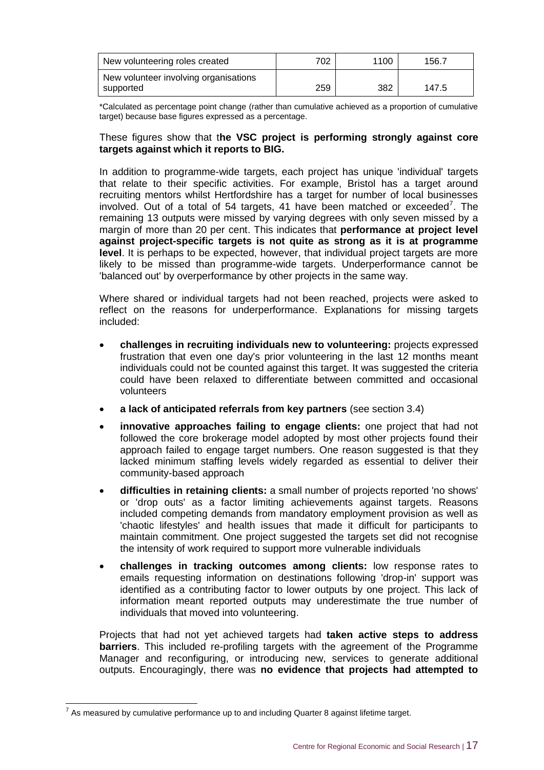| New volunteering roles created | 702 | 1100 | 156.7 |
|---|---|---|---|
| New volunteer involving organisations supported | 259 | 382 | 147.5 |

*Calculated as percentage point change (rather than cumulative achieved as a proportion of cumulative target) because base figures expressed as a percentage.

These figures show that t**he VSC project is performing strongly against core targets against which it reports to BIG.**

In addition to programme-wide targets, each project has unique 'individual' targets that relate to their specific activities. For example, Bristol has a target around recruiting mentors whilst Hertfordshire has a target for number of local businesses involved. Out of a total of 54 targets, 41 have been matched or exceeded[7]. The remaining 13 outputs were missed by varying degrees with only seven missed by a margin of more than 20 per cent. This indicates that **performance at project level against project-specific targets is not quite as strong as it is at programme level**. It is perhaps to be expected, however, that individual project targets are more likely to be missed than programme-wide targets. Underperformance cannot be 'balanced out' by overperformance by other projects in the same way.

Where shared or individual targets had not been reached, projects were asked to reflect on the reasons for underperformance. Explanations for missing targets included:

- **challenges in recruiting individuals new to volunteering:** projects expressed frustration that even one day's prior volunteering in the last 12 months meant individuals could not be counted against this target. It was suggested the criteria could have been relaxed to differentiate between committed and occasional volunteers
- **a lack of anticipated referrals from key partners** (see section 3.4)
- **innovative approaches failing to engage clients:** one project that had not followed the core brokerage model adopted by most other projects found their approach failed to engage target numbers. One reason suggested is that they lacked minimum staffing levels widely regarded as essential to deliver their community-based approach
- **difficulties in retaining clients:** a small number of projects reported 'no shows' or 'drop outs' as a factor limiting achievements against targets. Reasons included competing demands from mandatory employment provision as well as 'chaotic lifestyles' and health issues that made it difficult for participants to maintain commitment. One project suggested the targets set did not recognise the intensity of work required to support more vulnerable individuals
- **challenges in tracking outcomes among clients:** low response rates to emails requesting information on destinations following 'drop-in' support was identified as a contributing factor to lower outputs by one project. This lack of information meant reported outputs may underestimate the true number of individuals that moved into volunteering.

Projects that had not yet achieved targets had **taken active steps to address barriers**. This included re-profiling targets with the agreement of the Programme Manager and reconfiguring, or introducing new, services to generate additional outputs. Encouragingly, there was **no evidence that projects had attempted to**

[7] As measured by cumulative performance up to and including Quarter 8 against lifetime target.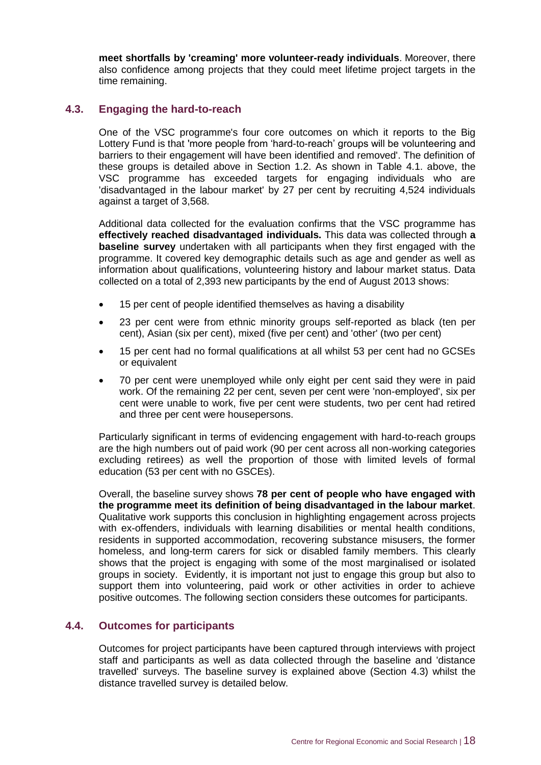**meet shortfalls by 'creaming' more volunteer-ready individuals**. Moreover, there also confidence among projects that they could meet lifetime project targets in the time remaining.

### 4.3. Engaging the hard-to-reach

One of the VSC programme's four core outcomes on which it reports to the Big Lottery Fund is that 'more people from 'hard-to-reach' groups will be volunteering and barriers to their engagement will have been identified and removed'. The definition of these groups is detailed above in Section 1.2. As shown in Table 4.1. above, the VSC programme has exceeded targets for engaging individuals who are 'disadvantaged in the labour market' by 27 per cent by recruiting 4,524 individuals against a target of 3,568.

Additional data collected for the evaluation confirms that the VSC programme has **effectively reached disadvantaged individuals.** This data was collected through **a baseline survey** undertaken with all participants when they first engaged with the programme. It covered key demographic details such as age and gender as well as information about qualifications, volunteering history and labour market status. Data collected on a total of 2,393 new participants by the end of August 2013 shows:

- 15 per cent of people identified themselves as having a disability
- 23 per cent were from ethnic minority groups self-reported as black (ten per cent), Asian (six per cent), mixed (five per cent) and 'other' (two per cent)
- 15 per cent had no formal qualifications at all whilst 53 per cent had no GCSEs or equivalent
- 70 per cent were unemployed while only eight per cent said they were in paid work. Of the remaining 22 per cent, seven per cent were 'non-employed', six per cent were unable to work, five per cent were students, two per cent had retired and three per cent were housepersons.

Particularly significant in terms of evidencing engagement with hard-to-reach groups are the high numbers out of paid work (90 per cent across all non-working categories excluding retirees) as well the proportion of those with limited levels of formal education (53 per cent with no GSCEs).

Overall, the baseline survey shows **78 per cent of people who have engaged with the programme meet its definition of being disadvantaged in the labour market**. Qualitative work supports this conclusion in highlighting engagement across projects with ex-offenders, individuals with learning disabilities or mental health conditions, residents in supported accommodation, recovering substance misusers, the former homeless, and long-term carers for sick or disabled family members. This clearly shows that the project is engaging with some of the most marginalised or isolated groups in society. Evidently, it is important not just to engage this group but also to support them into volunteering, paid work or other activities in order to achieve positive outcomes. The following section considers these outcomes for participants.

### 4.4. Outcomes for participants

Outcomes for project participants have been captured through interviews with project staff and participants as well as data collected through the baseline and 'distance travelled' surveys. The baseline survey is explained above (Section 4.3) whilst the distance travelled survey is detailed below.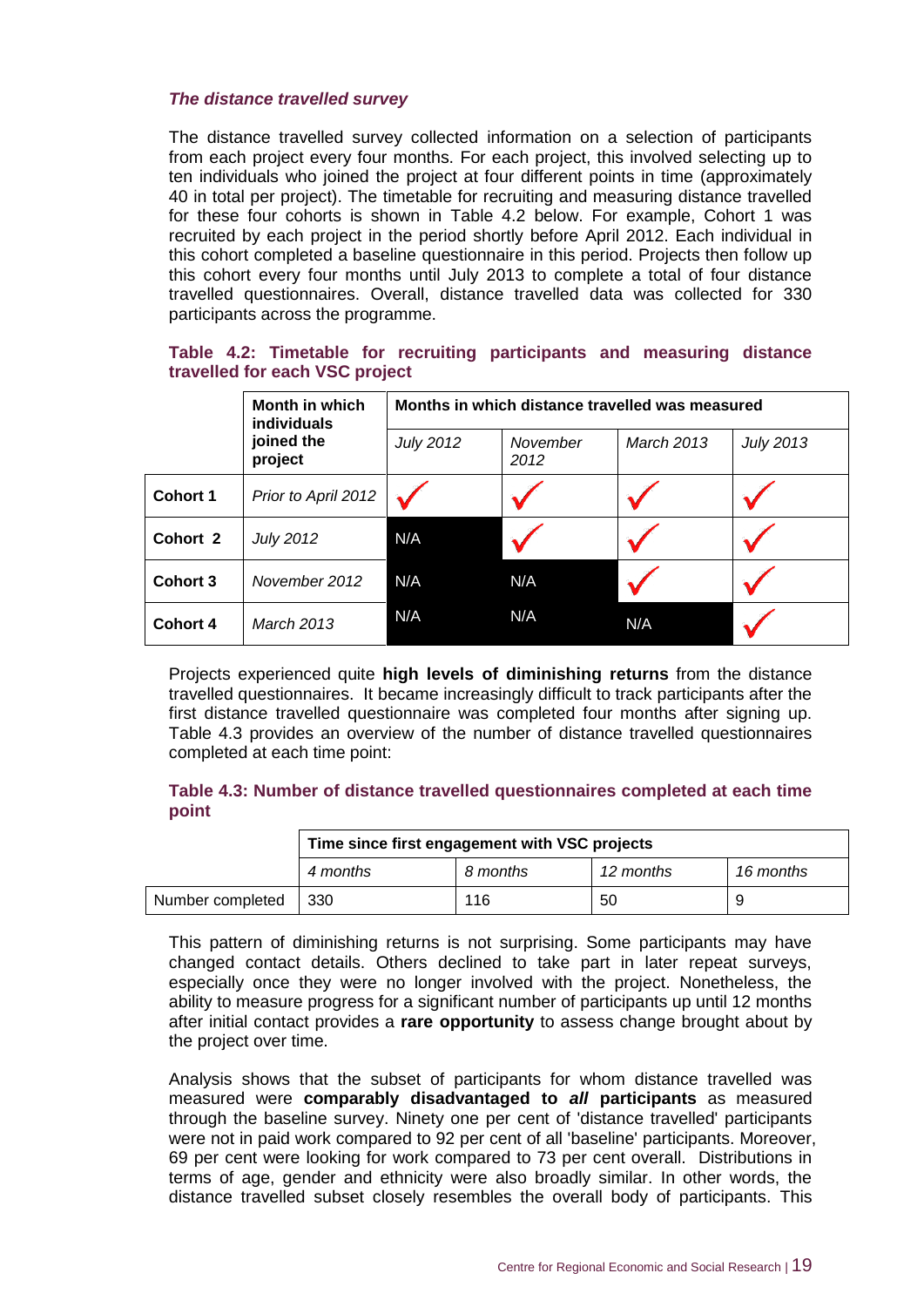*The distance travelled survey*

The distance travelled survey collected information on a selection of participants from each project every four months. For each project, this involved selecting up to ten individuals who joined the project at four different points in time (approximately 40 in total per project). The timetable for recruiting and measuring distance travelled for these four cohorts is shown in Table 4.2 below. For example, Cohort 1 was recruited by each project in the period shortly before April 2012. Each individual in this cohort completed a baseline questionnaire in this period. Projects then follow up this cohort every four months until July 2013 to complete a total of four distance travelled questionnaires. Overall, distance travelled data was collected for 330 participants across the programme.

**Table 4.2: Timetable for recruiting participants and measuring distance travelled for each VSC project**

| | Month in which individuals joined the project | Months in which distance travelled was measured | | | |
|---|---|---|---|---|---|
| | | *July 2012* | *November 2012* | *March 2013* | *July 2013* |
| **Cohort 1** | *Prior to April 2012* | ✓ | ✓ | ✓ | ✓ |
| **Cohort 2** | *July 2012* | N/A | ✓ | ✓ | ✓ |
| **Cohort 3** | *November 2012* | N/A | N/A | ✓ | ✓ |
| **Cohort 4** | *March 2013* | N/A | N/A | N/A | ✓ |

Projects experienced quite **high levels of diminishing returns** from the distance travelled questionnaires. It became increasingly difficult to track participants after the first distance travelled questionnaire was completed four months after signing up. Table 4.3 provides an overview of the number of distance travelled questionnaires completed at each time point:

**Table 4.3: Number of distance travelled questionnaires completed at each time point**

| | Time since first engagement with VSC projects | | | |
|---|---|---|---|---|
| | *4 months* | *8 months* | *12 months* | *16 months* |
| Number completed | 330 | 116 | 50 | 9 |

This pattern of diminishing returns is not surprising. Some participants may have changed contact details. Others declined to take part in later repeat surveys, especially once they were no longer involved with the project. Nonetheless, the ability to measure progress for a significant number of participants up until 12 months after initial contact provides a **rare opportunity** to assess change brought about by the project over time.

Analysis shows that the subset of participants for whom distance travelled was measured were **comparably disadvantaged to *all* participants** as measured through the baseline survey. Ninety one per cent of 'distance travelled' participants were not in paid work compared to 92 per cent of all 'baseline' participants. Moreover, 69 per cent were looking for work compared to 73 per cent overall. Distributions in terms of age, gender and ethnicity were also broadly similar. In other words, the distance travelled subset closely resembles the overall body of participants. This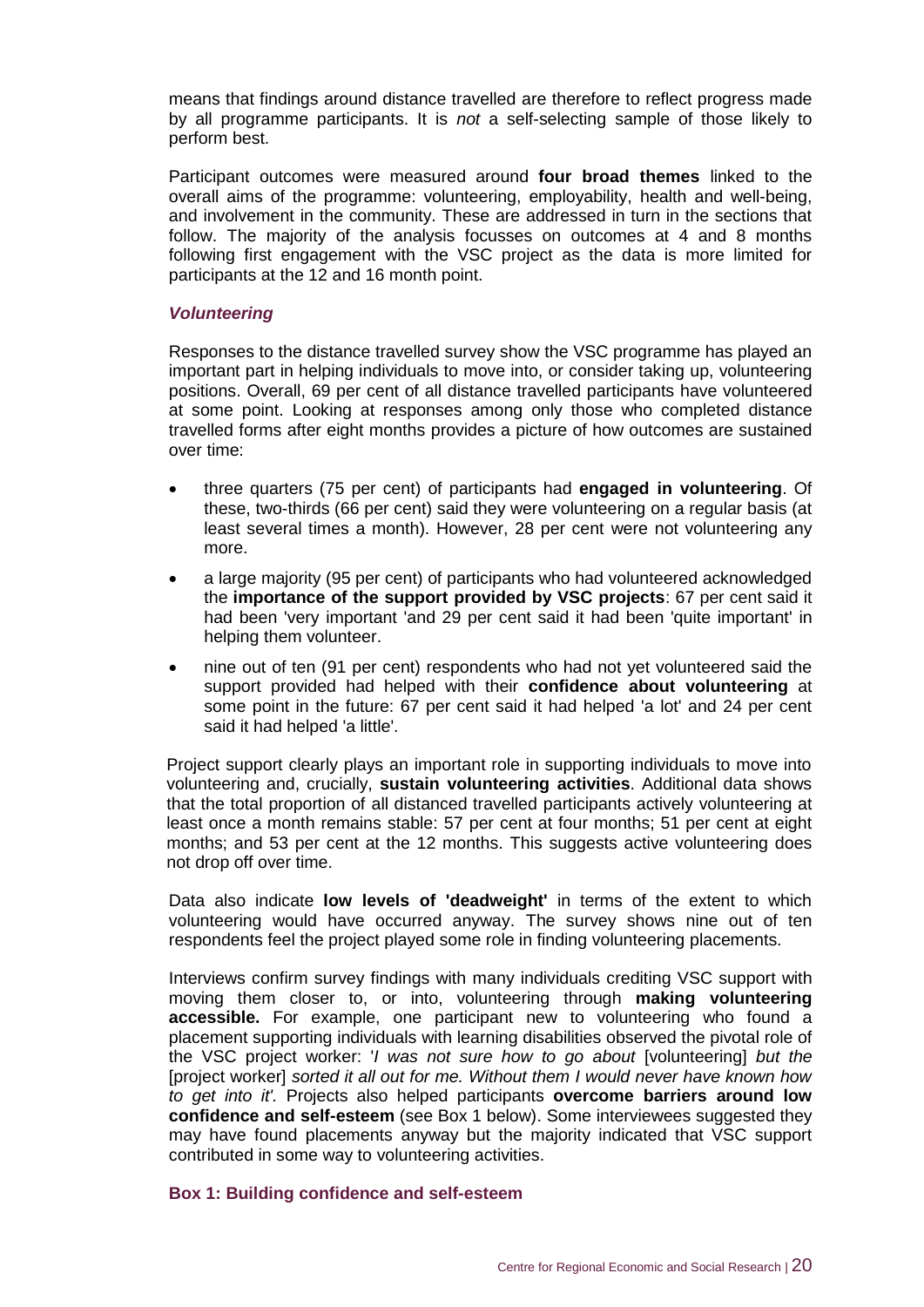means that findings around distance travelled are therefore to reflect progress made by all programme participants. It is *not* a self-selecting sample of those likely to perform best.

Participant outcomes were measured around **four broad themes** linked to the overall aims of the programme: volunteering, employability, health and well-being, and involvement in the community. These are addressed in turn in the sections that follow. The majority of the analysis focusses on outcomes at 4 and 8 months following first engagement with the VSC project as the data is more limited for participants at the 12 and 16 month point.

### *Volunteering*

Responses to the distance travelled survey show the VSC programme has played an important part in helping individuals to move into, or consider taking up, volunteering positions. Overall, 69 per cent of all distance travelled participants have volunteered at some point. Looking at responses among only those who completed distance travelled forms after eight months provides a picture of how outcomes are sustained over time:

- three quarters (75 per cent) of participants had **engaged in volunteering**. Of these, two-thirds (66 per cent) said they were volunteering on a regular basis (at least several times a month). However, 28 per cent were not volunteering any more.
- a large majority (95 per cent) of participants who had volunteered acknowledged the **importance of the support provided by VSC projects**: 67 per cent said it had been 'very important 'and 29 per cent said it had been 'quite important' in helping them volunteer.
- nine out of ten (91 per cent) respondents who had not yet volunteered said the support provided had helped with their **confidence about volunteering** at some point in the future: 67 per cent said it had helped 'a lot' and 24 per cent said it had helped 'a little'.

Project support clearly plays an important role in supporting individuals to move into volunteering and, crucially, **sustain volunteering activities**. Additional data shows that the total proportion of all distanced travelled participants actively volunteering at least once a month remains stable: 57 per cent at four months; 51 per cent at eight months; and 53 per cent at the 12 months. This suggests active volunteering does not drop off over time.

Data also indicate **low levels of 'deadweight'** in terms of the extent to which volunteering would have occurred anyway. The survey shows nine out of ten respondents feel the project played some role in finding volunteering placements.

Interviews confirm survey findings with many individuals crediting VSC support with moving them closer to, or into, volunteering through **making volunteering accessible.** For example, one participant new to volunteering who found a placement supporting individuals with learning disabilities observed the pivotal role of the VSC project worker: '*I was not sure how to go about* [volunteering] *but the* [project worker] *sorted it all out for me. Without them I would never have known how to get into it'.* Projects also helped participants **overcome barriers around low confidence and self-esteem** (see Box 1 below). Some interviewees suggested they may have found placements anyway but the majority indicated that VSC support contributed in some way to volunteering activities.

**Box 1: Building confidence and self-esteem**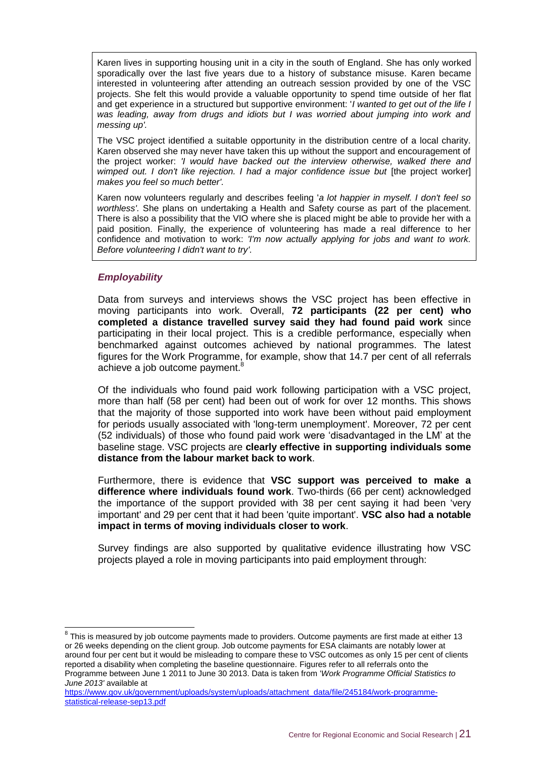Karen lives in supporting housing unit in a city in the south of England. She has only worked sporadically over the last five years due to a history of substance misuse. Karen became interested in volunteering after attending an outreach session provided by one of the VSC projects. She felt this would provide a valuable opportunity to spend time outside of her flat and get experience in a structured but supportive environment: '*I wanted to get out of the life I was leading, away from drugs and idiots but I was worried about jumping into work and messing up'.*

The VSC project identified a suitable opportunity in the distribution centre of a local charity. Karen observed she may never have taken this up without the support and encouragement of the project worker: *'I would have backed out the interview otherwise, walked there and wimped out. I don't like rejection. I had a major confidence issue but* [the project worker] *makes you feel so much better'.*

Karen now volunteers regularly and describes feeling '*a lot happier in myself. I don't feel so worthless'.* She plans on undertaking a Health and Safety course as part of the placement. There is also a possibility that the VIO where she is placed might be able to provide her with a paid position. Finally, the experience of volunteering has made a real difference to her confidence and motivation to work: *'I'm now actually applying for jobs and want to work. Before volunteering I didn't want to try'.*

### *Employability*

Data from surveys and interviews shows the VSC project has been effective in moving participants into work. Overall, **72 participants (22 per cent) who completed a distance travelled survey said they had found paid work** since participating in their local project. This is a credible performance, especially when benchmarked against outcomes achieved by national programmes. The latest figures for the Work Programme, for example, show that 14.7 per cent of all referrals achieve a job outcome payment.[8]

Of the individuals who found paid work following participation with a VSC project, more than half (58 per cent) had been out of work for over 12 months. This shows that the majority of those supported into work have been without paid employment for periods usually associated with 'long-term unemployment'. Moreover, 72 per cent (52 individuals) of those who found paid work were 'disadvantaged in the LM' at the baseline stage. VSC projects are **clearly effective in supporting individuals some distance from the labour market back to work**.

Furthermore, there is evidence that **VSC support was perceived to make a difference where individuals found work**. Two-thirds (66 per cent) acknowledged the importance of the support provided with 38 per cent saying it had been 'very important' and 29 per cent that it had been 'quite important'. **VSC also had a notable impact in terms of moving individuals closer to work**.

Survey findings are also supported by qualitative evidence illustrating how VSC projects played a role in moving participants into paid employment through:

---

[8] This is measured by job outcome payments made to providers. Outcome payments are first made at either 13 or 26 weeks depending on the client group. Job outcome payments for ESA claimants are notably lower at around four per cent but it would be misleading to compare these to VSC outcomes as only 15 per cent of clients reported a disability when completing the baseline questionnaire. Figures refer to all referrals onto the Programme between June 1 2011 to June 30 2013. Data is taken from '*Work Programme Official Statistics to June 2013'* available at https://www.gov.uk/government/uploads/system/uploads/attachment_data/file/245184/work-programme-statistical-release-sep13.pdf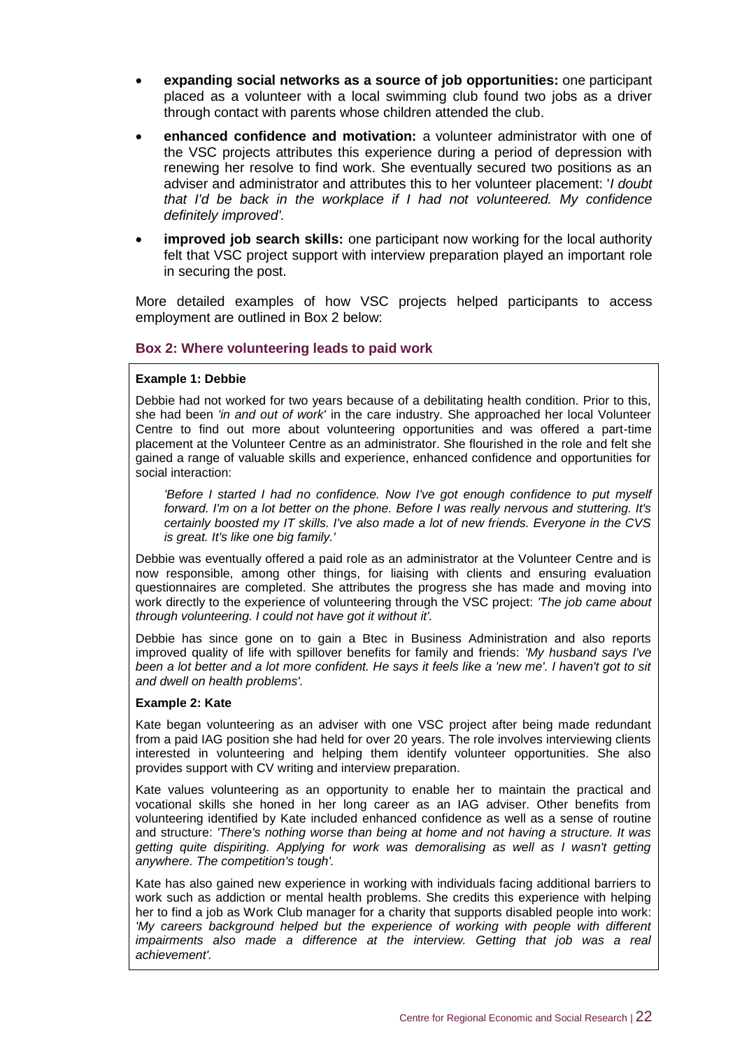- **expanding social networks as a source of job opportunities:** one participant placed as a volunteer with a local swimming club found two jobs as a driver through contact with parents whose children attended the club.
- **enhanced confidence and motivation:** a volunteer administrator with one of the VSC projects attributes this experience during a period of depression with renewing her resolve to find work. She eventually secured two positions as an adviser and administrator and attributes this to her volunteer placement: '*I doubt that I'd be back in the workplace if I had not volunteered. My confidence definitely improved'.*
- **improved job search skills:** one participant now working for the local authority felt that VSC project support with interview preparation played an important role in securing the post.

More detailed examples of how VSC projects helped participants to access employment are outlined in Box 2 below:

### Box 2: Where volunteering leads to paid work

**Example 1: Debbie**

Debbie had not worked for two years because of a debilitating health condition. Prior to this, she had been *'in and out of work'* in the care industry. She approached her local Volunteer Centre to find out more about volunteering opportunities and was offered a part-time placement at the Volunteer Centre as an administrator. She flourished in the role and felt she gained a range of valuable skills and experience, enhanced confidence and opportunities for social interaction:

> *'Before I started I had no confidence. Now I've got enough confidence to put myself forward. I'm on a lot better on the phone. Before I was really nervous and stuttering. It's certainly boosted my IT skills. I've also made a lot of new friends. Everyone in the CVS is great. It's like one big family.'*

Debbie was eventually offered a paid role as an administrator at the Volunteer Centre and is now responsible, among other things, for liaising with clients and ensuring evaluation questionnaires are completed. She attributes the progress she has made and moving into work directly to the experience of volunteering through the VSC project: *'The job came about through volunteering. I could not have got it without it'.*

Debbie has since gone on to gain a Btec in Business Administration and also reports improved quality of life with spillover benefits for family and friends: *'My husband says I've been a lot better and a lot more confident. He says it feels like a 'new me'. I haven't got to sit and dwell on health problems'.*

**Example 2: Kate**

Kate began volunteering as an adviser with one VSC project after being made redundant from a paid IAG position she had held for over 20 years. The role involves interviewing clients interested in volunteering and helping them identify volunteer opportunities. She also provides support with CV writing and interview preparation.

Kate values volunteering as an opportunity to enable her to maintain the practical and vocational skills she honed in her long career as an IAG adviser. Other benefits from volunteering identified by Kate included enhanced confidence as well as a sense of routine and structure: *'There's nothing worse than being at home and not having a structure. It was getting quite dispiriting. Applying for work was demoralising as well as I wasn't getting anywhere. The competition's tough'.*

Kate has also gained new experience in working with individuals facing additional barriers to work such as addiction or mental health problems. She credits this experience with helping her to find a job as Work Club manager for a charity that supports disabled people into work: *'My careers background helped but the experience of working with people with different impairments also made a difference at the interview. Getting that job was a real achievement'.*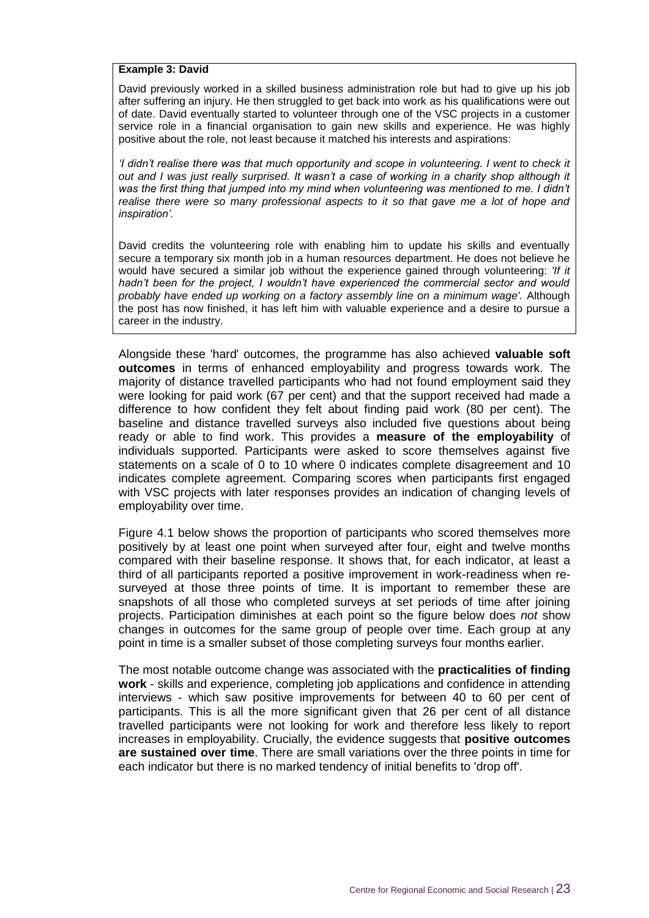**Example 3: David**

David previously worked in a skilled business administration role but had to give up his job after suffering an injury. He then struggled to get back into work as his qualifications were out of date. David eventually started to volunteer through one of the VSC projects in a customer service role in a financial organisation to gain new skills and experience. He was highly positive about the role, not least because it matched his interests and aspirations:

*'I didn't realise there was that much opportunity and scope in volunteering. I went to check it out and I was just really surprised. It wasn't a case of working in a charity shop although it was the first thing that jumped into my mind when volunteering was mentioned to me. I didn't realise there were so many professional aspects to it so that gave me a lot of hope and inspiration'.*

David credits the volunteering role with enabling him to update his skills and eventually secure a temporary six month job in a human resources department. He does not believe he would have secured a similar job without the experience gained through volunteering: *'If it hadn't been for the project, I wouldn't have experienced the commercial sector and would probably have ended up working on a factory assembly line on a minimum wage'.* Although the post has now finished, it has left him with valuable experience and a desire to pursue a career in the industry.

Alongside these 'hard' outcomes, the programme has also achieved **valuable soft outcomes** in terms of enhanced employability and progress towards work. The majority of distance travelled participants who had not found employment said they were looking for paid work (67 per cent) and that the support received had made a difference to how confident they felt about finding paid work (80 per cent). The baseline and distance travelled surveys also included five questions about being ready or able to find work. This provides a **measure of the employability** of individuals supported. Participants were asked to score themselves against five statements on a scale of 0 to 10 where 0 indicates complete disagreement and 10 indicates complete agreement. Comparing scores when participants first engaged with VSC projects with later responses provides an indication of changing levels of employability over time.

Figure 4.1 below shows the proportion of participants who scored themselves more positively by at least one point when surveyed after four, eight and twelve months compared with their baseline response. It shows that, for each indicator, at least a third of all participants reported a positive improvement in work-readiness when re-surveyed at those three points of time. It is important to remember these are snapshots of all those who completed surveys at set periods of time after joining projects. Participation diminishes at each point so the figure below does *not* show changes in outcomes for the same group of people over time. Each group at any point in time is a smaller subset of those completing surveys four months earlier.

The most notable outcome change was associated with the **practicalities of finding work** - skills and experience, completing job applications and confidence in attending interviews - which saw positive improvements for between 40 to 60 per cent of participants. This is all the more significant given that 26 per cent of all distance travelled participants were not looking for work and therefore less likely to report increases in employability. Crucially, the evidence suggests that **positive outcomes are sustained over time**. There are small variations over the three points in time for each indicator but there is no marked tendency of initial benefits to 'drop off'.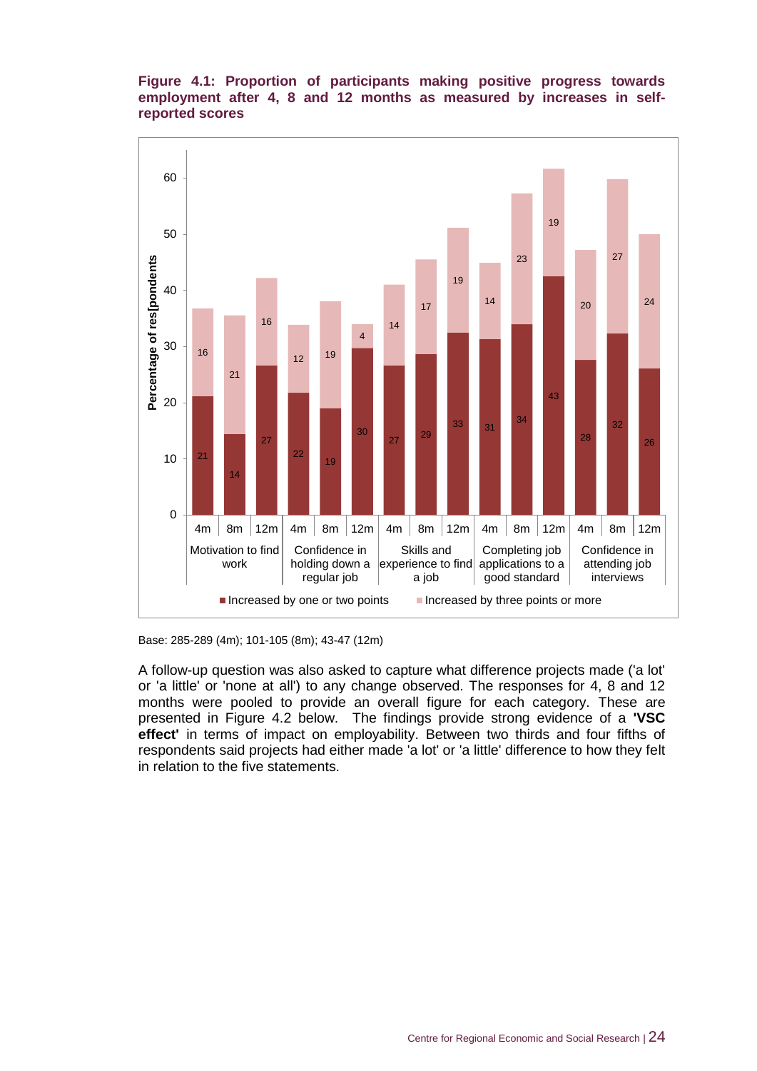**Figure 4.1: Proportion of participants making positive progress towards employment after 4, 8 and 12 months as measured by increases in self-reported scores**

| Category | Period | Increased by one or two points | Increased by three points or more |
|---|---|---|---|
| Motivation to find work | 4m | 21 | 16 |
| | 8m | 14 | 21 |
| | 12m | 27 | 16 |
| Confidence in holding down a regular job | 4m | 22 | 12 |
| | 8m | 19 | 19 |
| | 12m | 30 | 4 |
| Skills and experience to find a job | 4m | 27 | 14 |
| | 8m | 29 | 17 |
| | 12m | 33 | 19 |
| Completing job applications to a good standard | 4m | 31 | 14 |
| | 8m | 34 | 23 |
| | 12m | 43 | 19 |
| Confidence in attending job interviews | 4m | 28 | 20 |
| | 8m | 32 | 27 |
| | 12m | 26 | 24 |

Percentage of res[pondents

Base: 285-289 (4m); 101-105 (8m); 43-47 (12m)

A follow-up question was also asked to capture what difference projects made ('a lot' or 'a little' or 'none at all') to any change observed. The responses for 4, 8 and 12 months were pooled to provide an overall figure for each category. These are presented in Figure 4.2 below. The findings provide strong evidence of a **'VSC effect'** in terms of impact on employability. Between two thirds and four fifths of respondents said projects had either made 'a lot' or 'a little' difference to how they felt in relation to the five statements.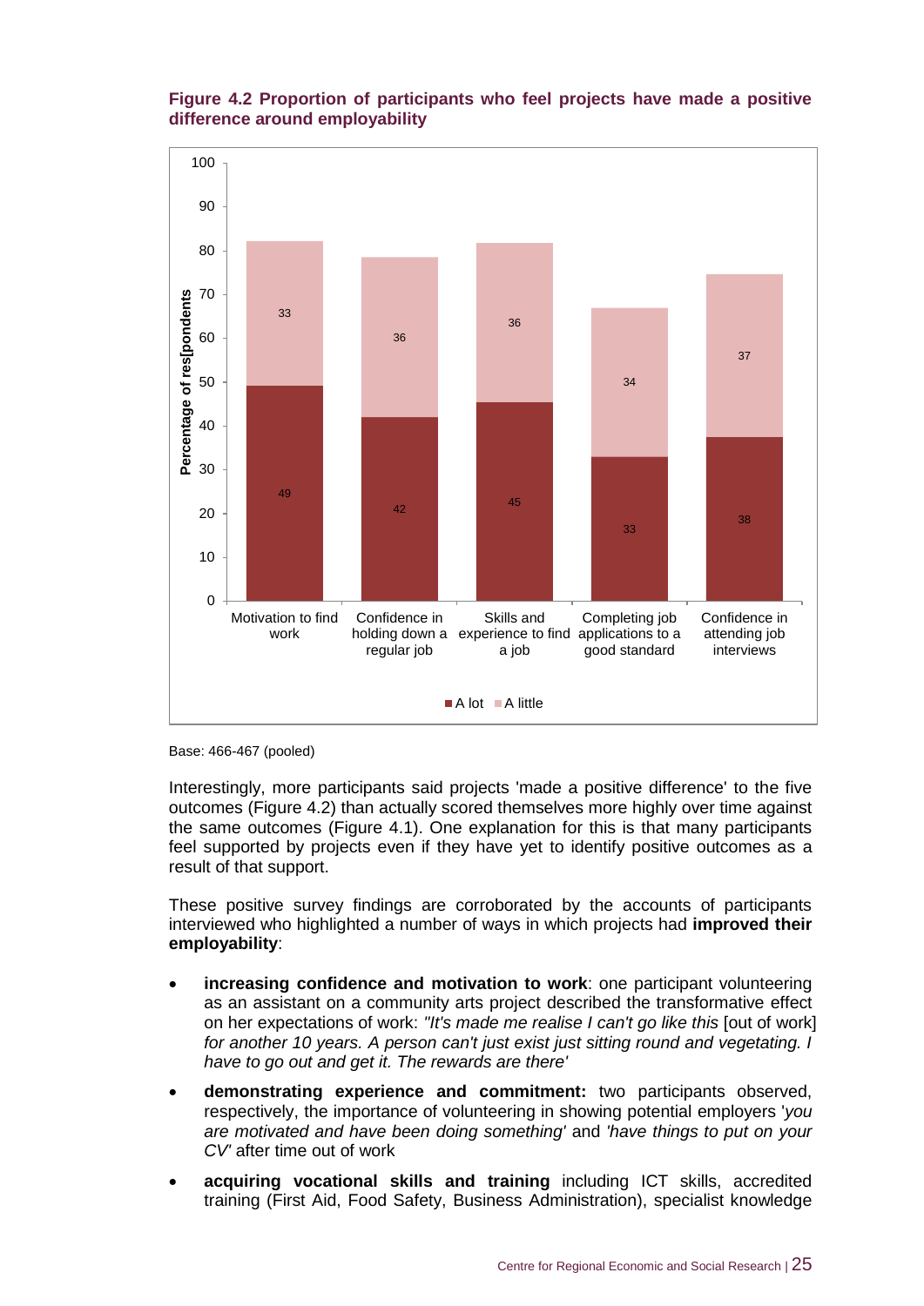**Figure 4.2 Proportion of participants who feel projects have made a positive difference around employability**

| | A lot | A little |
|---|---|---|
| Motivation to find work | 49 | 33 |
| Confidence in holding down a regular job | 42 | 36 |
| Skills and experience to find a job | 45 | 36 |
| Completing job applications to a good standard | 33 | 34 |
| Confidence in attending job interviews | 38 | 37 |

Base: 466-467 (pooled)

Interestingly, more participants said projects 'made a positive difference' to the five outcomes (Figure 4.2) than actually scored themselves more highly over time against the same outcomes (Figure 4.1). One explanation for this is that many participants feel supported by projects even if they have yet to identify positive outcomes as a result of that support.

These positive survey findings are corroborated by the accounts of participants interviewed who highlighted a number of ways in which projects had **improved their employability**:

- **increasing confidence and motivation to work**: one participant volunteering as an assistant on a community arts project described the transformative effect on her expectations of work: *"It's made me realise I can't go like this* [out of work] *for another 10 years. A person can't just exist just sitting round and vegetating. I have to go out and get it. The rewards are there'*
- **demonstrating experience and commitment:** two participants observed, respectively, the importance of volunteering in showing potential employers '*you are motivated and have been doing something*' and *'have things to put on your CV*' after time out of work
- **acquiring vocational skills and training** including ICT skills, accredited training (First Aid, Food Safety, Business Administration), specialist knowledge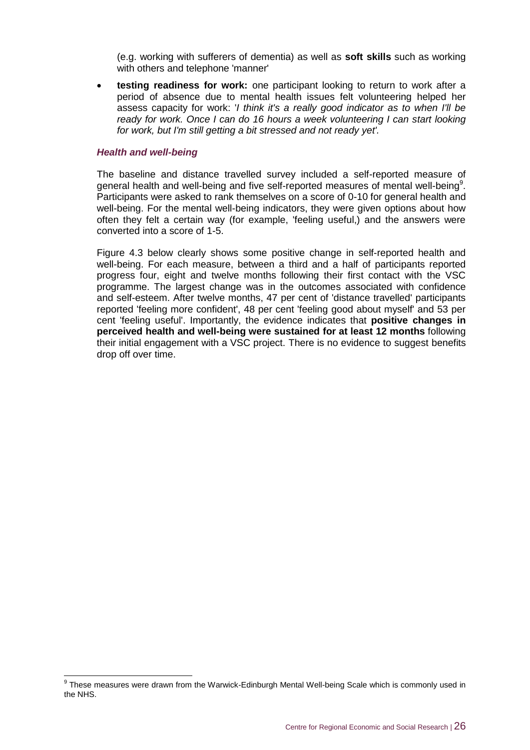(e.g. working with sufferers of dementia) as well as **soft skills** such as working with others and telephone 'manner'

- **testing readiness for work:** one participant looking to return to work after a period of absence due to mental health issues felt volunteering helped her assess capacity for work: '*I think it's a really good indicator as to when I'll be ready for work. Once I can do 16 hours a week volunteering I can start looking for work, but I'm still getting a bit stressed and not ready yet'.*

#### *Health and well-being*

The baseline and distance travelled survey included a self-reported measure of general health and well-being and five self-reported measures of mental well-being[9]. Participants were asked to rank themselves on a score of 0-10 for general health and well-being. For the mental well-being indicators, they were given options about how often they felt a certain way (for example, 'feeling useful,) and the answers were converted into a score of 1-5.

Figure 4.3 below clearly shows some positive change in self-reported health and well-being. For each measure, between a third and a half of participants reported progress four, eight and twelve months following their first contact with the VSC programme. The largest change was in the outcomes associated with confidence and self-esteem. After twelve months, 47 per cent of 'distance travelled' participants reported 'feeling more confident', 48 per cent 'feeling good about myself' and 53 per cent 'feeling useful'. Importantly, the evidence indicates that **positive changes in perceived health and well-being were sustained for at least 12 months** following their initial engagement with a VSC project. There is no evidence to suggest benefits drop off over time.

[9] These measures were drawn from the Warwick-Edinburgh Mental Well-being Scale which is commonly used in the NHS.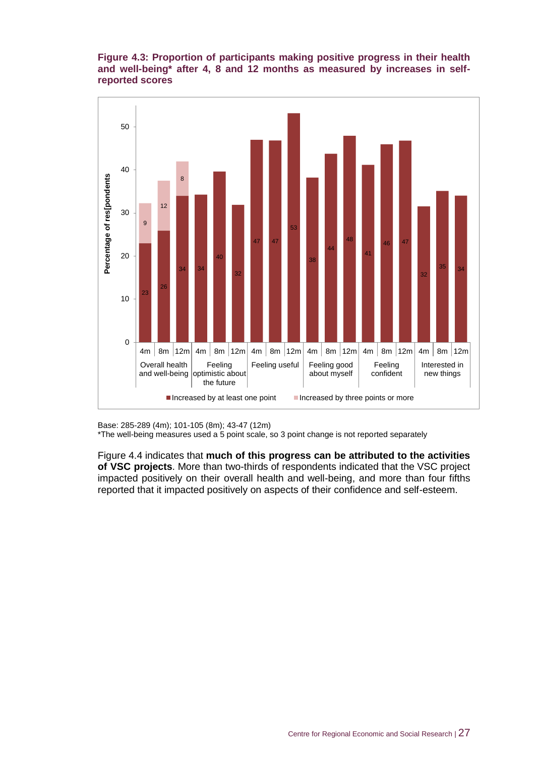**Figure 4.3: Proportion of participants making positive progress in their health and well-being* after 4, 8 and 12 months as measured by increases in self-reported scores**

| Measure | Period | Increased by at least one point | Increased by three points or more |
|---|---|---|---|
| Overall health and well-being | 4m | 23 | 9 |
| | 8m | 26 | 12 |
| | 12m | 34 | 8 |
| Feeling optimistic about the future | 4m | 34 | |
| | 8m | 40 | |
| | 12m | 32 | |
| Feeling useful | 4m | 47 | |
| | 8m | 47 | |
| | 12m | 53 | |
| Feeling good about myself | 4m | 38 | |
| | 8m | 44 | |
| | 12m | 48 | |
| Feeling confident | 4m | 41 | |
| | 8m | 46 | |
| | 12m | 47 | |
| Interested in new things | 4m | 32 | |
| | 8m | 35 | |
| | 12m | 34 | |

Percentage of res[pondents

Base: 285-289 (4m); 101-105 (8m); 43-47 (12m)
*The well-being measures used a 5 point scale, so 3 point change is not reported separately

Figure 4.4 indicates that **much of this progress can be attributed to the activities of VSC projects**. More than two-thirds of respondents indicated that the VSC project impacted positively on their overall health and well-being, and more than four fifths reported that it impacted positively on aspects of their confidence and self-esteem.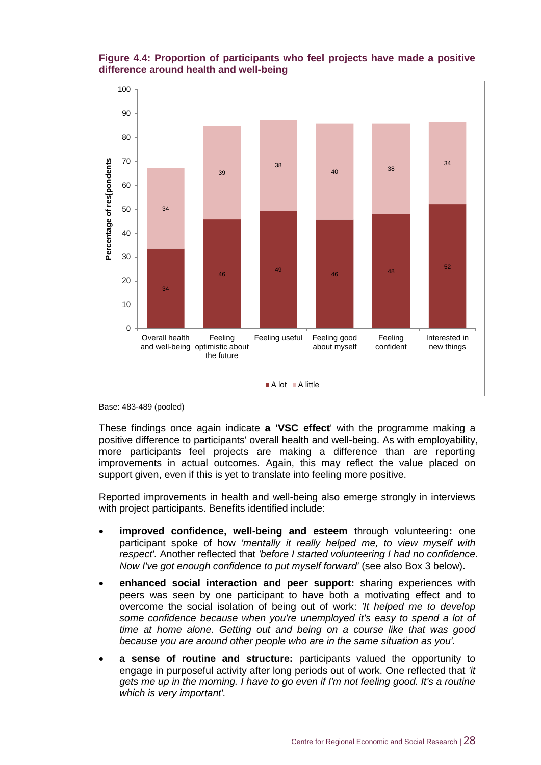**Figure 4.4: Proportion of participants who feel projects have made a positive difference around health and well-being**

| | A lot | A little |
|---|---|---|
| Overall health and well-being | 34 | 34 |
| Feeling optimistic about the future | 46 | 39 |
| Feeling useful | 49 | 38 |
| Feeling good about myself | 46 | 40 |
| Feeling confident | 48 | 38 |
| Interested in new things | 52 | 34 |

Percentage of res[pondents

Base: 483-489 (pooled)

These findings once again indicate **a 'VSC effect**' with the programme making a positive difference to participants' overall health and well-being. As with employability, more participants feel projects are making a difference than are reporting improvements in actual outcomes. Again, this may reflect the value placed on support given, even if this is yet to translate into feeling more positive.

Reported improvements in health and well-being also emerge strongly in interviews with project participants. Benefits identified include:

- **improved confidence, well-being and esteem** through volunteering**:** one participant spoke of how *'mentally it really helped me, to view myself with respect'*. Another reflected that *'before I started volunteering I had no confidence. Now I've got enough confidence to put myself forward'* (see also Box 3 below).
- **enhanced social interaction and peer support:** sharing experiences with peers was seen by one participant to have both a motivating effect and to overcome the social isolation of being out of work: *'It helped me to develop some confidence because when you're unemployed it's easy to spend a lot of time at home alone. Getting out and being on a course like that was good because you are around other people who are in the same situation as you'*.
- **a sense of routine and structure:** participants valued the opportunity to engage in purposeful activity after long periods out of work. One reflected that *'it gets me up in the morning. I have to go even if I'm not feeling good. It's a routine which is very important'*.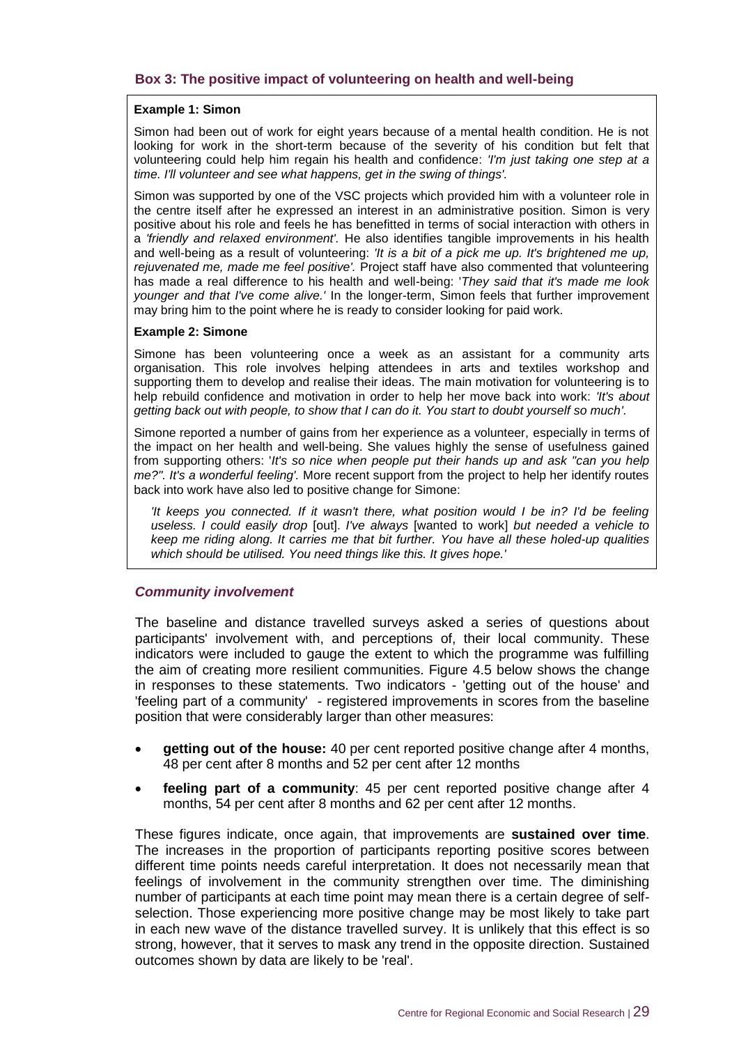### Box 3: The positive impact of volunteering on health and well-being

**Example 1: Simon**

Simon had been out of work for eight years because of a mental health condition. He is not looking for work in the short-term because of the severity of his condition but felt that volunteering could help him regain his health and confidence: *'I'm just taking one step at a time. I'll volunteer and see what happens, get in the swing of things'.*

Simon was supported by one of the VSC projects which provided him with a volunteer role in the centre itself after he expressed an interest in an administrative position. Simon is very positive about his role and feels he has benefitted in terms of social interaction with others in a *'friendly and relaxed environment'.* He also identifies tangible improvements in his health and well-being as a result of volunteering: *'It is a bit of a pick me up. It's brightened me up, rejuvenated me, made me feel positive'.* Project staff have also commented that volunteering has made a real difference to his health and well-being: '*They said that it's made me look younger and that I've come alive.'* In the longer-term, Simon feels that further improvement may bring him to the point where he is ready to consider looking for paid work.

**Example 2: Simone**

Simone has been volunteering once a week as an assistant for a community arts organisation. This role involves helping attendees in arts and textiles workshop and supporting them to develop and realise their ideas. The main motivation for volunteering is to help rebuild confidence and motivation in order to help her move back into work: *'It's about getting back out with people, to show that I can do it. You start to doubt yourself so much'.*

Simone reported a number of gains from her experience as a volunteer, especially in terms of the impact on her health and well-being. She values highly the sense of usefulness gained from supporting others: '*It's so nice when people put their hands up and ask "can you help me?". It's a wonderful feeling'.* More recent support from the project to help her identify routes back into work have also led to positive change for Simone:

> *'It keeps you connected. If it wasn't there, what position would I be in? I'd be feeling useless. I could easily drop* [out]. *I've always* [wanted to work] *but needed a vehicle to keep me riding along. It carries me that bit further. You have all these holed-up qualities which should be utilised. You need things like this. It gives hope.'*

#### *Community involvement*

The baseline and distance travelled surveys asked a series of questions about participants' involvement with, and perceptions of, their local community. These indicators were included to gauge the extent to which the programme was fulfilling the aim of creating more resilient communities. Figure 4.5 below shows the change in responses to these statements. Two indicators - 'getting out of the house' and 'feeling part of a community' - registered improvements in scores from the baseline position that were considerably larger than other measures:

- **getting out of the house:** 40 per cent reported positive change after 4 months, 48 per cent after 8 months and 52 per cent after 12 months
- **feeling part of a community**: 45 per cent reported positive change after 4 months, 54 per cent after 8 months and 62 per cent after 12 months.

These figures indicate, once again, that improvements are **sustained over time**. The increases in the proportion of participants reporting positive scores between different time points needs careful interpretation. It does not necessarily mean that feelings of involvement in the community strengthen over time. The diminishing number of participants at each time point may mean there is a certain degree of self-selection. Those experiencing more positive change may be most likely to take part in each new wave of the distance travelled survey. It is unlikely that this effect is so strong, however, that it serves to mask any trend in the opposite direction. Sustained outcomes shown by data are likely to be 'real'.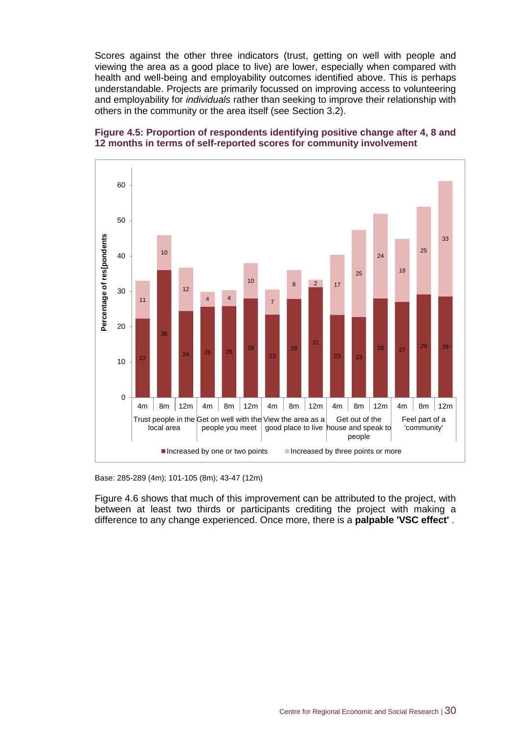Scores against the other three indicators (trust, getting on well with people and viewing the area as a good place to live) are lower, especially when compared with health and well-being and employability outcomes identified above. This is perhaps understandable. Projects are primarily focussed on improving access to volunteering and employability for *individuals* rather than seeking to improve their relationship with others in the community or the area itself (see Section 3.2).

**Figure 4.5: Proportion of respondents identifying positive change after 4, 8 and 12 months in terms of self-reported scores for community involvement**

| Indicator | Period | Increased by one or two points | Increased by three points or more |
|---|---|---|---|
| Trust people in the local area | 4m | 22 | 11 |
| | 8m | 36 | 10 |
| | 12m | 24 | 12 |
| Get on well with the people you meet | 4m | 26 | 4 |
| | 8m | 26 | 4 |
| | 12m | 28 | 10 |
| View the area as a good place to live | 4m | 23 | 7 |
| | 8m | 28 | 8 |
| | 12m | 31 | 2 |
| Get out of the house and speak to people | 4m | 23 | 17 |
| | 8m | 23 | 25 |
| | 12m | 28 | 24 |
| Feel part of a 'community' | 4m | 27 | 18 |
| | 8m | 29 | 25 |
| | 12m | 29 | 33 |

Base: 285-289 (4m); 101-105 (8m); 43-47 (12m)

Figure 4.6 shows that much of this improvement can be attributed to the project, with between at least two thirds or participants crediting the project with making a difference to any change experienced. Once more, there is a **palpable 'VSC effect'** .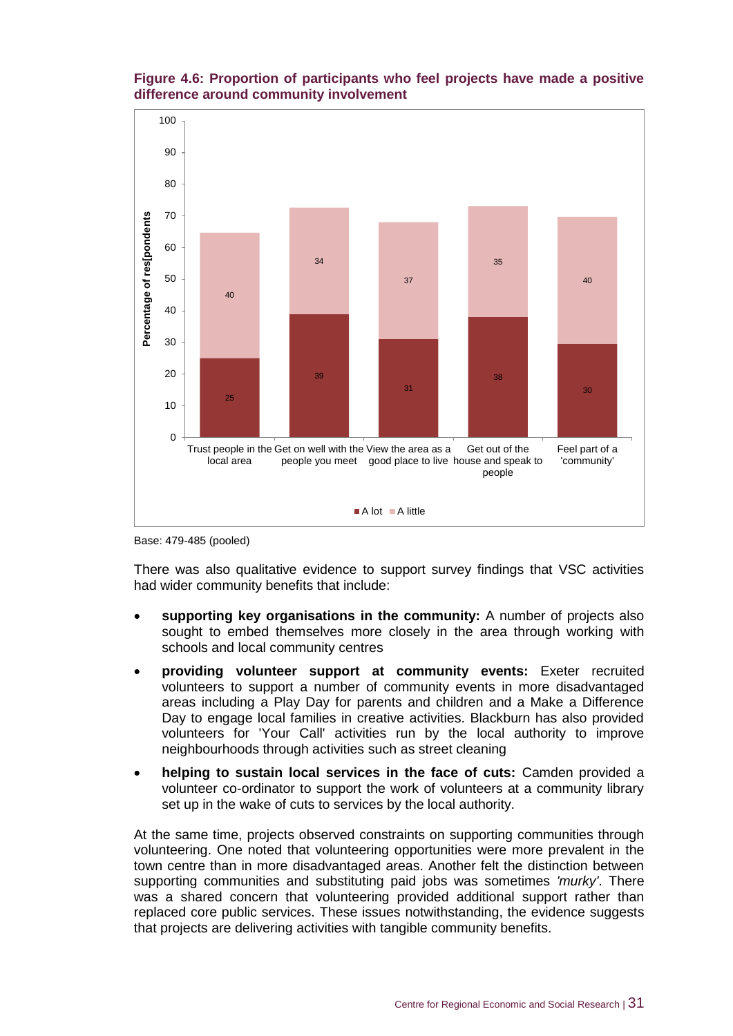**Figure 4.6: Proportion of participants who feel projects have made a positive difference around community involvement**

| | A lot | A little |
|---|---|---|
| Trust people in the local area | 25 | 40 |
| Get on well with the people you meet | 39 | 34 |
| View the area as a good place to live | 31 | 37 |
| Get out of the house and speak to people | 38 | 35 |
| Feel part of a 'community' | 30 | 40 |

Percentage of res[pondents

Base: 479-485 (pooled)

There was also qualitative evidence to support survey findings that VSC activities had wider community benefits that include:

- **supporting key organisations in the community:** A number of projects also sought to embed themselves more closely in the area through working with schools and local community centres
- **providing volunteer support at community events:** Exeter recruited volunteers to support a number of community events in more disadvantaged areas including a Play Day for parents and children and a Make a Difference Day to engage local families in creative activities. Blackburn has also provided volunteers for 'Your Call' activities run by the local authority to improve neighbourhoods through activities such as street cleaning
- **helping to sustain local services in the face of cuts:** Camden provided a volunteer co-ordinator to support the work of volunteers at a community library set up in the wake of cuts to services by the local authority.

At the same time, projects observed constraints on supporting communities through volunteering. One noted that volunteering opportunities were more prevalent in the town centre than in more disadvantaged areas. Another felt the distinction between supporting communities and substituting paid jobs was sometimes *'murky'*. There was a shared concern that volunteering provided additional support rather than replaced core public services. These issues notwithstanding, the evidence suggests that projects are delivering activities with tangible community benefits.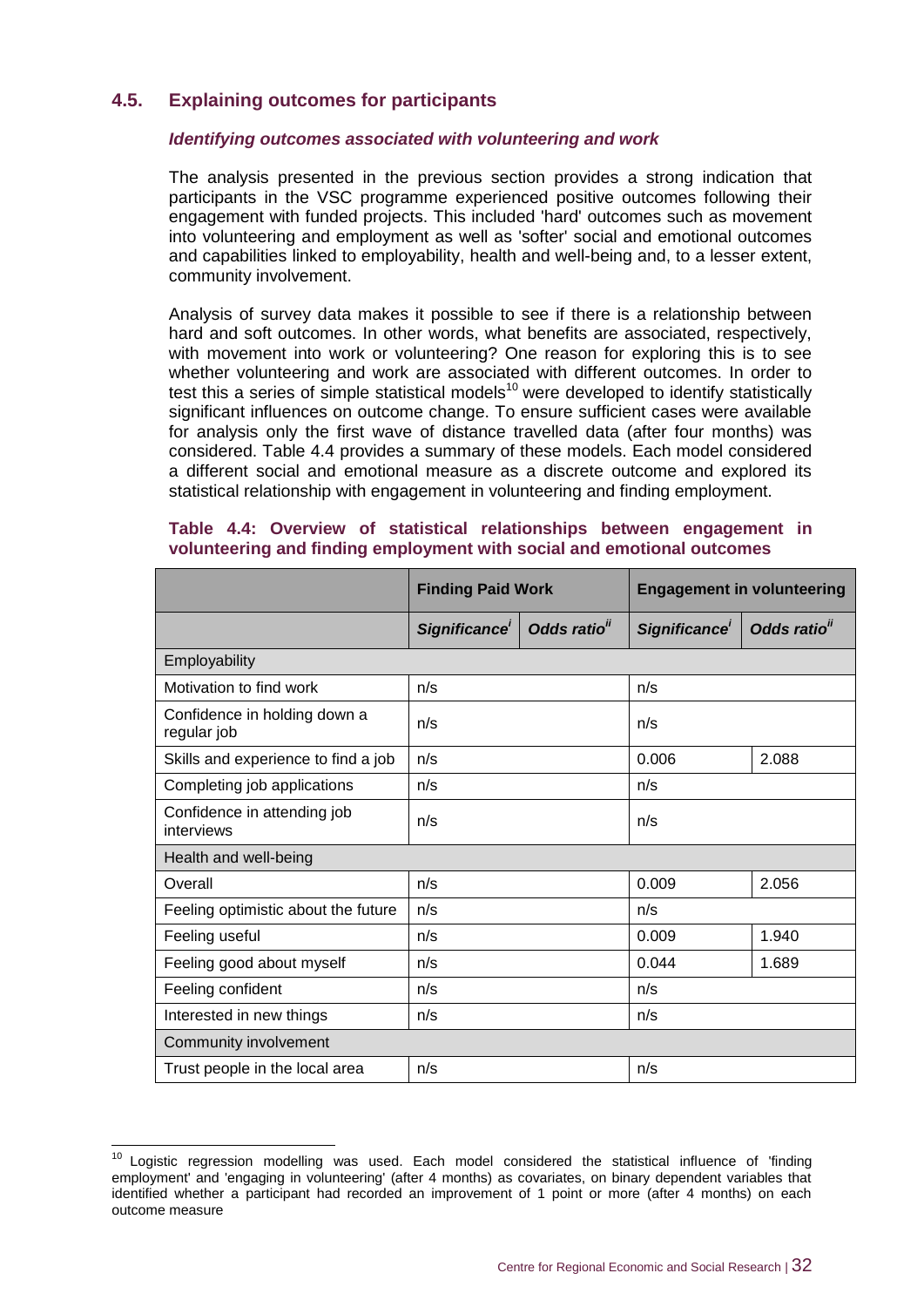## 4.5. Explaining outcomes for participants

### *Identifying outcomes associated with volunteering and work*

The analysis presented in the previous section provides a strong indication that participants in the VSC programme experienced positive outcomes following their engagement with funded projects. This included 'hard' outcomes such as movement into volunteering and employment as well as 'softer' social and emotional outcomes and capabilities linked to employability, health and well-being and, to a lesser extent, community involvement.

Analysis of survey data makes it possible to see if there is a relationship between hard and soft outcomes. In other words, what benefits are associated, respectively, with movement into work or volunteering? One reason for exploring this is to see whether volunteering and work are associated with different outcomes. In order to test this a series of simple statistical models[10] were developed to identify statistically significant influences on outcome change. To ensure sufficient cases were available for analysis only the first wave of distance travelled data (after four months) was considered. Table 4.4 provides a summary of these models. Each model considered a different social and emotional measure as a discrete outcome and explored its statistical relationship with engagement in volunteering and finding employment.

**Table 4.4: Overview of statistical relationships between engagement in volunteering and finding employment with social and emotional outcomes**

| | **Finding Paid Work** | | **Engagement in volunteering** | |
|---|---|---|---|---|
| | ***Significance***[i] | ***Odds ratio***[ii] | ***Significance***[i] | ***Odds ratio***[ii] |
| Employability | | | | |
| Motivation to find work | n/s | | n/s | |
| Confidence in holding down a regular job | n/s | | n/s | |
| Skills and experience to find a job | n/s | | 0.006 | 2.088 |
| Completing job applications | n/s | | n/s | |
| Confidence in attending job interviews | n/s | | n/s | |
| Health and well-being | | | | |
| Overall | n/s | | 0.009 | 2.056 |
| Feeling optimistic about the future | n/s | | n/s | |
| Feeling useful | n/s | | 0.009 | 1.940 |
| Feeling good about myself | n/s | | 0.044 | 1.689 |
| Feeling confident | n/s | | n/s | |
| Interested in new things | n/s | | n/s | |
| Community involvement | | | | |
| Trust people in the local area | n/s | | n/s | |

---

[10] Logistic regression modelling was used. Each model considered the statistical influence of 'finding employment' and 'engaging in volunteering' (after 4 months) as covariates, on binary dependent variables that identified whether a participant had recorded an improvement of 1 point or more (after 4 months) on each outcome measure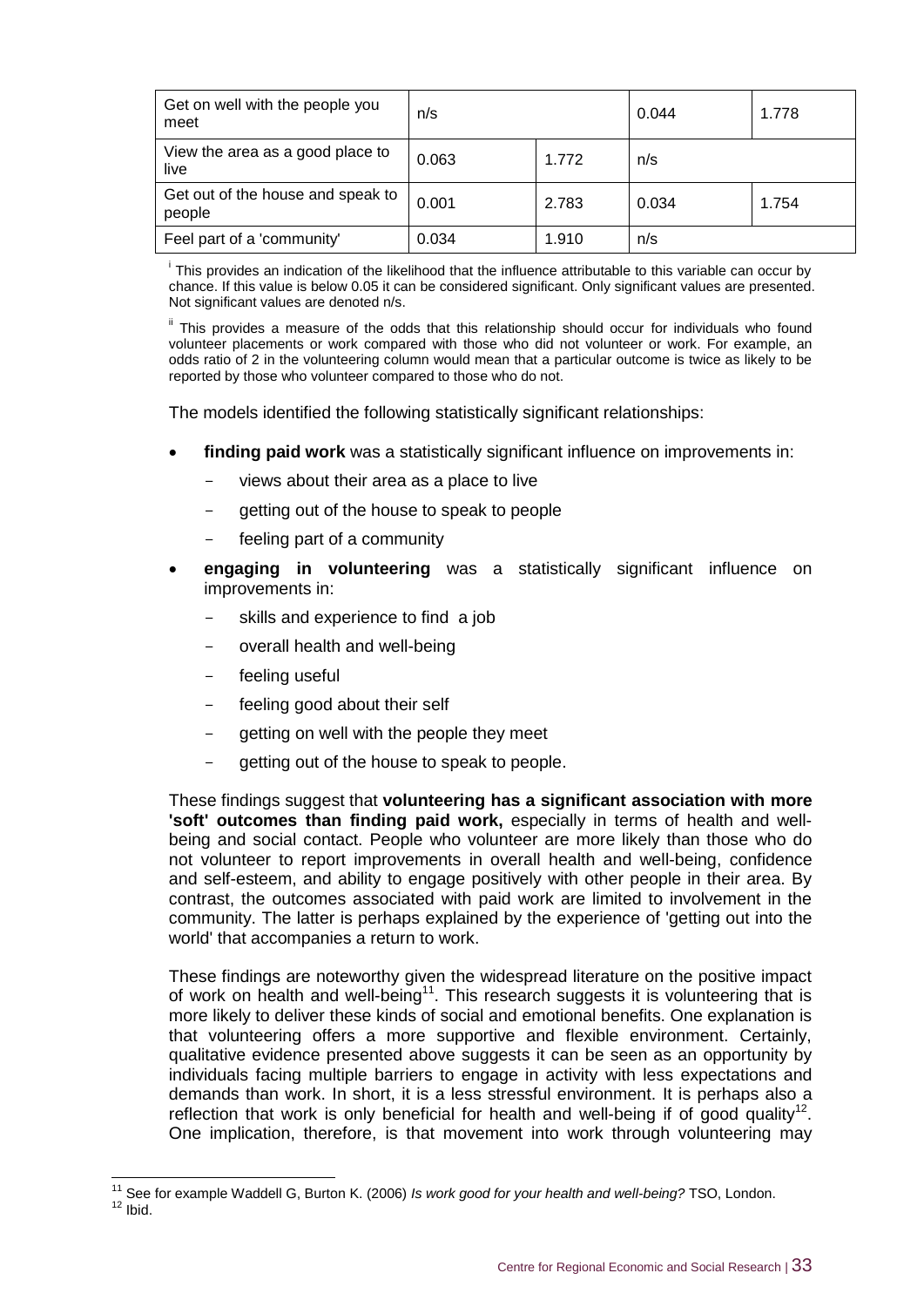| | | | | |
|---|---|---|---|---|
| Get on well with the people you meet | n/s | | 0.044 | 1.778 |
| View the area as a good place to live | 0.063 | 1.772 | n/s | |
| Get out of the house and speak to people | 0.001 | 2.783 | 0.034 | 1.754 |
| Feel part of a 'community' | 0.034 | 1.910 | n/s | |

[i] This provides an indication of the likelihood that the influence attributable to this variable can occur by chance. If this value is below 0.05 it can be considered significant. Only significant values are presented. Not significant values are denoted n/s.

[ii] This provides a measure of the odds that this relationship should occur for individuals who found volunteer placements or work compared with those who did not volunteer or work. For example, an odds ratio of 2 in the volunteering column would mean that a particular outcome is twice as likely to be reported by those who volunteer compared to those who do not.

The models identified the following statistically significant relationships:

- **finding paid work** was a statistically significant influence on improvements in:
  - views about their area as a place to live
  - getting out of the house to speak to people
  - feeling part of a community
- **engaging in volunteering** was a statistically significant influence on improvements in:
  - skills and experience to find a job
  - overall health and well-being
  - feeling useful
  - feeling good about their self
  - getting on well with the people they meet
  - getting out of the house to speak to people.

These findings suggest that **volunteering has a significant association with more 'soft' outcomes than finding paid work,** especially in terms of health and well-being and social contact. People who volunteer are more likely than those who do not volunteer to report improvements in overall health and well-being, confidence and self-esteem, and ability to engage positively with other people in their area. By contrast, the outcomes associated with paid work are limited to involvement in the community. The latter is perhaps explained by the experience of 'getting out into the world' that accompanies a return to work.

These findings are noteworthy given the widespread literature on the positive impact of work on health and well-being[11]. This research suggests it is volunteering that is more likely to deliver these kinds of social and emotional benefits. One explanation is that volunteering offers a more supportive and flexible environment. Certainly, qualitative evidence presented above suggests it can be seen as an opportunity by individuals facing multiple barriers to engage in activity with less expectations and demands than work. In short, it is a less stressful environment. It is perhaps also a reflection that work is only beneficial for health and well-being if of good quality[12]. One implication, therefore, is that movement into work through volunteering may

[11] See for example Waddell G, Burton K. (2006) *Is work good for your health and well-being?* TSO, London.

[12] Ibid.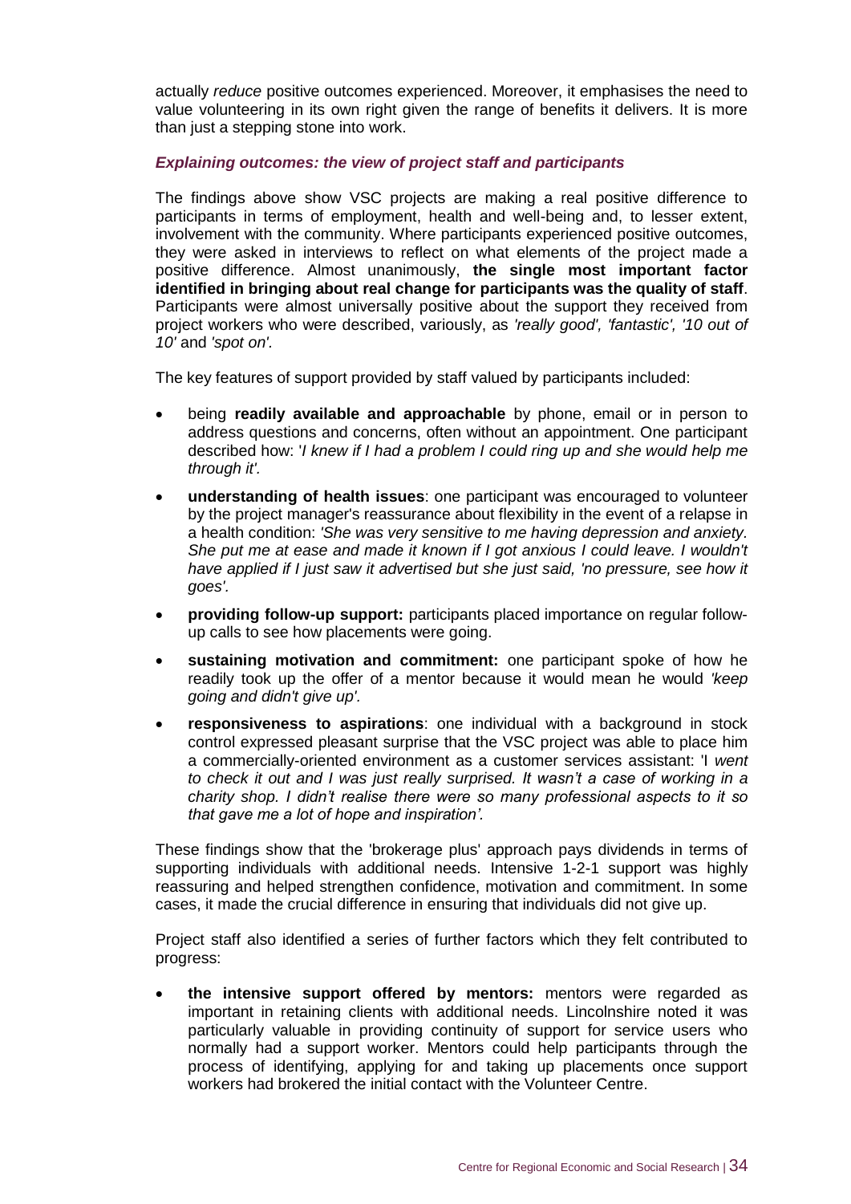actually *reduce* positive outcomes experienced. Moreover, it emphasises the need to value volunteering in its own right given the range of benefits it delivers. It is more than just a stepping stone into work.

### *Explaining outcomes: the view of project staff and participants*

The findings above show VSC projects are making a real positive difference to participants in terms of employment, health and well-being and, to lesser extent, involvement with the community. Where participants experienced positive outcomes, they were asked in interviews to reflect on what elements of the project made a positive difference. Almost unanimously, **the single most important factor identified in bringing about real change for participants was the quality of staff**. Participants were almost universally positive about the support they received from project workers who were described, variously, as *'really good', 'fantastic', '10 out of 10'* and *'spot on'.*

The key features of support provided by staff valued by participants included:

- being **readily available and approachable** by phone, email or in person to address questions and concerns, often without an appointment. One participant described how: '*I knew if I had a problem I could ring up and she would help me through it'.*
- **understanding of health issues**: one participant was encouraged to volunteer by the project manager's reassurance about flexibility in the event of a relapse in a health condition: *'She was very sensitive to me having depression and anxiety. She put me at ease and made it known if I got anxious I could leave. I wouldn't have applied if I just saw it advertised but she just said, 'no pressure, see how it goes'.*
- **providing follow-up support:** participants placed importance on regular follow-up calls to see how placements were going.
- **sustaining motivation and commitment:** one participant spoke of how he readily took up the offer of a mentor because it would mean he would *'keep going and didn't give up'.*
- **responsiveness to aspirations**: one individual with a background in stock control expressed pleasant surprise that the VSC project was able to place him a commercially-oriented environment as a customer services assistant: 'I *went to check it out and I was just really surprised. It wasn't a case of working in a charity shop. I didn't realise there were so many professional aspects to it so that gave me a lot of hope and inspiration'.*

These findings show that the 'brokerage plus' approach pays dividends in terms of supporting individuals with additional needs. Intensive 1-2-1 support was highly reassuring and helped strengthen confidence, motivation and commitment. In some cases, it made the crucial difference in ensuring that individuals did not give up.

Project staff also identified a series of further factors which they felt contributed to progress:

- **the intensive support offered by mentors:** mentors were regarded as important in retaining clients with additional needs. Lincolnshire noted it was particularly valuable in providing continuity of support for service users who normally had a support worker. Mentors could help participants through the process of identifying, applying for and taking up placements once support workers had brokered the initial contact with the Volunteer Centre.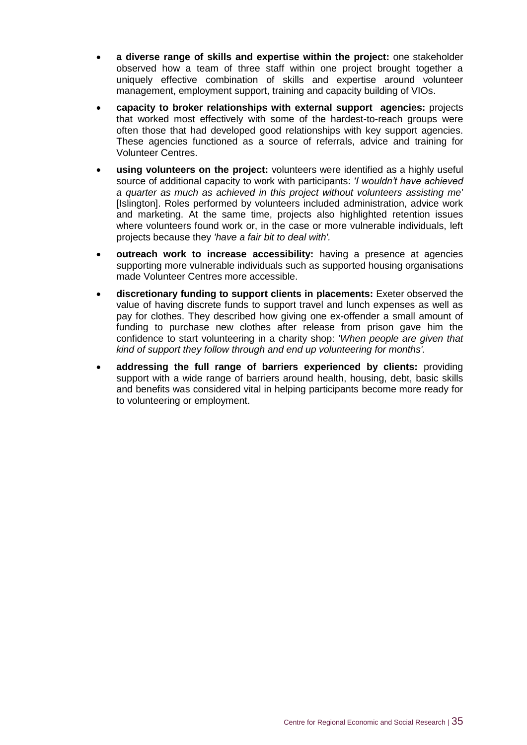- **a diverse range of skills and expertise within the project:** one stakeholder observed how a team of three staff within one project brought together a uniquely effective combination of skills and expertise around volunteer management, employment support, training and capacity building of VIOs.
- **capacity to broker relationships with external support agencies:** projects that worked most effectively with some of the hardest-to-reach groups were often those that had developed good relationships with key support agencies. These agencies functioned as a source of referrals, advice and training for Volunteer Centres.
- **using volunteers on the project:** volunteers were identified as a highly useful source of additional capacity to work with participants: *'I wouldn't have achieved a quarter as much as achieved in this project without volunteers assisting me'* [Islington]. Roles performed by volunteers included administration, advice work and marketing. At the same time, projects also highlighted retention issues where volunteers found work or, in the case or more vulnerable individuals, left projects because they *'have a fair bit to deal with'.*
- **outreach work to increase accessibility:** having a presence at agencies supporting more vulnerable individuals such as supported housing organisations made Volunteer Centres more accessible.
- **discretionary funding to support clients in placements:** Exeter observed the value of having discrete funds to support travel and lunch expenses as well as pay for clothes. They described how giving one ex-offender a small amount of funding to purchase new clothes after release from prison gave him the confidence to start volunteering in a charity shop: '*When people are given that kind of support they follow through and end up volunteering for months'.*
- **addressing the full range of barriers experienced by clients:** providing support with a wide range of barriers around health, housing, debt, basic skills and benefits was considered vital in helping participants become more ready for to volunteering or employment.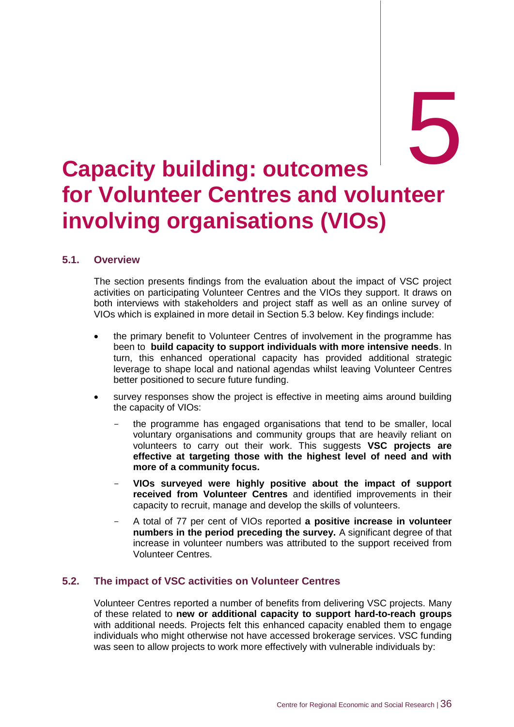# 5 Capacity building: outcomes for Volunteer Centres and volunteer involving organisations (VIOs)

## 5.1. Overview

The section presents findings from the evaluation about the impact of VSC project activities on participating Volunteer Centres and the VIOs they support. It draws on both interviews with stakeholders and project staff as well as an online survey of VIOs which is explained in more detail in Section 5.3 below. Key findings include:

- the primary benefit to Volunteer Centres of involvement in the programme has been to **build capacity to support individuals with more intensive needs**. In turn, this enhanced operational capacity has provided additional strategic leverage to shape local and national agendas whilst leaving Volunteer Centres better positioned to secure future funding.
- survey responses show the project is effective in meeting aims around building the capacity of VIOs:
  - the programme has engaged organisations that tend to be smaller, local voluntary organisations and community groups that are heavily reliant on volunteers to carry out their work. This suggests **VSC projects are effective at targeting those with the highest level of need and with more of a community focus.**
  - **VIOs surveyed were highly positive about the impact of support received from Volunteer Centres** and identified improvements in their capacity to recruit, manage and develop the skills of volunteers.
  - A total of 77 per cent of VIOs reported **a positive increase in volunteer numbers in the period preceding the survey.** A significant degree of that increase in volunteer numbers was attributed to the support received from Volunteer Centres.

## 5.2. The impact of VSC activities on Volunteer Centres

Volunteer Centres reported a number of benefits from delivering VSC projects. Many of these related to **new or additional capacity to support hard-to-reach groups** with additional needs. Projects felt this enhanced capacity enabled them to engage individuals who might otherwise not have accessed brokerage services. VSC funding was seen to allow projects to work more effectively with vulnerable individuals by: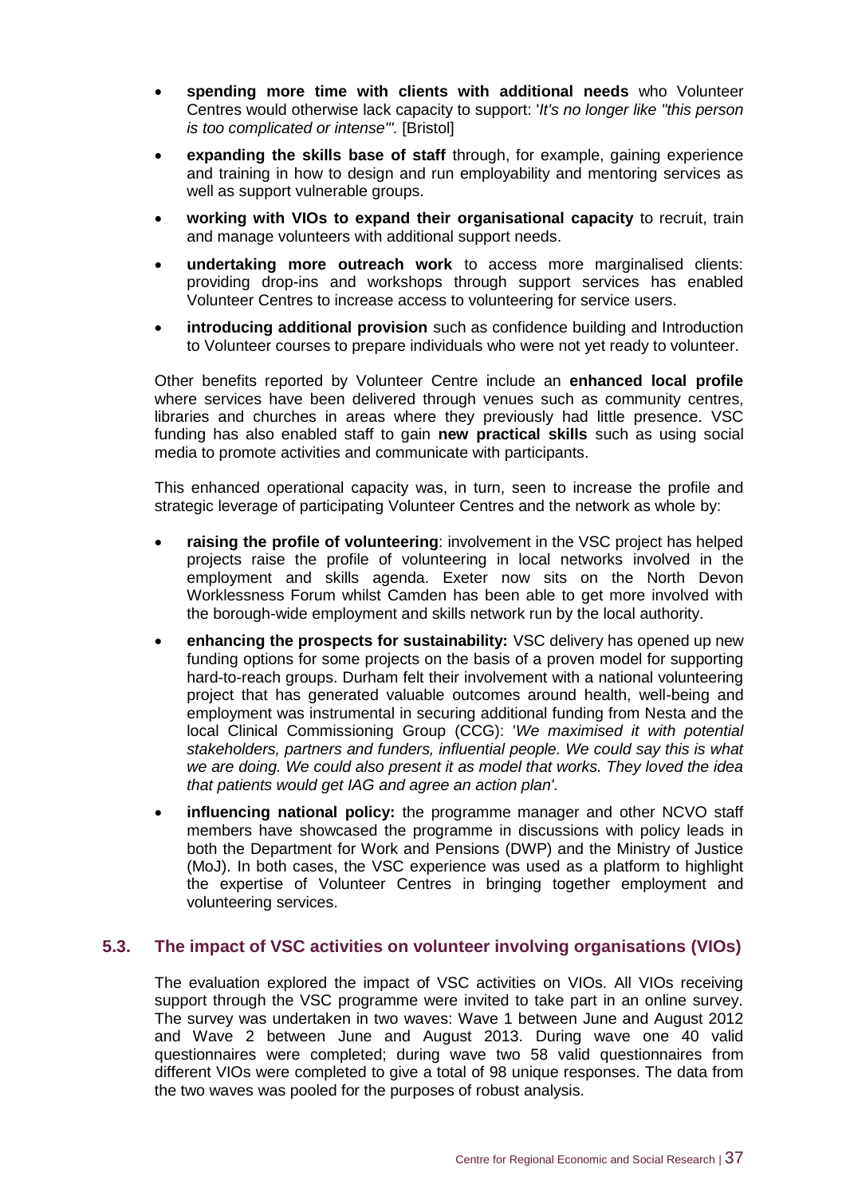- **spending more time with clients with additional needs** who Volunteer Centres would otherwise lack capacity to support: '*It's no longer like "this person is too complicated or intense"'.* [Bristol]
- **expanding the skills base of staff** through, for example, gaining experience and training in how to design and run employability and mentoring services as well as support vulnerable groups.
- **working with VIOs to expand their organisational capacity** to recruit, train and manage volunteers with additional support needs.
- **undertaking more outreach work** to access more marginalised clients: providing drop-ins and workshops through support services has enabled Volunteer Centres to increase access to volunteering for service users.
- **introducing additional provision** such as confidence building and Introduction to Volunteer courses to prepare individuals who were not yet ready to volunteer.

Other benefits reported by Volunteer Centre include an **enhanced local profile** where services have been delivered through venues such as community centres, libraries and churches in areas where they previously had little presence. VSC funding has also enabled staff to gain **new practical skills** such as using social media to promote activities and communicate with participants.

This enhanced operational capacity was, in turn, seen to increase the profile and strategic leverage of participating Volunteer Centres and the network as whole by:

- **raising the profile of volunteering**: involvement in the VSC project has helped projects raise the profile of volunteering in local networks involved in the employment and skills agenda. Exeter now sits on the North Devon Worklessness Forum whilst Camden has been able to get more involved with the borough-wide employment and skills network run by the local authority.
- **enhancing the prospects for sustainability:** VSC delivery has opened up new funding options for some projects on the basis of a proven model for supporting hard-to-reach groups. Durham felt their involvement with a national volunteering project that has generated valuable outcomes around health, well-being and employment was instrumental in securing additional funding from Nesta and the local Clinical Commissioning Group (CCG): '*We maximised it with potential stakeholders, partners and funders, influential people. We could say this is what we are doing. We could also present it as model that works. They loved the idea that patients would get IAG and agree an action plan'.*
- **influencing national policy:** the programme manager and other NCVO staff members have showcased the programme in discussions with policy leads in both the Department for Work and Pensions (DWP) and the Ministry of Justice (MoJ). In both cases, the VSC experience was used as a platform to highlight the expertise of Volunteer Centres in bringing together employment and volunteering services.

## 5.3. The impact of VSC activities on volunteer involving organisations (VIOs)

The evaluation explored the impact of VSC activities on VIOs. All VIOs receiving support through the VSC programme were invited to take part in an online survey. The survey was undertaken in two waves: Wave 1 between June and August 2012 and Wave 2 between June and August 2013. During wave one 40 valid questionnaires were completed; during wave two 58 valid questionnaires from different VIOs were completed to give a total of 98 unique responses. The data from the two waves was pooled for the purposes of robust analysis.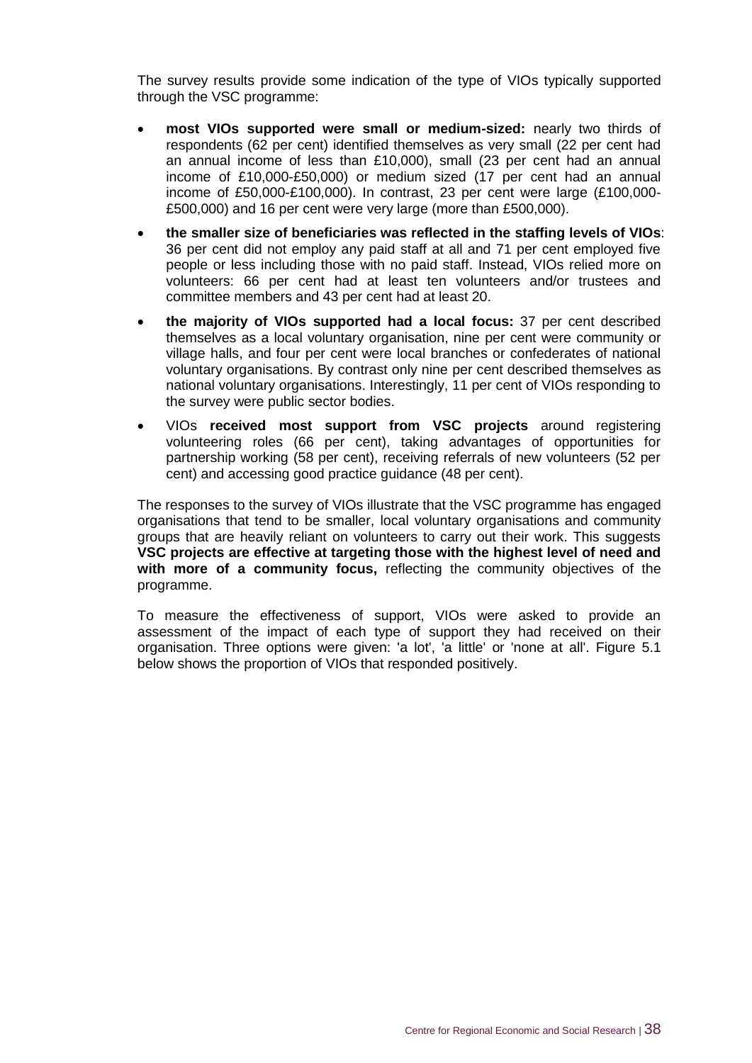The survey results provide some indication of the type of VIOs typically supported through the VSC programme:

- **most VIOs supported were small or medium-sized:** nearly two thirds of respondents (62 per cent) identified themselves as very small (22 per cent had an annual income of less than £10,000), small (23 per cent had an annual income of £10,000-£50,000) or medium sized (17 per cent had an annual income of £50,000-£100,000). In contrast, 23 per cent were large (£100,000-£500,000) and 16 per cent were very large (more than £500,000).
- **the smaller size of beneficiaries was reflected in the staffing levels of VIOs**: 36 per cent did not employ any paid staff at all and 71 per cent employed five people or less including those with no paid staff. Instead, VIOs relied more on volunteers: 66 per cent had at least ten volunteers and/or trustees and committee members and 43 per cent had at least 20.
- **the majority of VIOs supported had a local focus:** 37 per cent described themselves as a local voluntary organisation, nine per cent were community or village halls, and four per cent were local branches or confederates of national voluntary organisations. By contrast only nine per cent described themselves as national voluntary organisations. Interestingly, 11 per cent of VIOs responding to the survey were public sector bodies.
- VIOs **received most support from VSC projects** around registering volunteering roles (66 per cent), taking advantages of opportunities for partnership working (58 per cent), receiving referrals of new volunteers (52 per cent) and accessing good practice guidance (48 per cent).

The responses to the survey of VIOs illustrate that the VSC programme has engaged organisations that tend to be smaller, local voluntary organisations and community groups that are heavily reliant on volunteers to carry out their work. This suggests **VSC projects are effective at targeting those with the highest level of need and with more of a community focus,** reflecting the community objectives of the programme.

To measure the effectiveness of support, VIOs were asked to provide an assessment of the impact of each type of support they had received on their organisation. Three options were given: 'a lot', 'a little' or 'none at all'. Figure 5.1 below shows the proportion of VIOs that responded positively.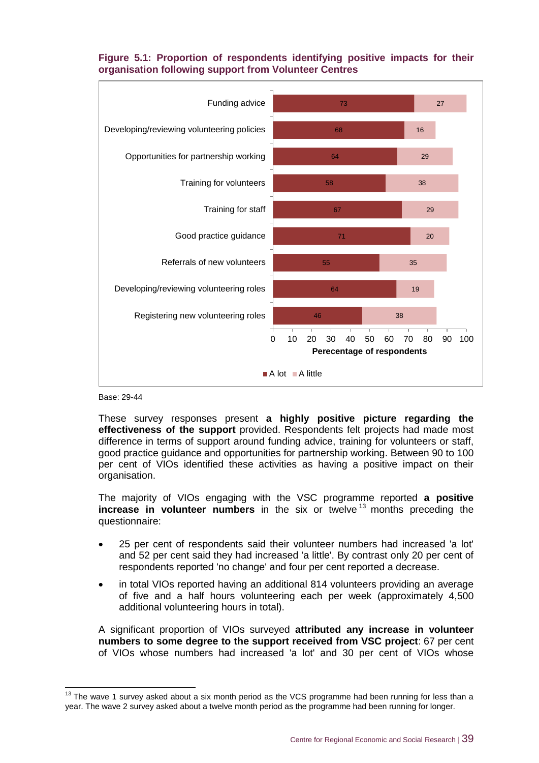**Figure 5.1: Proportion of respondents identifying positive impacts for their organisation following support from Volunteer Centres**

| | A lot | A little |
|---|---|---|
| Funding advice | 73 | 27 |
| Developing/reviewing volunteering policies | 68 | 16 |
| Opportunities for partnership working | 64 | 29 |
| Training for volunteers | 58 | 38 |
| Training for staff | 67 | 29 |
| Good practice guidance | 71 | 20 |
| Referrals of new volunteers | 55 | 35 |
| Developing/reviewing volunteering roles | 64 | 19 |
| Registering new volunteering roles | 46 | 38 |

Perecentage of respondents

Base: 29-44

These survey responses present **a highly positive picture regarding the effectiveness of the support** provided. Respondents felt projects had made most difference in terms of support around funding advice, training for volunteers or staff, good practice guidance and opportunities for partnership working. Between 90 to 100 per cent of VIOs identified these activities as having a positive impact on their organisation.

The majority of VIOs engaging with the VSC programme reported **a positive increase in volunteer numbers** in the six or twelve[13] months preceding the questionnaire:

- 25 per cent of respondents said their volunteer numbers had increased 'a lot' and 52 per cent said they had increased 'a little'. By contrast only 20 per cent of respondents reported 'no change' and four per cent reported a decrease.
- in total VIOs reported having an additional 814 volunteers providing an average of five and a half hours volunteering each per week (approximately 4,500 additional volunteering hours in total).

A significant proportion of VIOs surveyed **attributed any increase in volunteer numbers to some degree to the support received from VSC project**: 67 per cent of VIOs whose numbers had increased 'a lot' and 30 per cent of VIOs whose

[13] The wave 1 survey asked about a six month period as the VCS programme had been running for less than a year. The wave 2 survey asked about a twelve month period as the programme had been running for longer.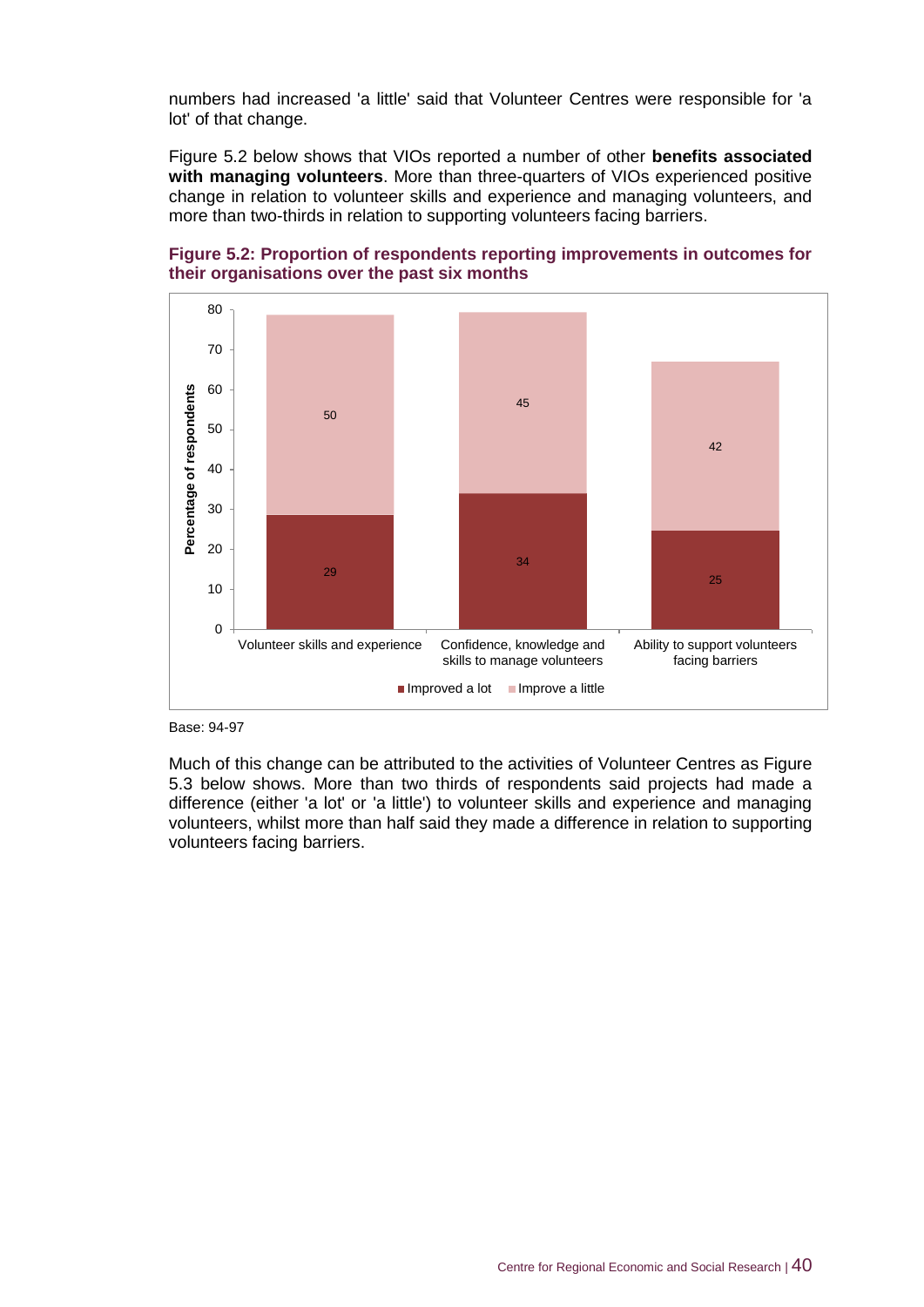numbers had increased 'a little' said that Volunteer Centres were responsible for 'a lot' of that change.

Figure 5.2 below shows that VIOs reported a number of other **benefits associated with managing volunteers**. More than three-quarters of VIOs experienced positive change in relation to volunteer skills and experience and managing volunteers, and more than two-thirds in relation to supporting volunteers facing barriers.

**Figure 5.2: Proportion of respondents reporting improvements in outcomes for their organisations over the past six months**

| | Improved a lot | Improve a little |
|---|---|---|
| Volunteer skills and experience | 29 | 50 |
| Confidence, knowledge and skills to manage volunteers | 34 | 45 |
| Ability to support volunteers facing barriers | 25 | 42 |

Base: 94-97

Much of this change can be attributed to the activities of Volunteer Centres as Figure 5.3 below shows. More than two thirds of respondents said projects had made a difference (either 'a lot' or 'a little') to volunteer skills and experience and managing volunteers, whilst more than half said they made a difference in relation to supporting volunteers facing barriers.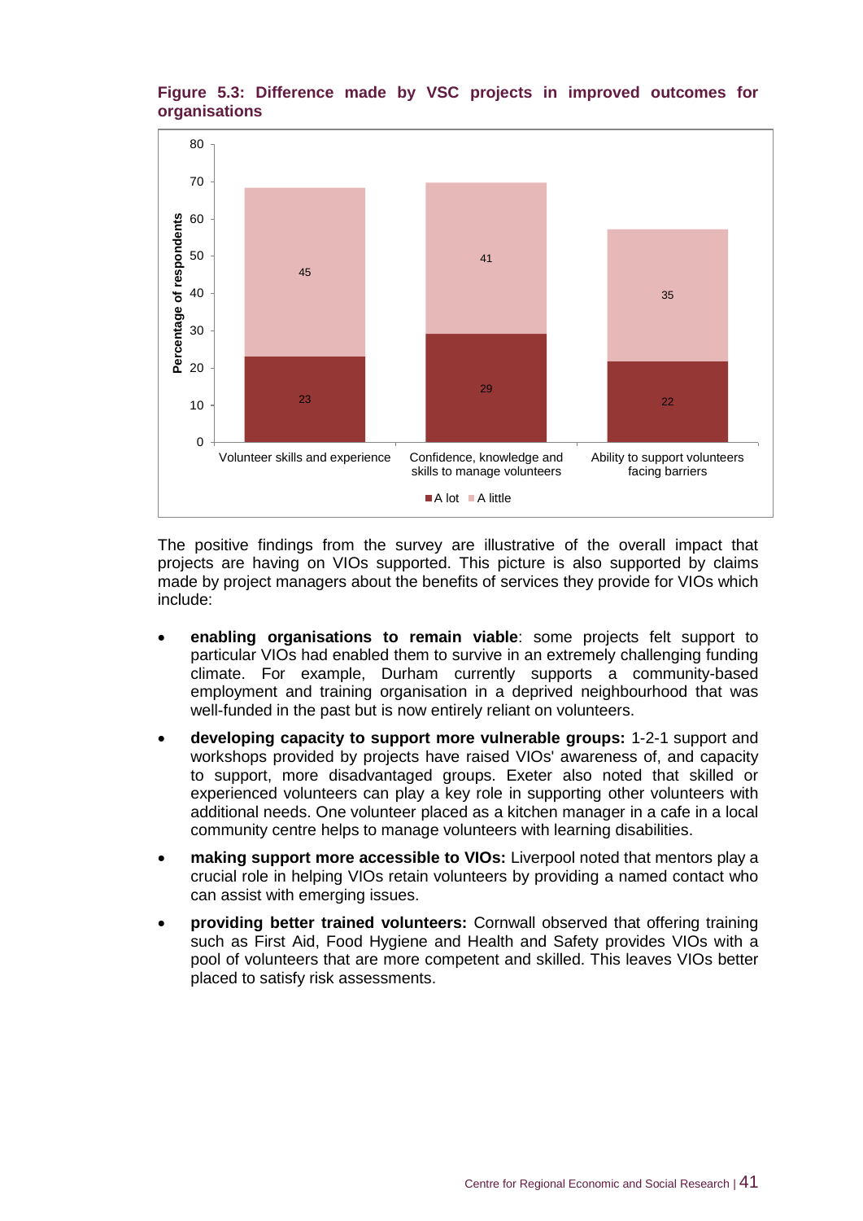**Figure 5.3: Difference made by VSC projects in improved outcomes for organisations**

| | A lot | A little |
|---|---|---|
| Volunteer skills and experience | 23 | 45 |
| Confidence, knowledge and skills to manage volunteers | 29 | 41 |
| Ability to support volunteers facing barriers | 22 | 35 |

The positive findings from the survey are illustrative of the overall impact that projects are having on VIOs supported. This picture is also supported by claims made by project managers about the benefits of services they provide for VIOs which include:

- **enabling organisations to remain viable**: some projects felt support to particular VIOs had enabled them to survive in an extremely challenging funding climate. For example, Durham currently supports a community-based employment and training organisation in a deprived neighbourhood that was well-funded in the past but is now entirely reliant on volunteers.
- **developing capacity to support more vulnerable groups:** 1-2-1 support and workshops provided by projects have raised VIOs' awareness of, and capacity to support, more disadvantaged groups. Exeter also noted that skilled or experienced volunteers can play a key role in supporting other volunteers with additional needs. One volunteer placed as a kitchen manager in a cafe in a local community centre helps to manage volunteers with learning disabilities.
- **making support more accessible to VIOs:** Liverpool noted that mentors play a crucial role in helping VIOs retain volunteers by providing a named contact who can assist with emerging issues.
- **providing better trained volunteers:** Cornwall observed that offering training such as First Aid, Food Hygiene and Health and Safety provides VIOs with a pool of volunteers that are more competent and skilled. This leaves VIOs better placed to satisfy risk assessments.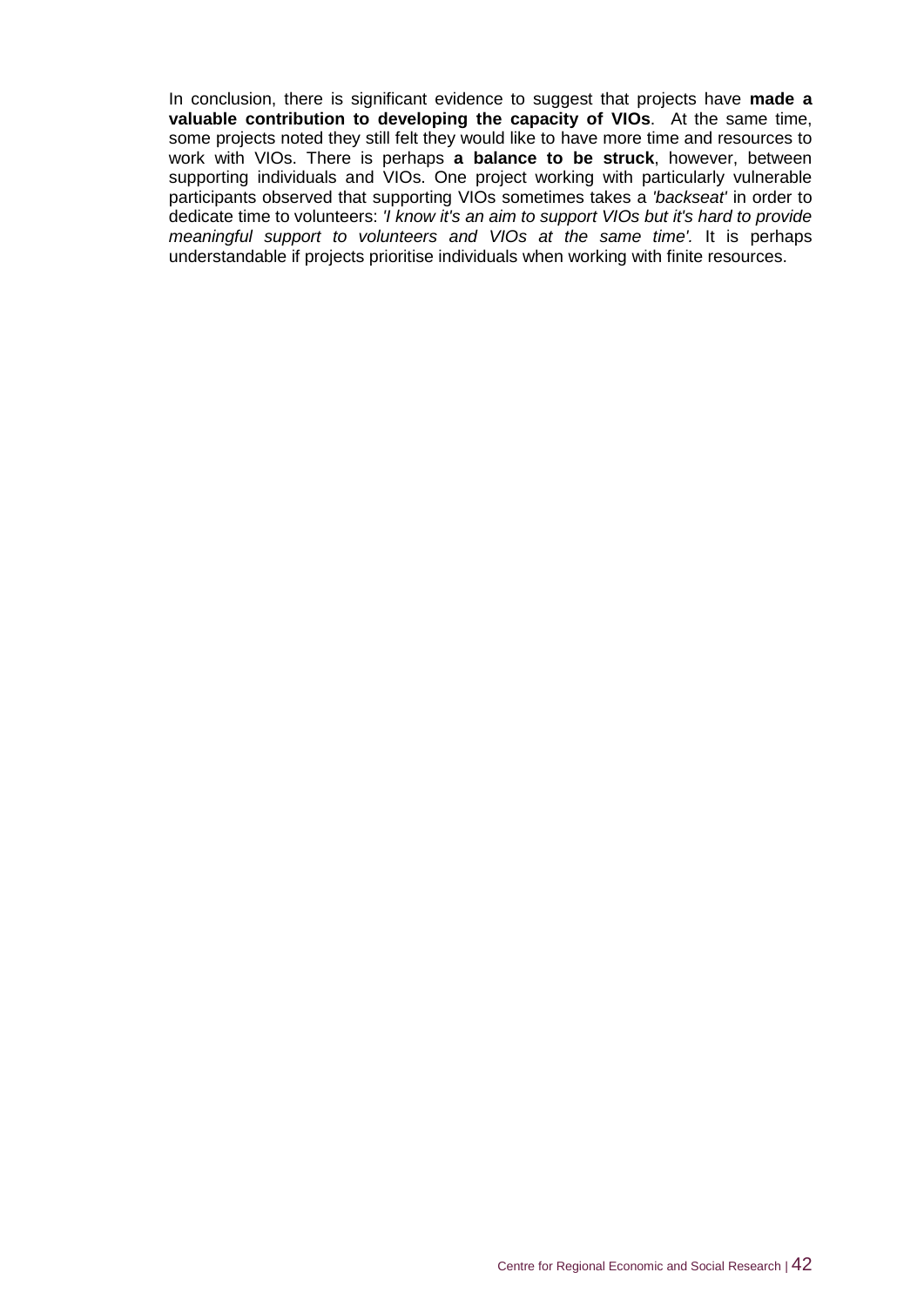In conclusion, there is significant evidence to suggest that projects have **made a valuable contribution to developing the capacity of VIOs**. At the same time, some projects noted they still felt they would like to have more time and resources to work with VIOs. There is perhaps **a balance to be struck**, however, between supporting individuals and VIOs. One project working with particularly vulnerable participants observed that supporting VIOs sometimes takes a *'backseat'* in order to dedicate time to volunteers: *'I know it's an aim to support VIOs but it's hard to provide meaningful support to volunteers and VIOs at the same time'.* It is perhaps understandable if projects prioritise individuals when working with finite resources.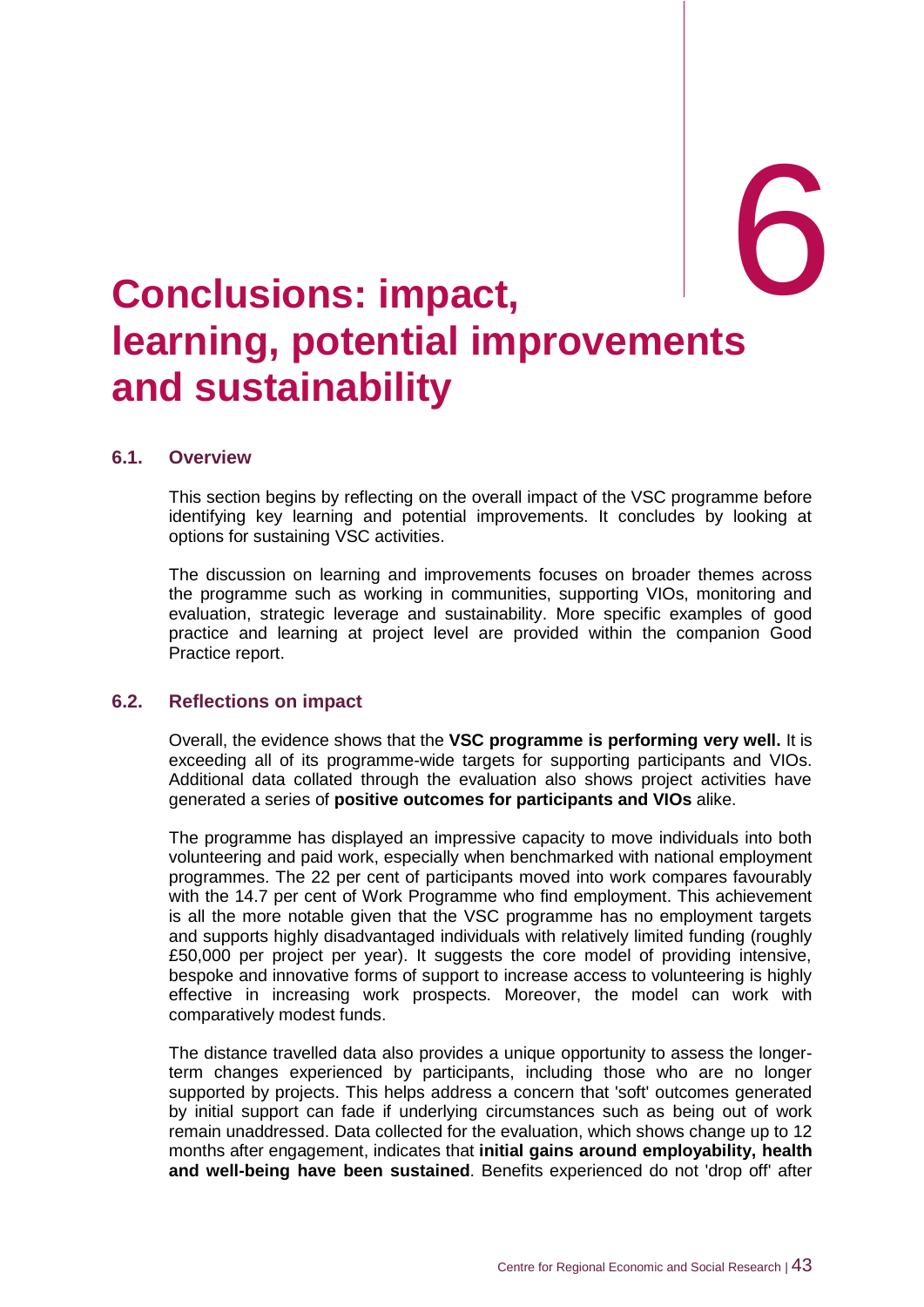# 6 Conclusions: impact, learning, potential improvements and sustainability

## 6.1. Overview

This section begins by reflecting on the overall impact of the VSC programme before identifying key learning and potential improvements. It concludes by looking at options for sustaining VSC activities.

The discussion on learning and improvements focuses on broader themes across the programme such as working in communities, supporting VIOs, monitoring and evaluation, strategic leverage and sustainability. More specific examples of good practice and learning at project level are provided within the companion Good Practice report.

## 6.2. Reflections on impact

Overall, the evidence shows that the **VSC programme is performing very well.** It is exceeding all of its programme-wide targets for supporting participants and VIOs. Additional data collated through the evaluation also shows project activities have generated a series of **positive outcomes for participants and VIOs** alike.

The programme has displayed an impressive capacity to move individuals into both volunteering and paid work, especially when benchmarked with national employment programmes. The 22 per cent of participants moved into work compares favourably with the 14.7 per cent of Work Programme who find employment. This achievement is all the more notable given that the VSC programme has no employment targets and supports highly disadvantaged individuals with relatively limited funding (roughly £50,000 per project per year). It suggests the core model of providing intensive, bespoke and innovative forms of support to increase access to volunteering is highly effective in increasing work prospects. Moreover, the model can work with comparatively modest funds.

The distance travelled data also provides a unique opportunity to assess the longer-term changes experienced by participants, including those who are no longer supported by projects. This helps address a concern that 'soft' outcomes generated by initial support can fade if underlying circumstances such as being out of work remain unaddressed. Data collected for the evaluation, which shows change up to 12 months after engagement, indicates that **initial gains around employability, health and well-being have been sustained**. Benefits experienced do not 'drop off' after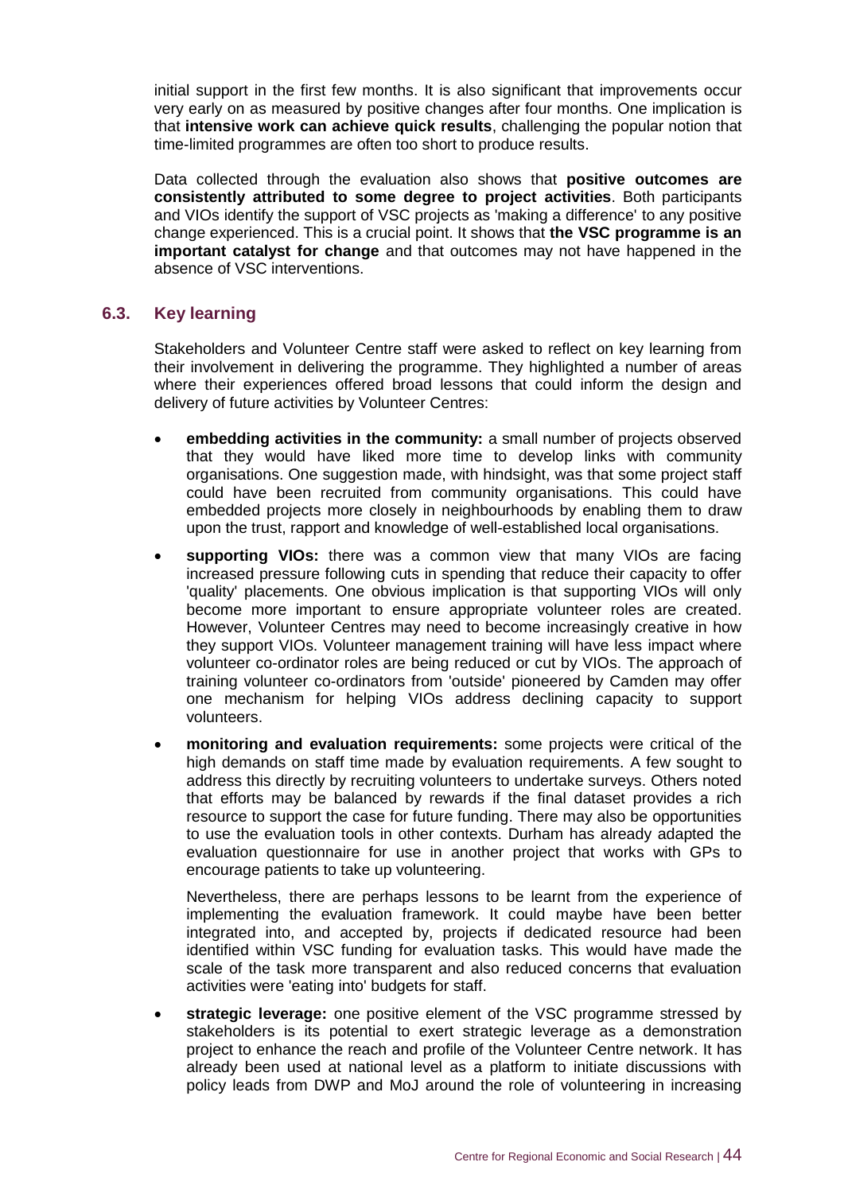initial support in the first few months. It is also significant that improvements occur very early on as measured by positive changes after four months. One implication is that **intensive work can achieve quick results**, challenging the popular notion that time-limited programmes are often too short to produce results.

Data collected through the evaluation also shows that **positive outcomes are consistently attributed to some degree to project activities**. Both participants and VIOs identify the support of VSC projects as 'making a difference' to any positive change experienced. This is a crucial point. It shows that **the VSC programme is an important catalyst for change** and that outcomes may not have happened in the absence of VSC interventions.

### 6.3. Key learning

Stakeholders and Volunteer Centre staff were asked to reflect on key learning from their involvement in delivering the programme. They highlighted a number of areas where their experiences offered broad lessons that could inform the design and delivery of future activities by Volunteer Centres:

- **embedding activities in the community:** a small number of projects observed that they would have liked more time to develop links with community organisations. One suggestion made, with hindsight, was that some project staff could have been recruited from community organisations. This could have embedded projects more closely in neighbourhoods by enabling them to draw upon the trust, rapport and knowledge of well-established local organisations.
- **supporting VIOs:** there was a common view that many VIOs are facing increased pressure following cuts in spending that reduce their capacity to offer 'quality' placements. One obvious implication is that supporting VIOs will only become more important to ensure appropriate volunteer roles are created. However, Volunteer Centres may need to become increasingly creative in how they support VIOs. Volunteer management training will have less impact where volunteer co-ordinator roles are being reduced or cut by VIOs. The approach of training volunteer co-ordinators from 'outside' pioneered by Camden may offer one mechanism for helping VIOs address declining capacity to support volunteers.
- **monitoring and evaluation requirements:** some projects were critical of the high demands on staff time made by evaluation requirements. A few sought to address this directly by recruiting volunteers to undertake surveys. Others noted that efforts may be balanced by rewards if the final dataset provides a rich resource to support the case for future funding. There may also be opportunities to use the evaluation tools in other contexts. Durham has already adapted the evaluation questionnaire for use in another project that works with GPs to encourage patients to take up volunteering.

  Nevertheless, there are perhaps lessons to be learnt from the experience of implementing the evaluation framework. It could maybe have been better integrated into, and accepted by, projects if dedicated resource had been identified within VSC funding for evaluation tasks. This would have made the scale of the task more transparent and also reduced concerns that evaluation activities were 'eating into' budgets for staff.
- **strategic leverage:** one positive element of the VSC programme stressed by stakeholders is its potential to exert strategic leverage as a demonstration project to enhance the reach and profile of the Volunteer Centre network. It has already been used at national level as a platform to initiate discussions with policy leads from DWP and MoJ around the role of volunteering in increasing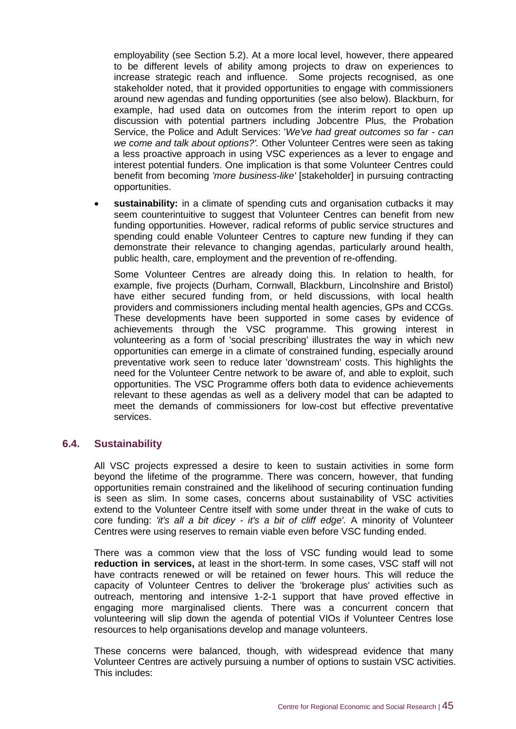employability (see Section 5.2). At a more local level, however, there appeared to be different levels of ability among projects to draw on experiences to increase strategic reach and influence. Some projects recognised, as one stakeholder noted, that it provided opportunities to engage with commissioners around new agendas and funding opportunities (see also below). Blackburn, for example, had used data on outcomes from the interim report to open up discussion with potential partners including Jobcentre Plus, the Probation Service, the Police and Adult Services: '*We've had great outcomes so far - can we come and talk about options?'.* Other Volunteer Centres were seen as taking a less proactive approach in using VSC experiences as a lever to engage and interest potential funders. One implication is that some Volunteer Centres could benefit from becoming *'more business-like'* [stakeholder] in pursuing contracting opportunities.

- **sustainability:** in a climate of spending cuts and organisation cutbacks it may seem counterintuitive to suggest that Volunteer Centres can benefit from new funding opportunities. However, radical reforms of public service structures and spending could enable Volunteer Centres to capture new funding if they can demonstrate their relevance to changing agendas, particularly around health, public health, care, employment and the prevention of re-offending.

  Some Volunteer Centres are already doing this. In relation to health, for example, five projects (Durham, Cornwall, Blackburn, Lincolnshire and Bristol) have either secured funding from, or held discussions, with local health providers and commissioners including mental health agencies, GPs and CCGs. These developments have been supported in some cases by evidence of achievements through the VSC programme. This growing interest in volunteering as a form of 'social prescribing' illustrates the way in which new opportunities can emerge in a climate of constrained funding, especially around preventative work seen to reduce later 'downstream' costs. This highlights the need for the Volunteer Centre network to be aware of, and able to exploit, such opportunities. The VSC Programme offers both data to evidence achievements relevant to these agendas as well as a delivery model that can be adapted to meet the demands of commissioners for low-cost but effective preventative services.

## 6.4. Sustainability

All VSC projects expressed a desire to keen to sustain activities in some form beyond the lifetime of the programme. There was concern, however, that funding opportunities remain constrained and the likelihood of securing continuation funding is seen as slim. In some cases, concerns about sustainability of VSC activities extend to the Volunteer Centre itself with some under threat in the wake of cuts to core funding: *'it's all a bit dicey - it's a bit of cliff edge'.* A minority of Volunteer Centres were using reserves to remain viable even before VSC funding ended.

There was a common view that the loss of VSC funding would lead to some **reduction in services,** at least in the short-term. In some cases, VSC staff will not have contracts renewed or will be retained on fewer hours. This will reduce the capacity of Volunteer Centres to deliver the 'brokerage plus' activities such as outreach, mentoring and intensive 1-2-1 support that have proved effective in engaging more marginalised clients. There was a concurrent concern that volunteering will slip down the agenda of potential VIOs if Volunteer Centres lose resources to help organisations develop and manage volunteers.

These concerns were balanced, though, with widespread evidence that many Volunteer Centres are actively pursuing a number of options to sustain VSC activities. This includes: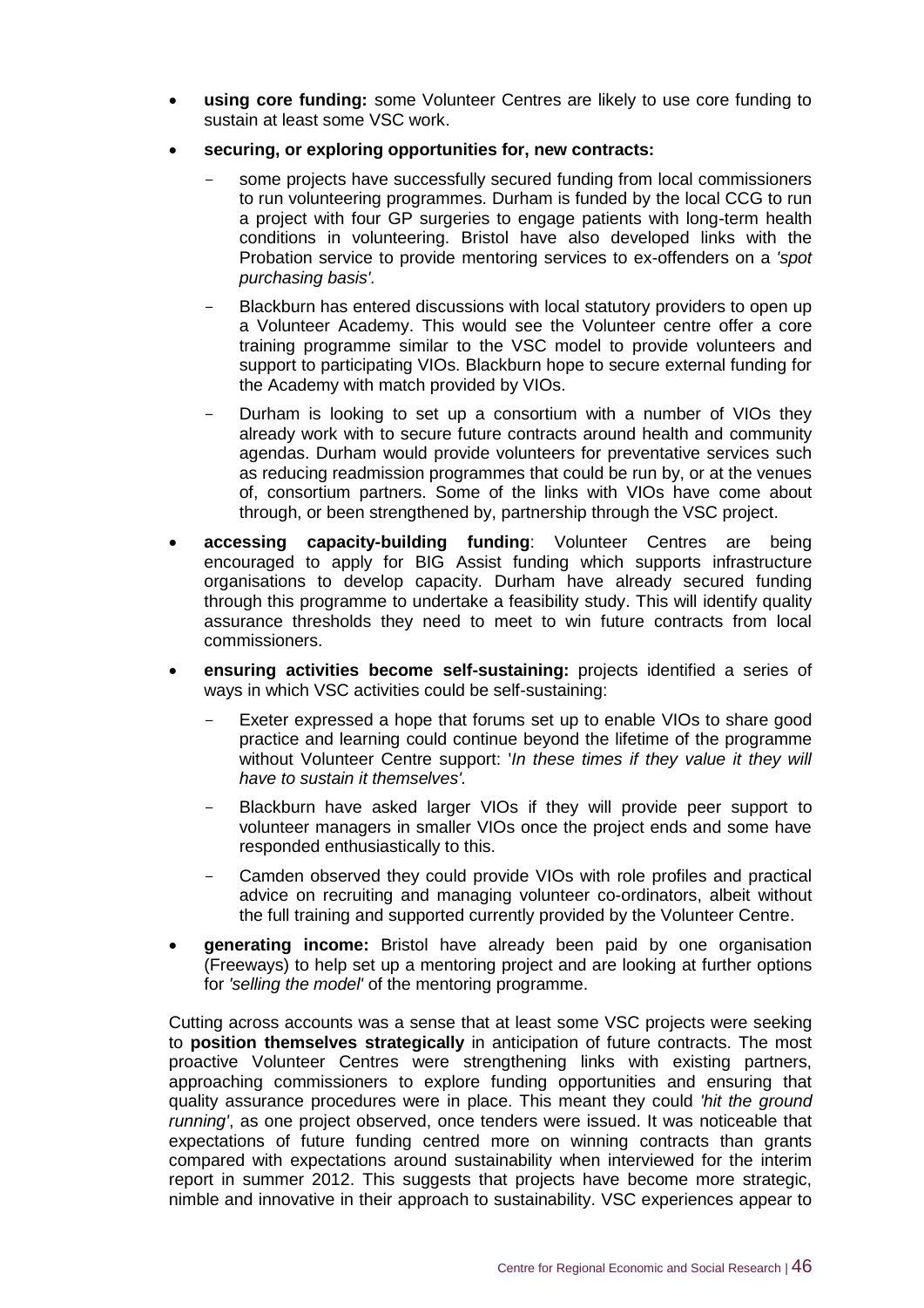- **using core funding:** some Volunteer Centres are likely to use core funding to sustain at least some VSC work.
- **securing, or exploring opportunities for, new contracts:**
  - some projects have successfully secured funding from local commissioners to run volunteering programmes. Durham is funded by the local CCG to run a project with four GP surgeries to engage patients with long-term health conditions in volunteering. Bristol have also developed links with the Probation service to provide mentoring services to ex-offenders on a *'spot purchasing basis'*.
  - Blackburn has entered discussions with local statutory providers to open up a Volunteer Academy. This would see the Volunteer centre offer a core training programme similar to the VSC model to provide volunteers and support to participating VIOs. Blackburn hope to secure external funding for the Academy with match provided by VIOs.
  - Durham is looking to set up a consortium with a number of VIOs they already work with to secure future contracts around health and community agendas. Durham would provide volunteers for preventative services such as reducing readmission programmes that could be run by, or at the venues of, consortium partners. Some of the links with VIOs have come about through, or been strengthened by, partnership through the VSC project.
- **accessing capacity-building funding**: Volunteer Centres are being encouraged to apply for BIG Assist funding which supports infrastructure organisations to develop capacity. Durham have already secured funding through this programme to undertake a feasibility study. This will identify quality assurance thresholds they need to meet to win future contracts from local commissioners.
- **ensuring activities become self-sustaining:** projects identified a series of ways in which VSC activities could be self-sustaining:
  - Exeter expressed a hope that forums set up to enable VIOs to share good practice and learning could continue beyond the lifetime of the programme without Volunteer Centre support: '*In these times if they value it they will have to sustain it themselves'*.
  - Blackburn have asked larger VIOs if they will provide peer support to volunteer managers in smaller VIOs once the project ends and some have responded enthusiastically to this.
  - Camden observed they could provide VIOs with role profiles and practical advice on recruiting and managing volunteer co-ordinators, albeit without the full training and supported currently provided by the Volunteer Centre.
- **generating income:** Bristol have already been paid by one organisation (Freeways) to help set up a mentoring project and are looking at further options for *'selling the model'* of the mentoring programme.

Cutting across accounts was a sense that at least some VSC projects were seeking to **position themselves strategically** in anticipation of future contracts. The most proactive Volunteer Centres were strengthening links with existing partners, approaching commissioners to explore funding opportunities and ensuring that quality assurance procedures were in place. This meant they could *'hit the ground running'*, as one project observed, once tenders were issued. It was noticeable that expectations of future funding centred more on winning contracts than grants compared with expectations around sustainability when interviewed for the interim report in summer 2012. This suggests that projects have become more strategic, nimble and innovative in their approach to sustainability. VSC experiences appear to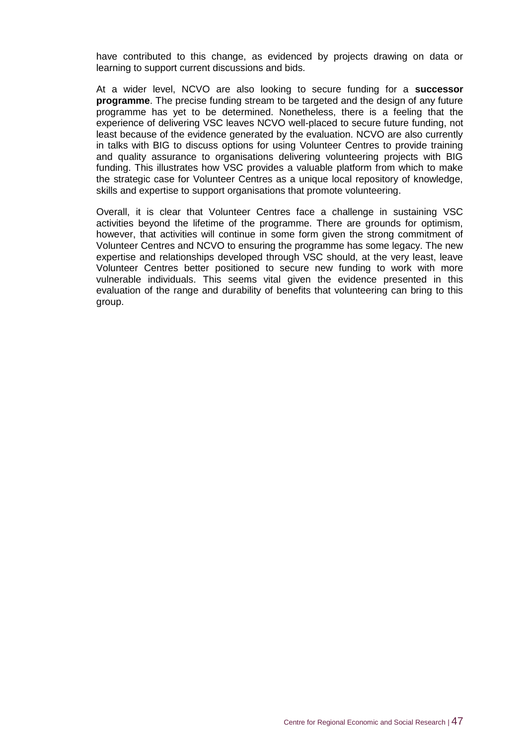have contributed to this change, as evidenced by projects drawing on data or learning to support current discussions and bids.

At a wider level, NCVO are also looking to secure funding for a **successor programme**. The precise funding stream to be targeted and the design of any future programme has yet to be determined. Nonetheless, there is a feeling that the experience of delivering VSC leaves NCVO well-placed to secure future funding, not least because of the evidence generated by the evaluation. NCVO are also currently in talks with BIG to discuss options for using Volunteer Centres to provide training and quality assurance to organisations delivering volunteering projects with BIG funding. This illustrates how VSC provides a valuable platform from which to make the strategic case for Volunteer Centres as a unique local repository of knowledge, skills and expertise to support organisations that promote volunteering.

Overall, it is clear that Volunteer Centres face a challenge in sustaining VSC activities beyond the lifetime of the programme. There are grounds for optimism, however, that activities will continue in some form given the strong commitment of Volunteer Centres and NCVO to ensuring the programme has some legacy. The new expertise and relationships developed through VSC should, at the very least, leave Volunteer Centres better positioned to secure new funding to work with more vulnerable individuals. This seems vital given the evidence presented in this evaluation of the range and durability of benefits that volunteering can bring to this group.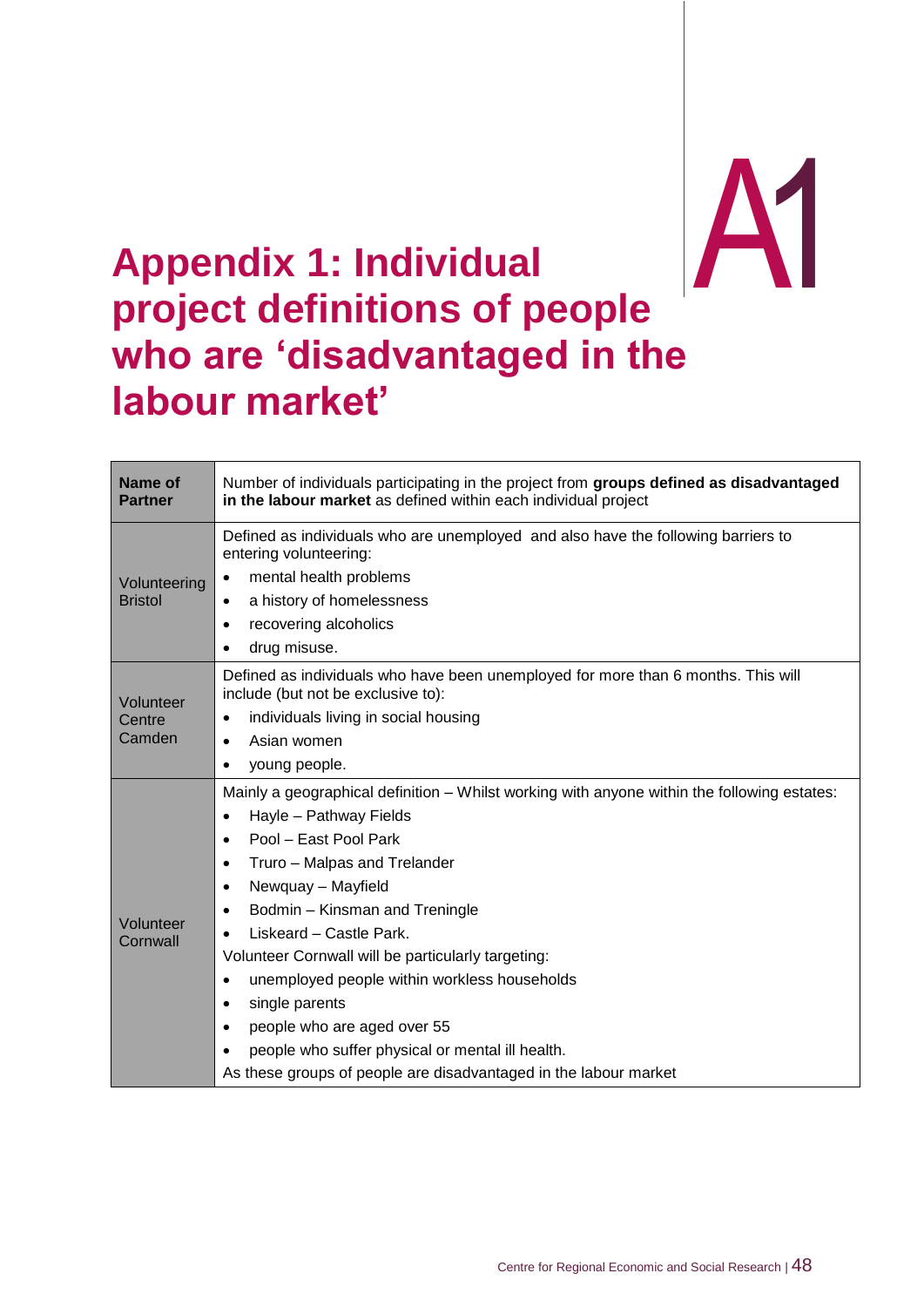# Appendix 1: Individual project definitions of people who are 'disadvantaged in the labour market'

| **Name of Partner** | Number of individuals participating in the project from **groups defined as disadvantaged in the labour market** as defined within each individual project |
|---|---|
| Volunteering Bristol | Defined as individuals who are unemployed and also have the following barriers to entering volunteering:<br>• mental health problems<br>• a history of homelessness<br>• recovering alcoholics<br>• drug misuse. |
| Volunteer Centre Camden | Defined as individuals who have been unemployed for more than 6 months. This will include (but not be exclusive to):<br>• individuals living in social housing<br>• Asian women<br>• young people. |
| Volunteer Cornwall | Mainly a geographical definition – Whilst working with anyone within the following estates:<br>• Hayle – Pathway Fields<br>• Pool – East Pool Park<br>• Truro – Malpas and Trelander<br>• Newquay – Mayfield<br>• Bodmin – Kinsman and Treningle<br>• Liskeard – Castle Park.<br>Volunteer Cornwall will be particularly targeting:<br>• unemployed people within workless households<br>• single parents<br>• people who are aged over 55<br>• people who suffer physical or mental ill health.<br>As these groups of people are disadvantaged in the labour market |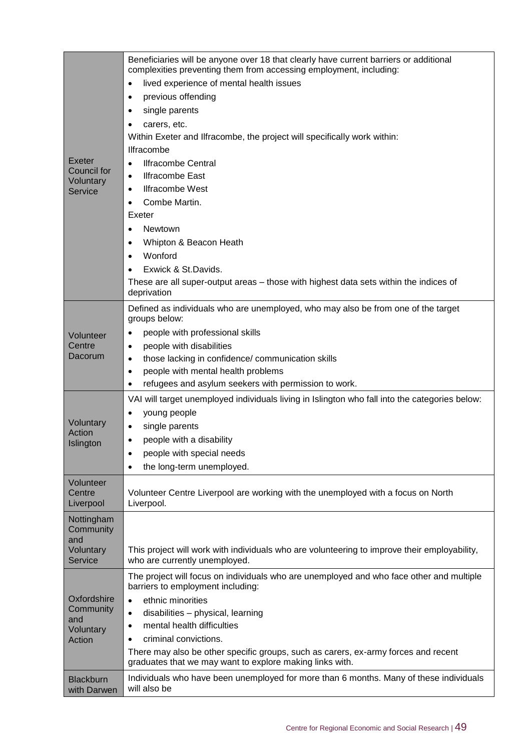| | |
|---|---|
| Exeter Council for Voluntary Service | Beneficiaries will be anyone over 18 that clearly have current barriers or additional complexities preventing them from accessing employment, including:<br>• lived experience of mental health issues<br>• previous offending<br>• single parents<br>• carers, etc.<br>Within Exeter and Ilfracombe, the project will specifically work within:<br>Ilfracombe<br>• Ilfracombe Central<br>• Ilfracombe East<br>• Ilfracombe West<br>• Combe Martin.<br>Exeter<br>• Newtown<br>• Whipton & Beacon Heath<br>• Wonford<br>• Exwick & St.Davids.<br>These are all super-output areas – those with highest data sets within the indices of deprivation |
| Volunteer Centre Dacorum | Defined as individuals who are unemployed, who may also be from one of the target groups below:<br>• people with professional skills<br>• people with disabilities<br>• those lacking in confidence/ communication skills<br>• people with mental health problems<br>• refugees and asylum seekers with permission to work. |
| Voluntary Action Islington | VAI will target unemployed individuals living in Islington who fall into the categories below:<br>• young people<br>• single parents<br>• people with a disability<br>• people with special needs<br>• the long-term unemployed. |
| Volunteer Centre Liverpool | Volunteer Centre Liverpool are working with the unemployed with a focus on North Liverpool. |
| Nottingham Community and Voluntary Service | This project will work with individuals who are volunteering to improve their employability, who are currently unemployed. |
| Oxfordshire Community and Voluntary Action | The project will focus on individuals who are unemployed and who face other and multiple barriers to employment including:<br>• ethnic minorities<br>• disabilities – physical, learning<br>• mental health difficulties<br>• criminal convictions.<br>There may also be other specific groups, such as carers, ex-army forces and recent graduates that we may want to explore making links with. |
| Blackburn with Darwen | Individuals who have been unemployed for more than 6 months. Many of these individuals will also be |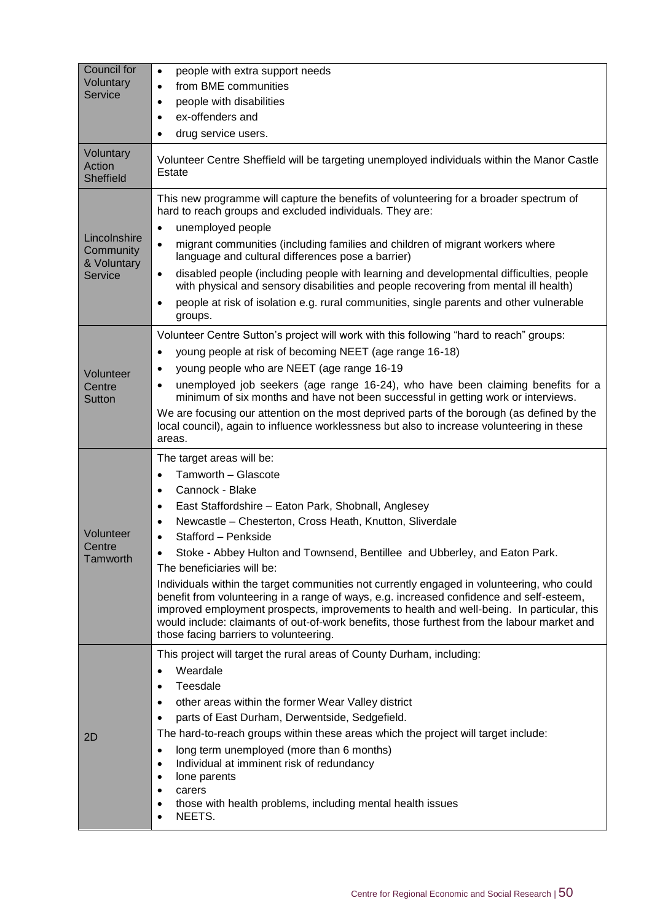| | |
|---|---|
| Council for Voluntary Service | • people with extra support needs<br>• from BME communities<br>• people with disabilities<br>• ex-offenders and<br>• drug service users. |
| Voluntary Action Sheffield | Volunteer Centre Sheffield will be targeting unemployed individuals within the Manor Castle Estate |
| Lincolnshire Community & Voluntary Service | This new programme will capture the benefits of volunteering for a broader spectrum of hard to reach groups and excluded individuals. They are:<br>• unemployed people<br>• migrant communities (including families and children of migrant workers where language and cultural differences pose a barrier)<br>• disabled people (including people with learning and developmental difficulties, people with physical and sensory disabilities and people recovering from mental ill health)<br>• people at risk of isolation e.g. rural communities, single parents and other vulnerable groups. |
| Volunteer Centre Sutton | Volunteer Centre Sutton's project will work with this following "hard to reach" groups:<br>• young people at risk of becoming NEET (age range 16-18)<br>• young people who are NEET (age range 16-19<br>• unemployed job seekers (age range 16-24), who have been claiming benefits for a minimum of six months and have not been successful in getting work or interviews.<br>We are focusing our attention on the most deprived parts of the borough (as defined by the local council), again to influence worklessness but also to increase volunteering in these areas. |
| Volunteer Centre Tamworth | The target areas will be:<br>• Tamworth – Glascote<br>• Cannock - Blake<br>• East Staffordshire – Eaton Park, Shobnall, Anglesey<br>• Newcastle – Chesterton, Cross Heath, Knutton, Sliverdale<br>• Stafford – Penkside<br>• Stoke - Abbey Hulton and Townsend, Bentillee and Ubberley, and Eaton Park.<br>The beneficiaries will be:<br>Individuals within the target communities not currently engaged in volunteering, who could benefit from volunteering in a range of ways, e.g. increased confidence and self-esteem, improved employment prospects, improvements to health and well-being. In particular, this would include: claimants of out-of-work benefits, those furthest from the labour market and those facing barriers to volunteering. |
| 2D | This project will target the rural areas of County Durham, including:<br>• Weardale<br>• Teesdale<br>• other areas within the former Wear Valley district<br>• parts of East Durham, Derwentside, Sedgefield.<br>The hard-to-reach groups within these areas which the project will target include:<br>• long term unemployed (more than 6 months)<br>• Individual at imminent risk of redundancy<br>• lone parents<br>• carers<br>• those with health problems, including mental health issues<br>• NEETS. |